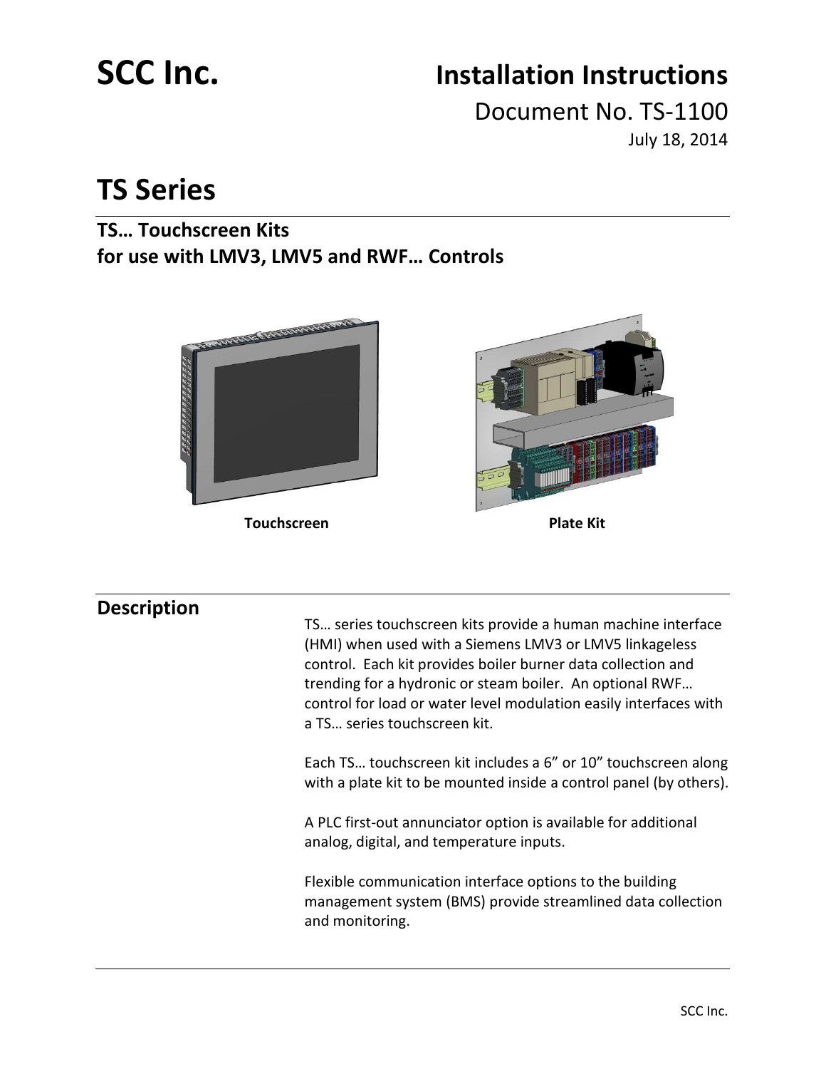# SCC Inc.

# Installation Instructions

Document No. TS-1100

July 18, 2014

# TS Series

## TS… Touchscreen Kits for use with LMV3, LMV5 and RWF… Controls

**Touchscreen** **Plate Kit**

## Description

TS… series touchscreen kits provide a human machine interface (HMI) when used with a Siemens LMV3 or LMV5 linkageless control. Each kit provides boiler burner data collection and trending for a hydronic or steam boiler. An optional RWF… control for load or water level modulation easily interfaces with a TS… series touchscreen kit.

Each TS… touchscreen kit includes a 6" or 10" touchscreen along with a plate kit to be mounted inside a control panel (by others).

A PLC first-out annunciator option is available for additional analog, digital, and temperature inputs.

Flexible communication interface options to the building management system (BMS) provide streamlined data collection and monitoring.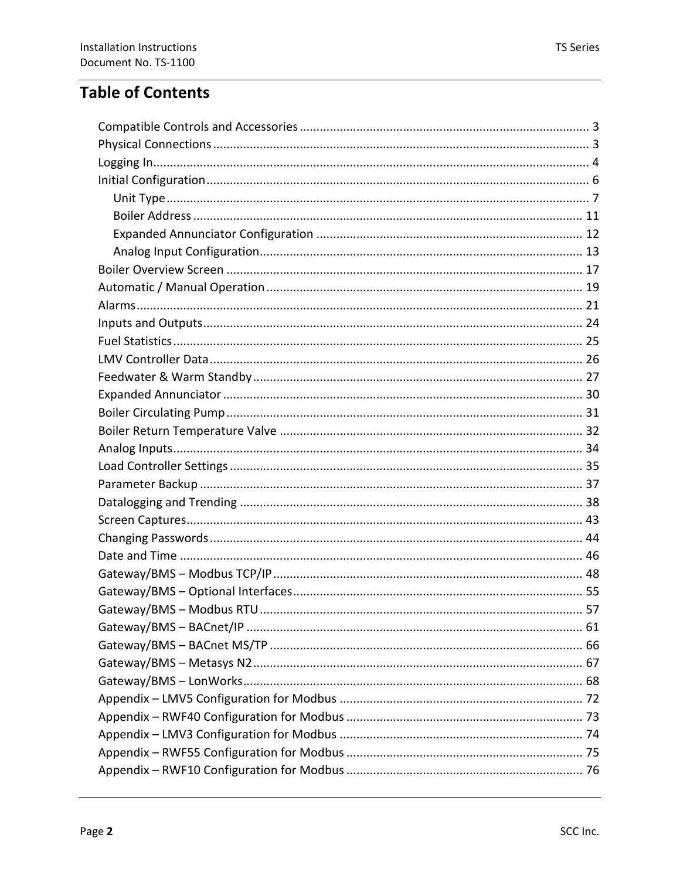# Table of Contents

- Compatible Controls and Accessories ........ 3
- Physical Connections ........ 3
- Logging In ........ 4
- Initial Configuration ........ 6
  - Unit Type ........ 7
  - Boiler Address ........ 11
  - Expanded Annunciator Configuration ........ 12
  - Analog Input Configuration ........ 13
- Boiler Overview Screen ........ 17
- Automatic / Manual Operation ........ 19
- Alarms ........ 21
- Inputs and Outputs ........ 24
- Fuel Statistics ........ 25
- LMV Controller Data ........ 26
- Feedwater & Warm Standby ........ 27
- Expanded Annunciator ........ 30
- Boiler Circulating Pump ........ 31
- Boiler Return Temperature Valve ........ 32
- Analog Inputs ........ 34
- Load Controller Settings ........ 35
- Parameter Backup ........ 37
- Datalogging and Trending ........ 38
- Screen Captures ........ 43
- Changing Passwords ........ 44
- Date and Time ........ 46
- Gateway/BMS – Modbus TCP/IP ........ 48
- Gateway/BMS – Optional Interfaces ........ 55
- Gateway/BMS – Modbus RTU ........ 57
- Gateway/BMS – BACnet/IP ........ 61
- Gateway/BMS – BACnet MS/TP ........ 66
- Gateway/BMS – Metasys N2 ........ 67
- Gateway/BMS – LonWorks ........ 68
- Appendix – LMV5 Configuration for Modbus ........ 72
- Appendix – RWF40 Configuration for Modbus ........ 73
- Appendix – LMV3 Configuration for Modbus ........ 74
- Appendix – RWF55 Configuration for Modbus ........ 75
- Appendix – RWF10 Configuration for Modbus ........ 76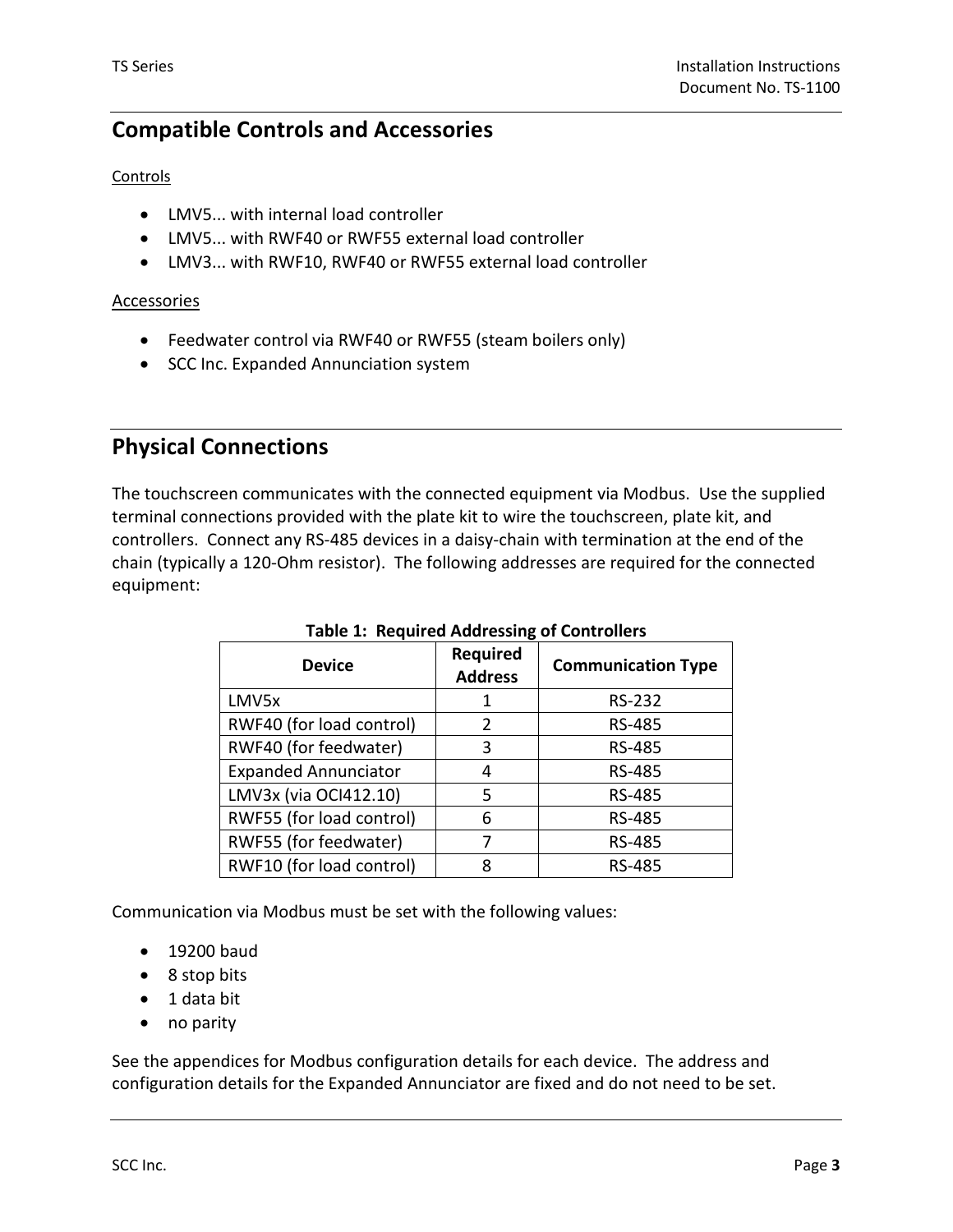## Compatible Controls and Accessories

Controls

- LMV5... with internal load controller
- LMV5... with RWF40 or RWF55 external load controller
- LMV3... with RWF10, RWF40 or RWF55 external load controller

Accessories

- Feedwater control via RWF40 or RWF55 (steam boilers only)
- SCC Inc. Expanded Annunciation system

## Physical Connections

The touchscreen communicates with the connected equipment via Modbus. Use the supplied terminal connections provided with the plate kit to wire the touchscreen, plate kit, and controllers. Connect any RS-485 devices in a daisy-chain with termination at the end of the chain (typically a 120-Ohm resistor). The following addresses are required for the connected equipment:

**Table 1: Required Addressing of Controllers**

| Device | Required Address | Communication Type |
|---|---|---|
| LMV5x | 1 | RS-232 |
| RWF40 (for load control) | 2 | RS-485 |
| RWF40 (for feedwater) | 3 | RS-485 |
| Expanded Annunciator | 4 | RS-485 |
| LMV3x (via OCI412.10) | 5 | RS-485 |
| RWF55 (for load control) | 6 | RS-485 |
| RWF55 (for feedwater) | 7 | RS-485 |
| RWF10 (for load control) | 8 | RS-485 |

Communication via Modbus must be set with the following values:

- 19200 baud
- 8 stop bits
- 1 data bit
- no parity

See the appendices for Modbus configuration details for each device. The address and configuration details for the Expanded Annunciator are fixed and do not need to be set.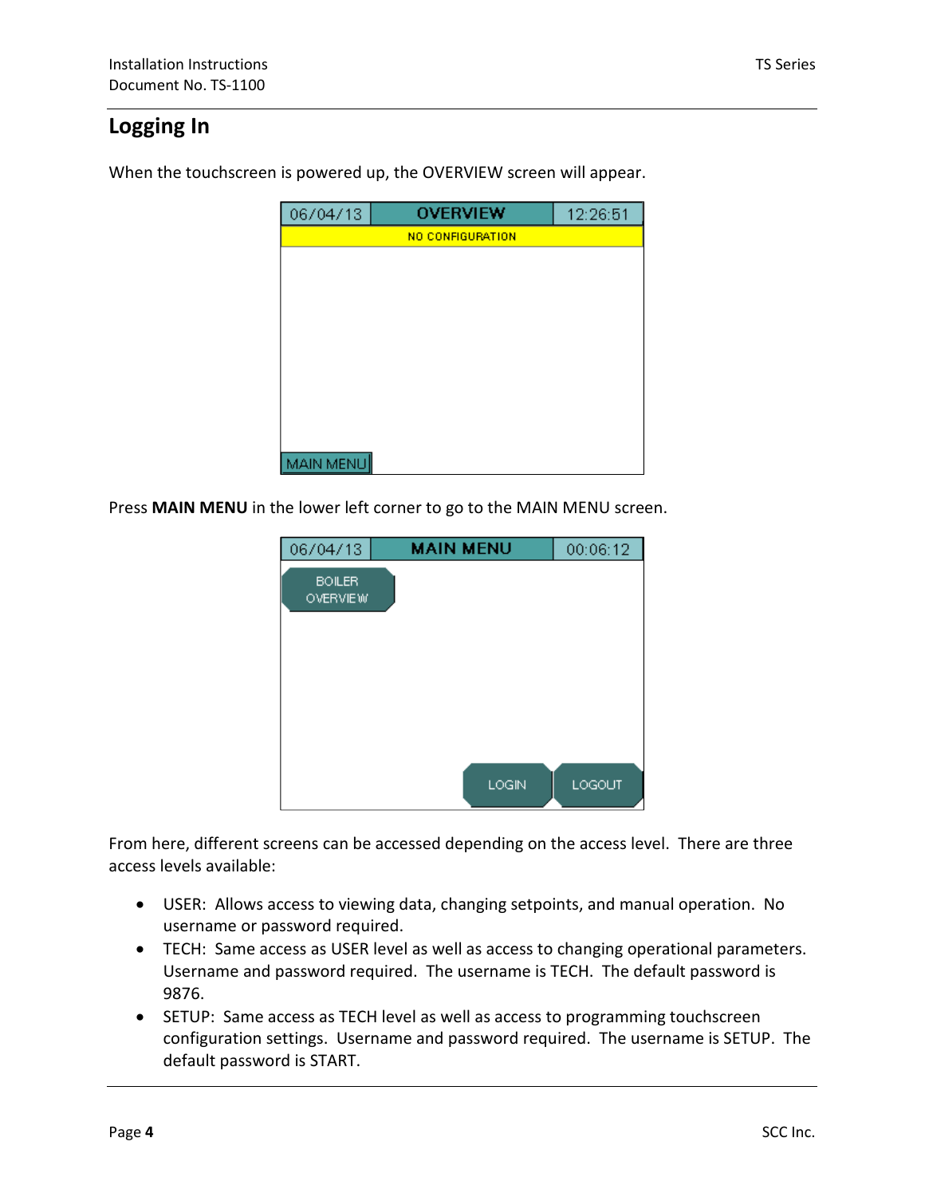## Logging In

When the touchscreen is powered up, the OVERVIEW screen will appear.

Press **MAIN MENU** in the lower left corner to go to the MAIN MENU screen.

From here, different screens can be accessed depending on the access level. There are three access levels available:

- USER: Allows access to viewing data, changing setpoints, and manual operation. No username or password required.
- TECH: Same access as USER level as well as access to changing operational parameters. Username and password required. The username is TECH. The default password is 9876.
- SETUP: Same access as TECH level as well as access to programming touchscreen configuration settings. Username and password required. The username is SETUP. The default password is START.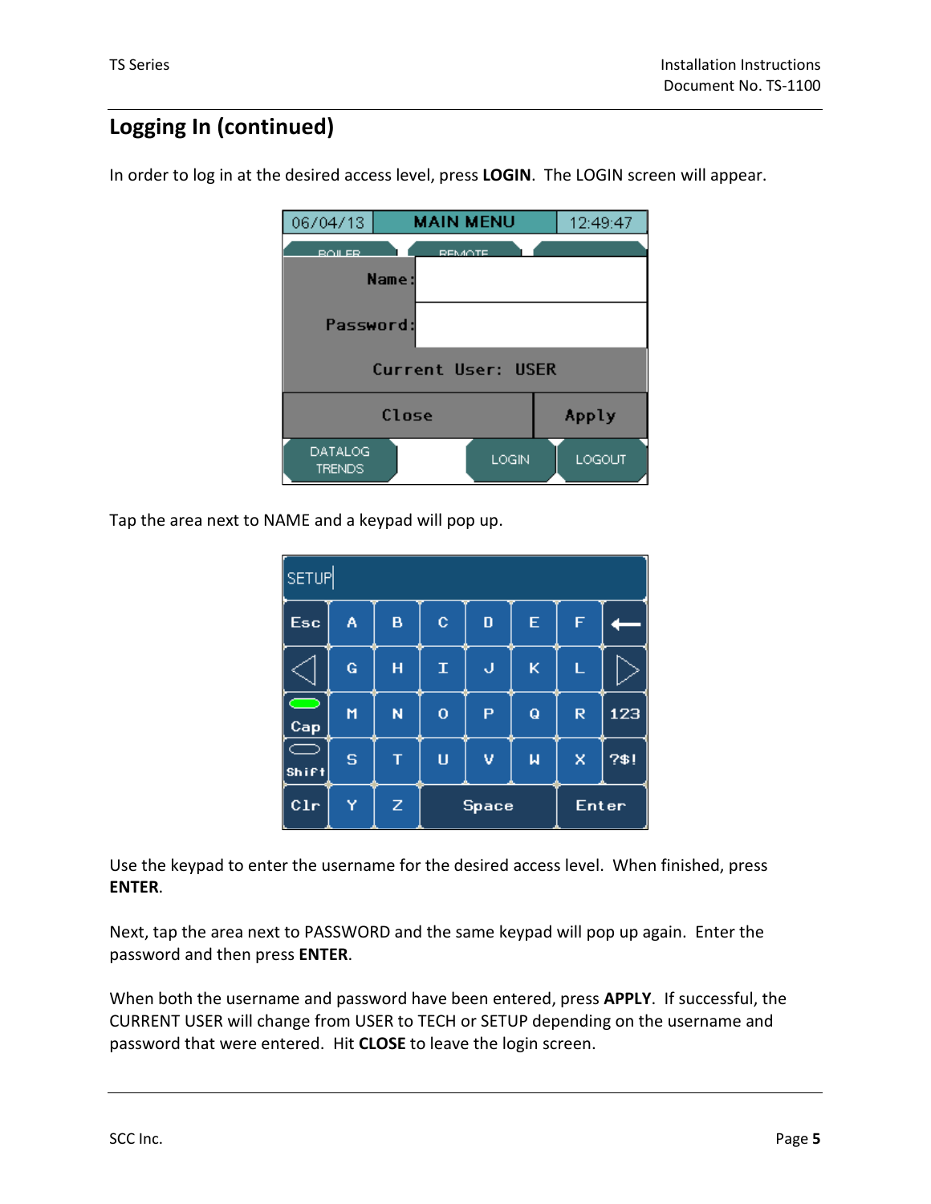## Logging In (continued)

In order to log in at the desired access level, press **LOGIN**. The LOGIN screen will appear.

Tap the area next to NAME and a keypad will pop up.

Use the keypad to enter the username for the desired access level. When finished, press **ENTER**.

Next, tap the area next to PASSWORD and the same keypad will pop up again. Enter the password and then press **ENTER**.

When both the username and password have been entered, press **APPLY**. If successful, the CURRENT USER will change from USER to TECH or SETUP depending on the username and password that were entered. Hit **CLOSE** to leave the login screen.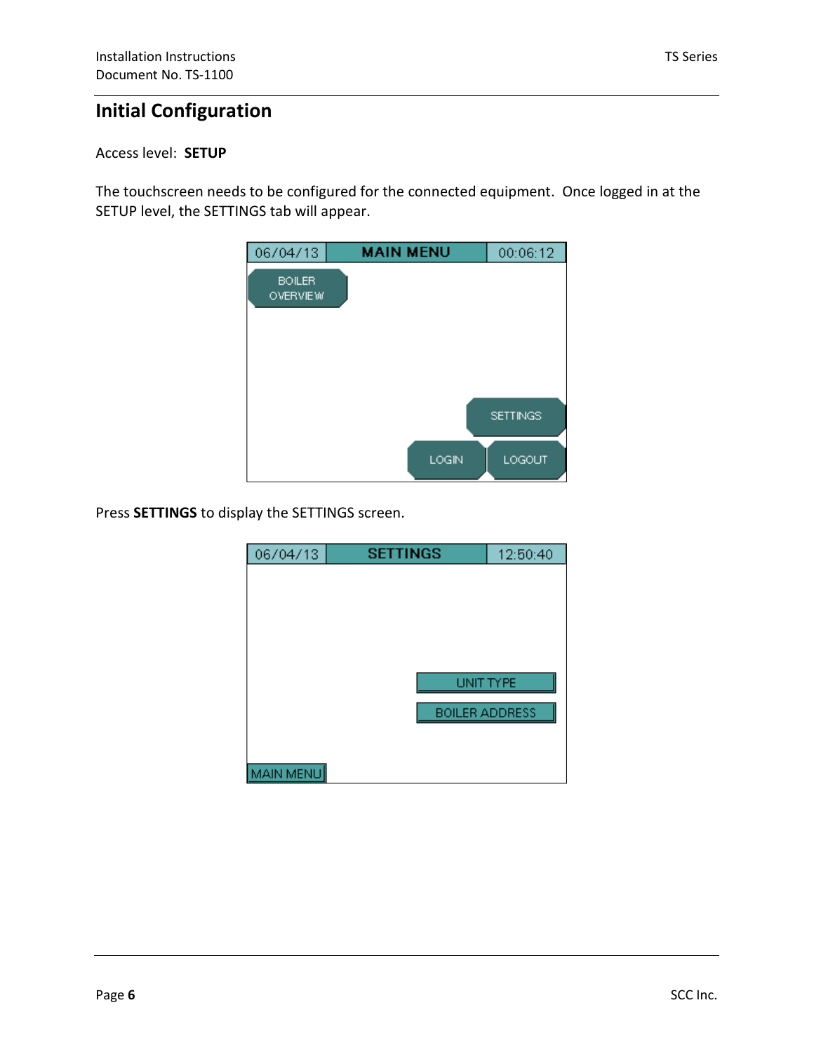# Initial Configuration

Access level: **SETUP**

The touchscreen needs to be configured for the connected equipment. Once logged in at the SETUP level, the SETTINGS tab will appear.

Press **SETTINGS** to display the SETTINGS screen.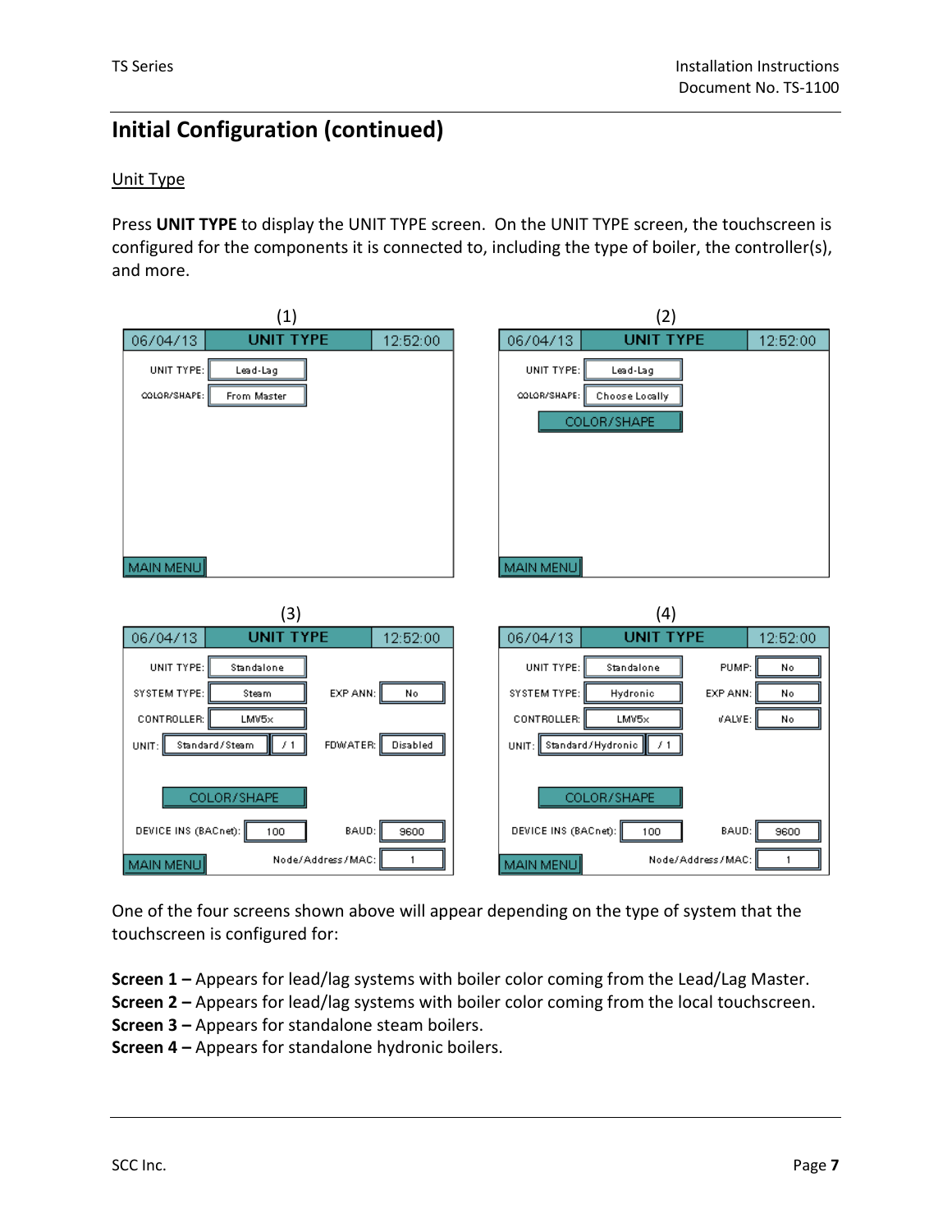## Initial Configuration (continued)

### Unit Type

Press **UNIT TYPE** to display the UNIT TYPE screen. On the UNIT TYPE screen, the touchscreen is configured for the components it is connected to, including the type of boiler, the controller(s), and more.

One of the four screens shown above will appear depending on the type of system that the touchscreen is configured for:

**Screen 1 –** Appears for lead/lag systems with boiler color coming from the Lead/Lag Master.
**Screen 2 –** Appears for lead/lag systems with boiler color coming from the local touchscreen.
**Screen 3 –** Appears for standalone steam boilers.
**Screen 4 –** Appears for standalone hydronic boilers.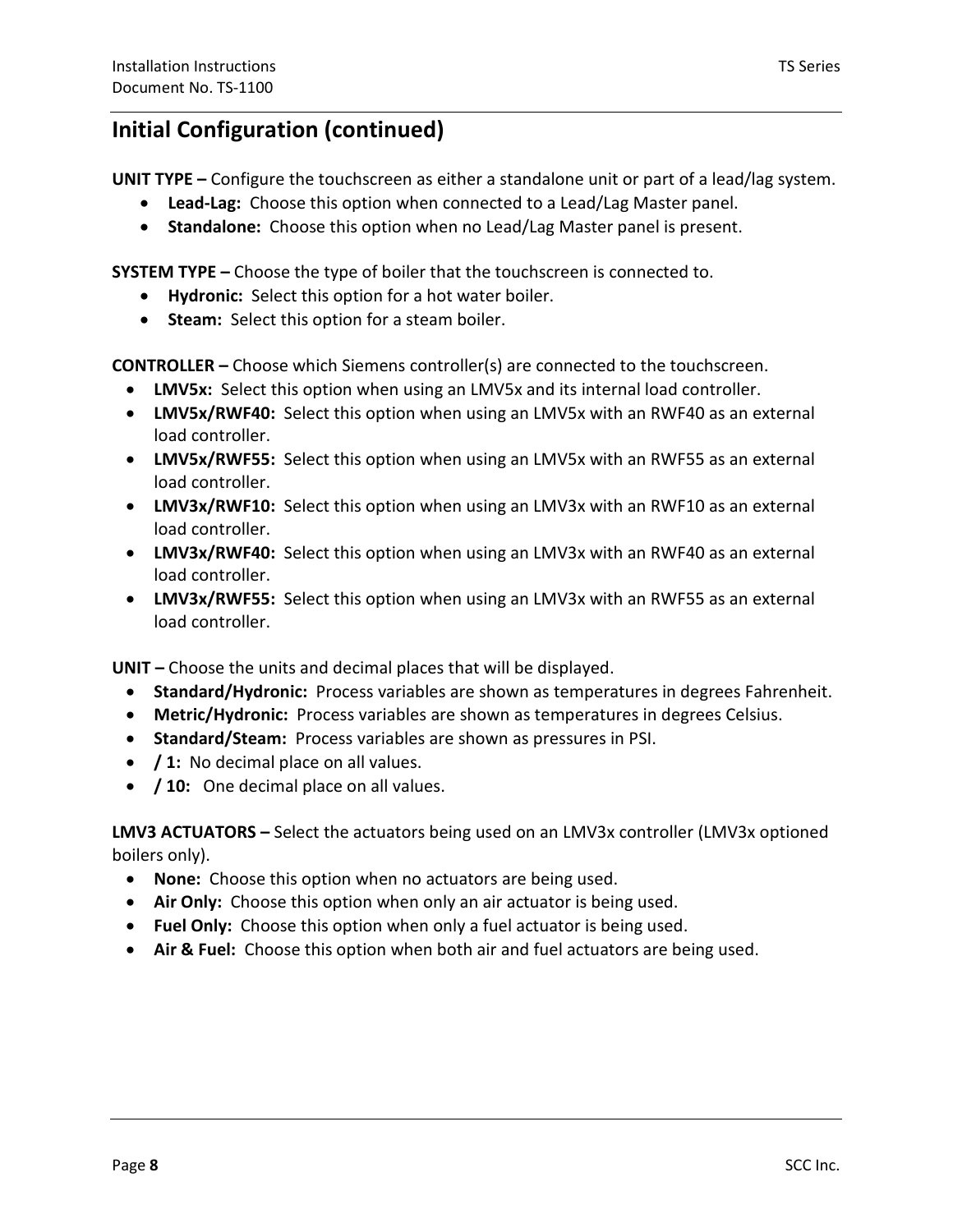## Initial Configuration (continued)

**UNIT TYPE –** Configure the touchscreen as either a standalone unit or part of a lead/lag system.

- **Lead-Lag:** Choose this option when connected to a Lead/Lag Master panel.
- **Standalone:** Choose this option when no Lead/Lag Master panel is present.

**SYSTEM TYPE –** Choose the type of boiler that the touchscreen is connected to.

- **Hydronic:** Select this option for a hot water boiler.
- **Steam:** Select this option for a steam boiler.

**CONTROLLER –** Choose which Siemens controller(s) are connected to the touchscreen.

- **LMV5x:** Select this option when using an LMV5x and its internal load controller.
- **LMV5x/RWF40:** Select this option when using an LMV5x with an RWF40 as an external load controller.
- **LMV5x/RWF55:** Select this option when using an LMV5x with an RWF55 as an external load controller.
- **LMV3x/RWF10:** Select this option when using an LMV3x with an RWF10 as an external load controller.
- **LMV3x/RWF40:** Select this option when using an LMV3x with an RWF40 as an external load controller.
- **LMV3x/RWF55:** Select this option when using an LMV3x with an RWF55 as an external load controller.

**UNIT –** Choose the units and decimal places that will be displayed.

- **Standard/Hydronic:** Process variables are shown as temperatures in degrees Fahrenheit.
- **Metric/Hydronic:** Process variables are shown as temperatures in degrees Celsius.
- **Standard/Steam:** Process variables are shown as pressures in PSI.
- **/ 1:** No decimal place on all values.
- **/ 10:** One decimal place on all values.

**LMV3 ACTUATORS –** Select the actuators being used on an LMV3x controller (LMV3x optioned boilers only).

- **None:** Choose this option when no actuators are being used.
- **Air Only:** Choose this option when only an air actuator is being used.
- **Fuel Only:** Choose this option when only a fuel actuator is being used.
- **Air & Fuel:** Choose this option when both air and fuel actuators are being used.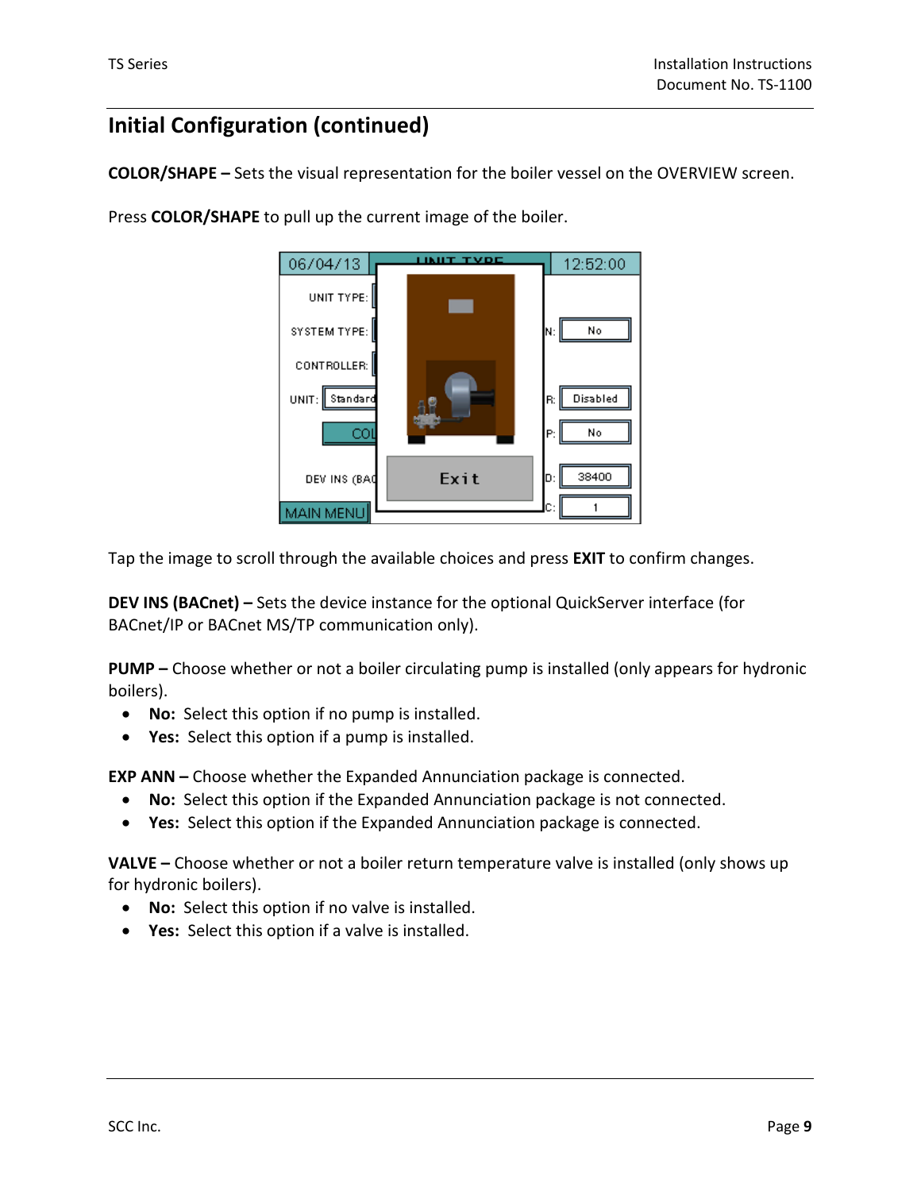## Initial Configuration (continued)

**COLOR/SHAPE –** Sets the visual representation for the boiler vessel on the OVERVIEW screen.

Press **COLOR/SHAPE** to pull up the current image of the boiler.

Tap the image to scroll through the available choices and press **EXIT** to confirm changes.

**DEV INS (BACnet) –** Sets the device instance for the optional QuickServer interface (for BACnet/IP or BACnet MS/TP communication only).

**PUMP –** Choose whether or not a boiler circulating pump is installed (only appears for hydronic boilers).

- **No:** Select this option if no pump is installed.
- **Yes:** Select this option if a pump is installed.

**EXP ANN –** Choose whether the Expanded Annunciation package is connected.

- **No:** Select this option if the Expanded Annunciation package is not connected.
- **Yes:** Select this option if the Expanded Annunciation package is connected.

**VALVE –** Choose whether or not a boiler return temperature valve is installed (only shows up for hydronic boilers).

- **No:** Select this option if no valve is installed.
- **Yes:** Select this option if a valve is installed.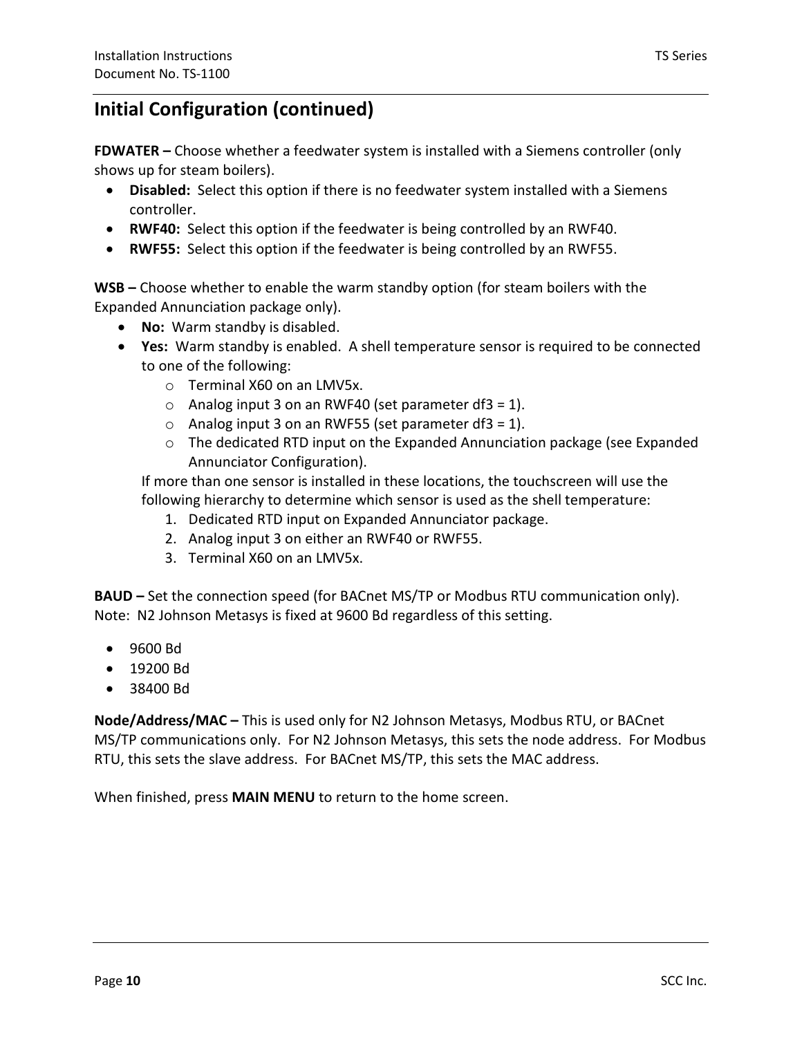# Initial Configuration (continued)

**FDWATER –** Choose whether a feedwater system is installed with a Siemens controller (only shows up for steam boilers).

- **Disabled:** Select this option if there is no feedwater system installed with a Siemens controller.
- **RWF40:** Select this option if the feedwater is being controlled by an RWF40.
- **RWF55:** Select this option if the feedwater is being controlled by an RWF55.

**WSB –** Choose whether to enable the warm standby option (for steam boilers with the Expanded Annunciation package only).

- **No:** Warm standby is disabled.
- **Yes:** Warm standby is enabled. A shell temperature sensor is required to be connected to one of the following:
  - Terminal X60 on an LMV5x.
  - Analog input 3 on an RWF40 (set parameter df3 = 1).
  - Analog input 3 on an RWF55 (set parameter df3 = 1).
  - The dedicated RTD input on the Expanded Annunciation package (see Expanded Annunciator Configuration).

  If more than one sensor is installed in these locations, the touchscreen will use the following hierarchy to determine which sensor is used as the shell temperature:
  1. Dedicated RTD input on Expanded Annunciator package.
  2. Analog input 3 on either an RWF40 or RWF55.
  3. Terminal X60 on an LMV5x.

**BAUD –** Set the connection speed (for BACnet MS/TP or Modbus RTU communication only). Note: N2 Johnson Metasys is fixed at 9600 Bd regardless of this setting.

- 9600 Bd
- 19200 Bd
- 38400 Bd

**Node/Address/MAC –** This is used only for N2 Johnson Metasys, Modbus RTU, or BACnet MS/TP communications only. For N2 Johnson Metasys, this sets the node address. For Modbus RTU, this sets the slave address. For BACnet MS/TP, this sets the MAC address.

When finished, press **MAIN MENU** to return to the home screen.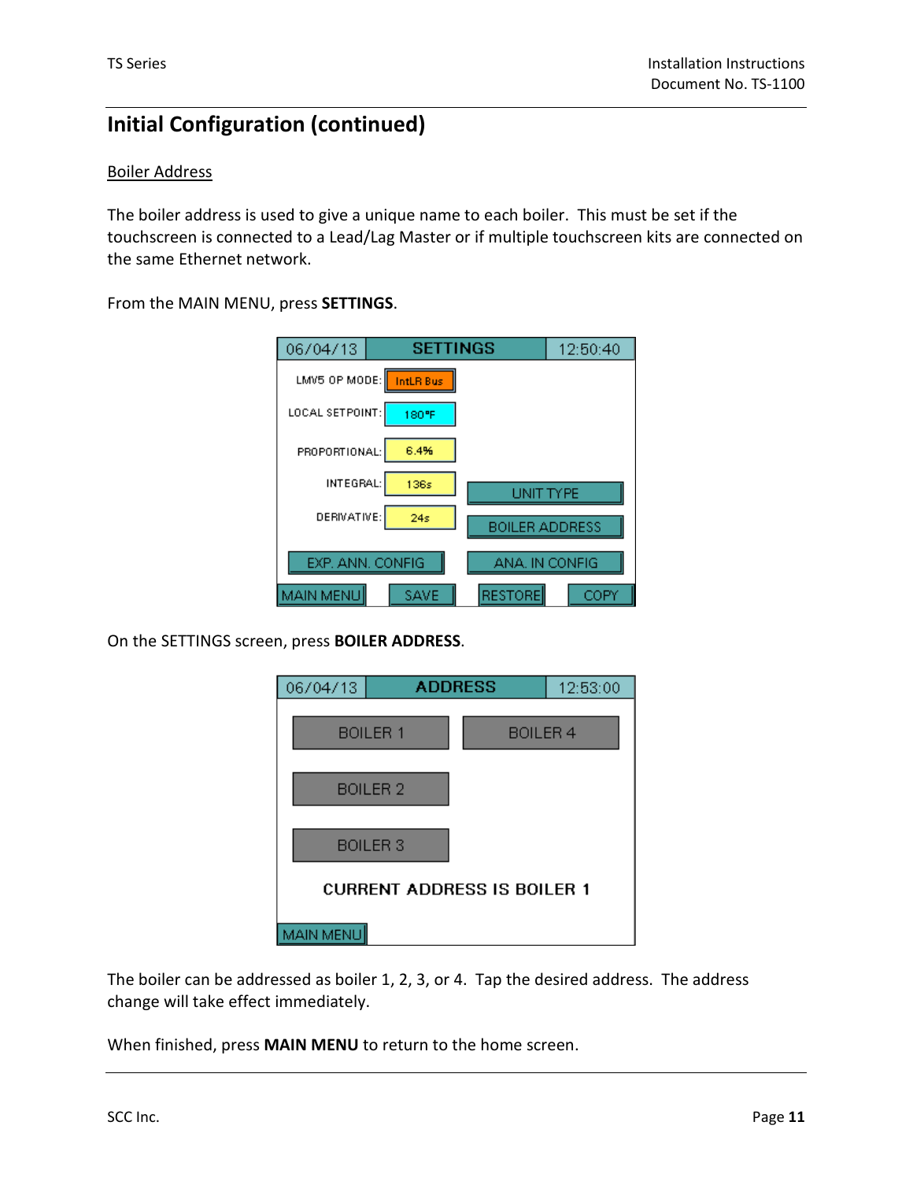## Initial Configuration (continued)

### Boiler Address

The boiler address is used to give a unique name to each boiler. This must be set if the touchscreen is connected to a Lead/Lag Master or if multiple touchscreen kits are connected on the same Ethernet network.

From the MAIN MENU, press **SETTINGS**.

On the SETTINGS screen, press **BOILER ADDRESS**.

The boiler can be addressed as boiler 1, 2, 3, or 4. Tap the desired address. The address change will take effect immediately.

When finished, press **MAIN MENU** to return to the home screen.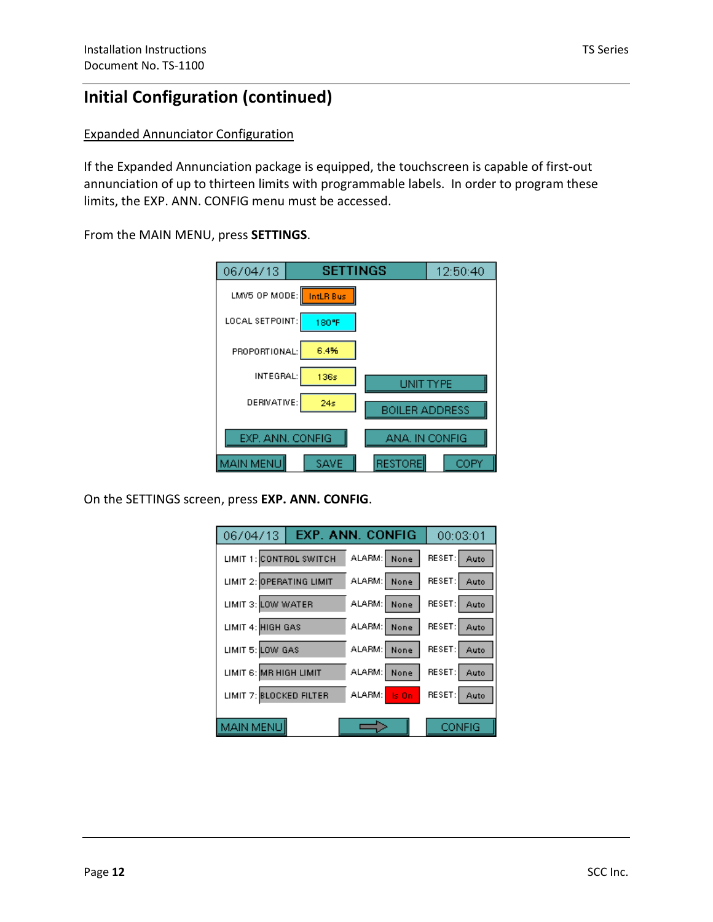# Initial Configuration (continued)

## Expanded Annunciator Configuration

If the Expanded Annunciation package is equipped, the touchscreen is capable of first-out annunciation of up to thirteen limits with programmable labels. In order to program these limits, the EXP. ANN. CONFIG menu must be accessed.

From the MAIN MENU, press **SETTINGS**.

On the SETTINGS screen, press **EXP. ANN. CONFIG**.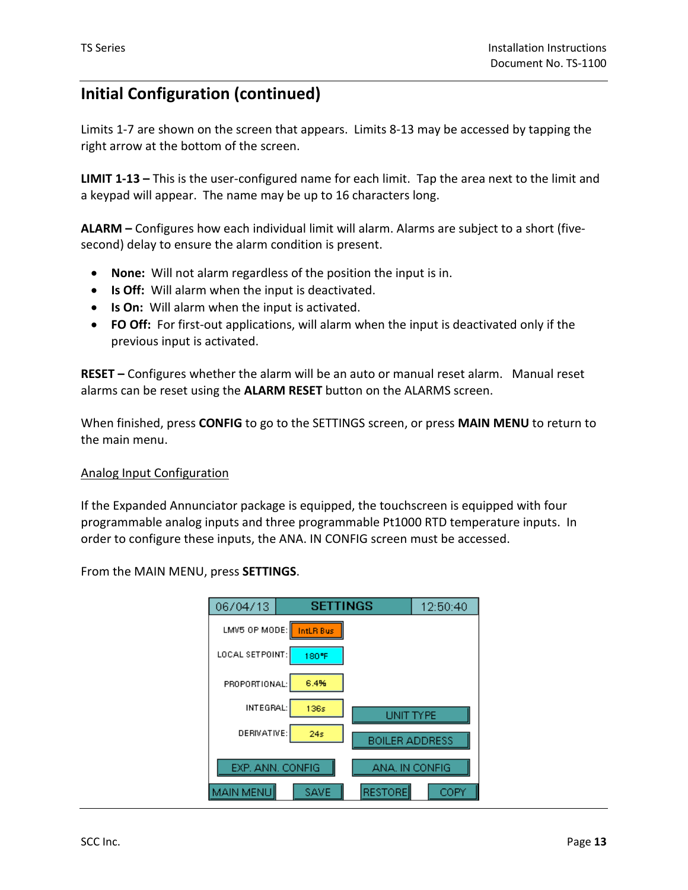## Initial Configuration (continued)

Limits 1-7 are shown on the screen that appears. Limits 8-13 may be accessed by tapping the right arrow at the bottom of the screen.

**LIMIT 1-13 –** This is the user-configured name for each limit. Tap the area next to the limit and a keypad will appear. The name may be up to 16 characters long.

**ALARM –** Configures how each individual limit will alarm. Alarms are subject to a short (five-second) delay to ensure the alarm condition is present.

- **None:** Will not alarm regardless of the position the input is in.
- **Is Off:** Will alarm when the input is deactivated.
- **Is On:** Will alarm when the input is activated.
- **FO Off:** For first-out applications, will alarm when the input is deactivated only if the previous input is activated.

**RESET –** Configures whether the alarm will be an auto or manual reset alarm. Manual reset alarms can be reset using the **ALARM RESET** button on the ALARMS screen.

When finished, press **CONFIG** to go to the SETTINGS screen, or press **MAIN MENU** to return to the main menu.

Analog Input Configuration

If the Expanded Annunciator package is equipped, the touchscreen is equipped with four programmable analog inputs and three programmable Pt1000 RTD temperature inputs. In order to configure these inputs, the ANA. IN CONFIG screen must be accessed.

From the MAIN MENU, press **SETTINGS**.

06/04/13 SETTINGS 12:50:40

LMV5 OP MODE: IntLR Bus
LOCAL SETPOINT: 180°F
PROPORTIONAL: 6.4%
INTEGRAL: 136s
DERIVATIVE: 24s

UNIT TYPE
BOILER ADDRESS
EXP. ANN. CONFIG
ANA. IN CONFIG

MAIN MENU | SAVE | RESTORE | COPY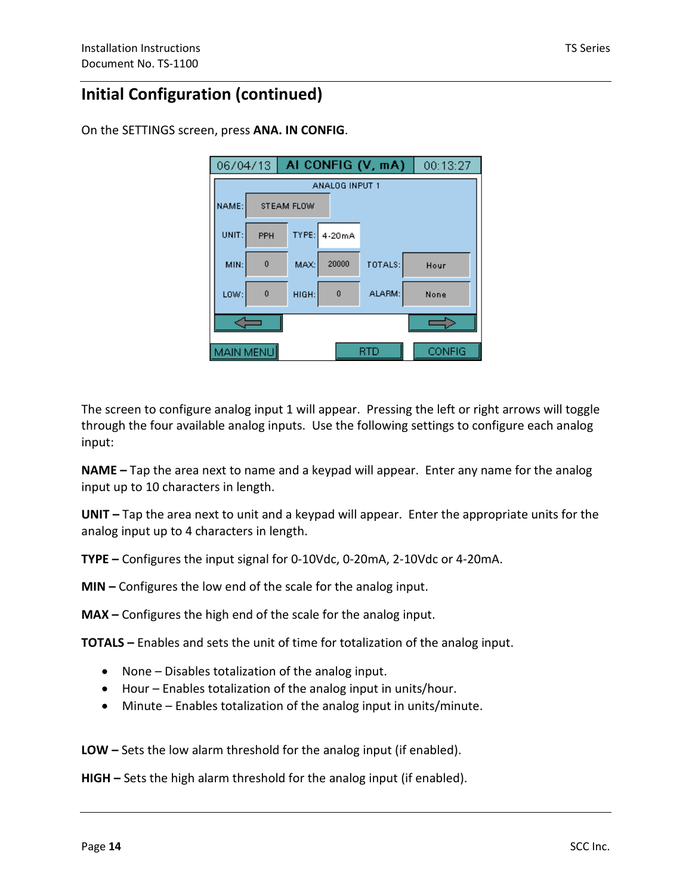## Initial Configuration (continued)

On the SETTINGS screen, press **ANA. IN CONFIG**.

The screen to configure analog input 1 will appear. Pressing the left or right arrows will toggle through the four available analog inputs. Use the following settings to configure each analog input:

**NAME –** Tap the area next to name and a keypad will appear. Enter any name for the analog input up to 10 characters in length.

**UNIT –** Tap the area next to unit and a keypad will appear. Enter the appropriate units for the analog input up to 4 characters in length.

**TYPE –** Configures the input signal for 0-10Vdc, 0-20mA, 2-10Vdc or 4-20mA.

**MIN –** Configures the low end of the scale for the analog input.

**MAX –** Configures the high end of the scale for the analog input.

**TOTALS –** Enables and sets the unit of time for totalization of the analog input.

- None – Disables totalization of the analog input.
- Hour – Enables totalization of the analog input in units/hour.
- Minute – Enables totalization of the analog input in units/minute.

**LOW –** Sets the low alarm threshold for the analog input (if enabled).

**HIGH –** Sets the high alarm threshold for the analog input (if enabled).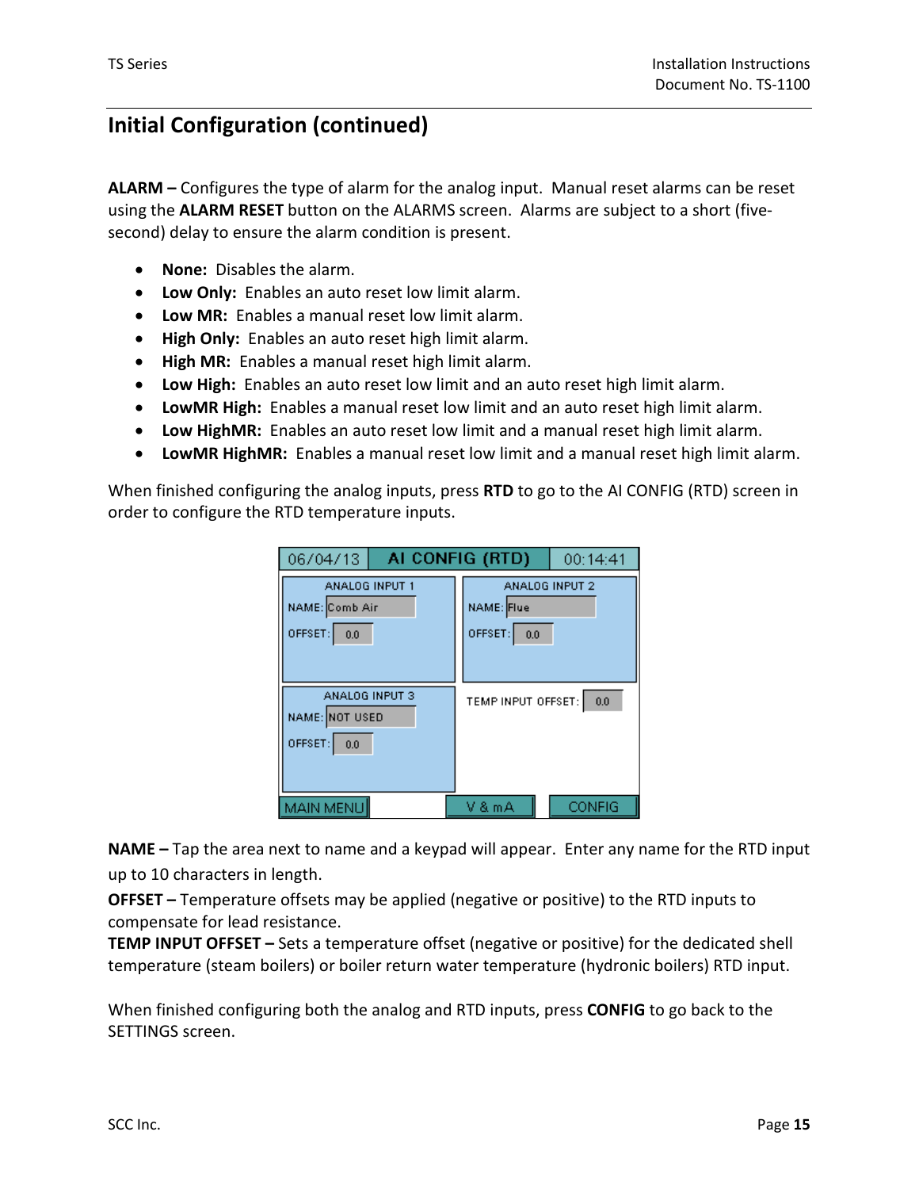## Initial Configuration (continued)

**ALARM –** Configures the type of alarm for the analog input. Manual reset alarms can be reset using the **ALARM RESET** button on the ALARMS screen. Alarms are subject to a short (five-second) delay to ensure the alarm condition is present.

- **None:** Disables the alarm.
- **Low Only:** Enables an auto reset low limit alarm.
- **Low MR:** Enables a manual reset low limit alarm.
- **High Only:** Enables an auto reset high limit alarm.
- **High MR:** Enables a manual reset high limit alarm.
- **Low High:** Enables an auto reset low limit and an auto reset high limit alarm.
- **LowMR High:** Enables a manual reset low limit and an auto reset high limit alarm.
- **Low HighMR:** Enables an auto reset low limit and a manual reset high limit alarm.
- **LowMR HighMR:** Enables a manual reset low limit and a manual reset high limit alarm.

When finished configuring the analog inputs, press **RTD** to go to the AI CONFIG (RTD) screen in order to configure the RTD temperature inputs.

06/04/13 | AI CONFIG (RTD) | 00:14:41

ANALOG INPUT 1
NAME: Comb Air
OFFSET: 0.0

ANALOG INPUT 2
NAME: Flue
OFFSET: 0.0

ANALOG INPUT 3
NAME: NOT USED
OFFSET: 0.0

TEMP INPUT OFFSET: 0.0

MAIN MENU | V & mA | CONFIG

**NAME –** Tap the area next to name and a keypad will appear. Enter any name for the RTD input up to 10 characters in length.

**OFFSET –** Temperature offsets may be applied (negative or positive) to the RTD inputs to compensate for lead resistance.

**TEMP INPUT OFFSET –** Sets a temperature offset (negative or positive) for the dedicated shell temperature (steam boilers) or boiler return water temperature (hydronic boilers) RTD input.

When finished configuring both the analog and RTD inputs, press **CONFIG** to go back to the SETTINGS screen.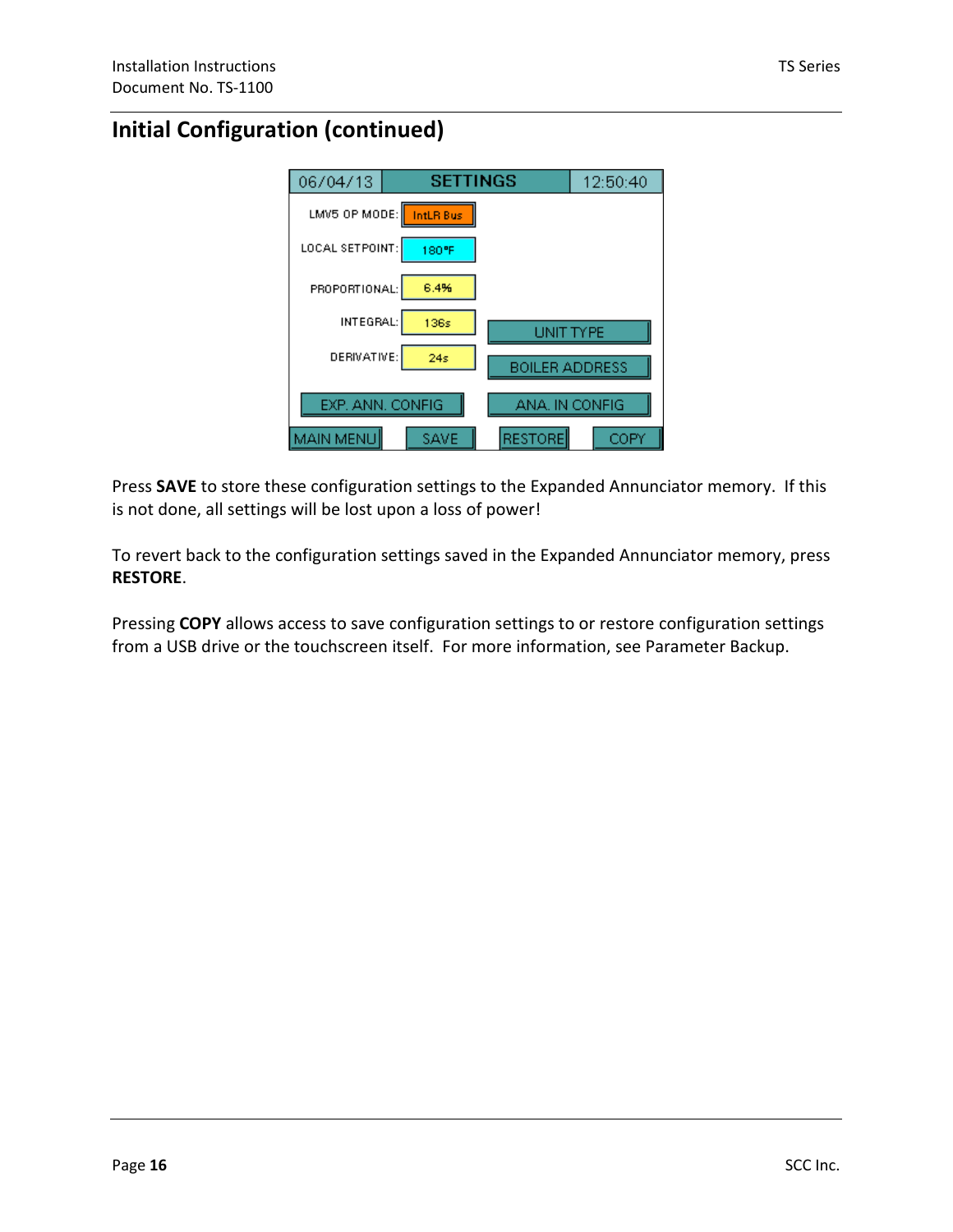## Initial Configuration (continued)

| 06/04/13 | SETTINGS | 12:50:40 |
|---|---|---|
| LMV5 OP MODE: | IntLR Bus | |
| LOCAL SETPOINT: | 180°F | |
| PROPORTIONAL: | 6.4% | |
| INTEGRAL: | 136s | UNIT TYPE |
| DERIVATIVE: | 24s | BOILER ADDRESS |
| EXP. ANN. CONFIG | | ANA. IN CONFIG |
| MAIN MENU | SAVE | RESTORE |
| | | COPY |

Press **SAVE** to store these configuration settings to the Expanded Annunciator memory. If this is not done, all settings will be lost upon a loss of power!

To revert back to the configuration settings saved in the Expanded Annunciator memory, press **RESTORE**.

Pressing **COPY** allows access to save configuration settings to or restore configuration settings from a USB drive or the touchscreen itself. For more information, see Parameter Backup.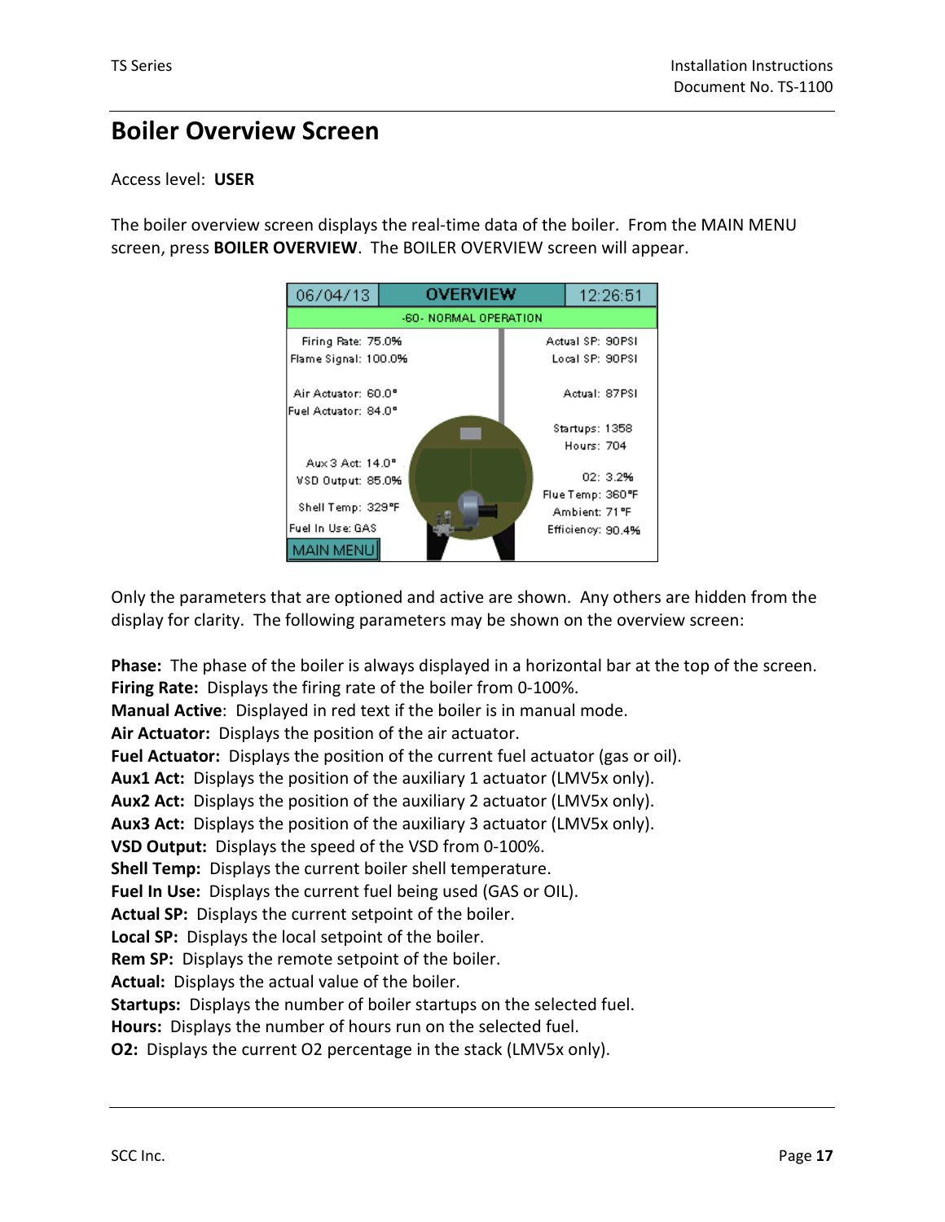# Boiler Overview Screen

Access level: **USER**

The boiler overview screen displays the real-time data of the boiler. From the MAIN MENU screen, press **BOILER OVERVIEW**. The BOILER OVERVIEW screen will appear.

Only the parameters that are optioned and active are shown. Any others are hidden from the display for clarity. The following parameters may be shown on the overview screen:

**Phase:** The phase of the boiler is always displayed in a horizontal bar at the top of the screen.
**Firing Rate:** Displays the firing rate of the boiler from 0-100%.
**Manual Active**: Displayed in red text if the boiler is in manual mode.
**Air Actuator:** Displays the position of the air actuator.
**Fuel Actuator:** Displays the position of the current fuel actuator (gas or oil).
**Aux1 Act:** Displays the position of the auxiliary 1 actuator (LMV5x only).
**Aux2 Act:** Displays the position of the auxiliary 2 actuator (LMV5x only).
**Aux3 Act:** Displays the position of the auxiliary 3 actuator (LMV5x only).
**VSD Output:** Displays the speed of the VSD from 0-100%.
**Shell Temp:** Displays the current boiler shell temperature.
**Fuel In Use:** Displays the current fuel being used (GAS or OIL).
**Actual SP:** Displays the current setpoint of the boiler.
**Local SP:** Displays the local setpoint of the boiler.
**Rem SP:** Displays the remote setpoint of the boiler.
**Actual:** Displays the actual value of the boiler.
**Startups:** Displays the number of boiler startups on the selected fuel.
**Hours:** Displays the number of hours run on the selected fuel.
**O2:** Displays the current O2 percentage in the stack (LMV5x only).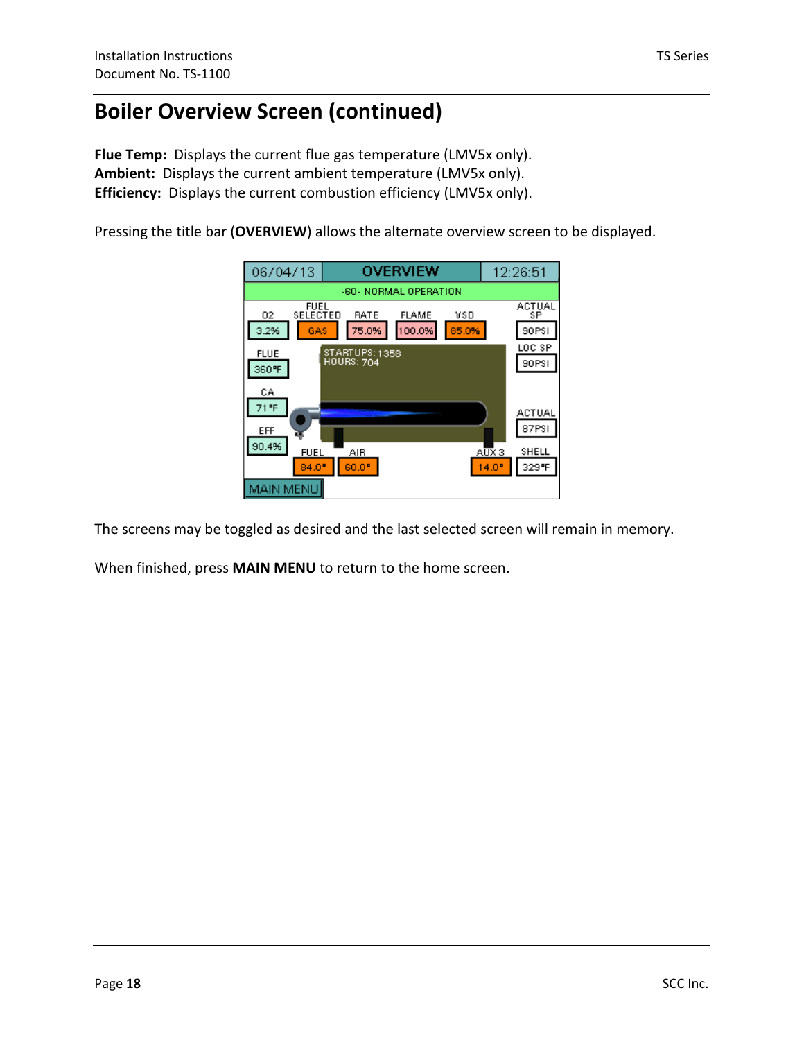# Boiler Overview Screen (continued)

**Flue Temp:** Displays the current flue gas temperature (LMV5x only).
**Ambient:** Displays the current ambient temperature (LMV5x only).
**Efficiency:** Displays the current combustion efficiency (LMV5x only).

Pressing the title bar (**OVERVIEW**) allows the alternate overview screen to be displayed.

The screens may be toggled as desired and the last selected screen will remain in memory.

When finished, press **MAIN MENU** to return to the home screen.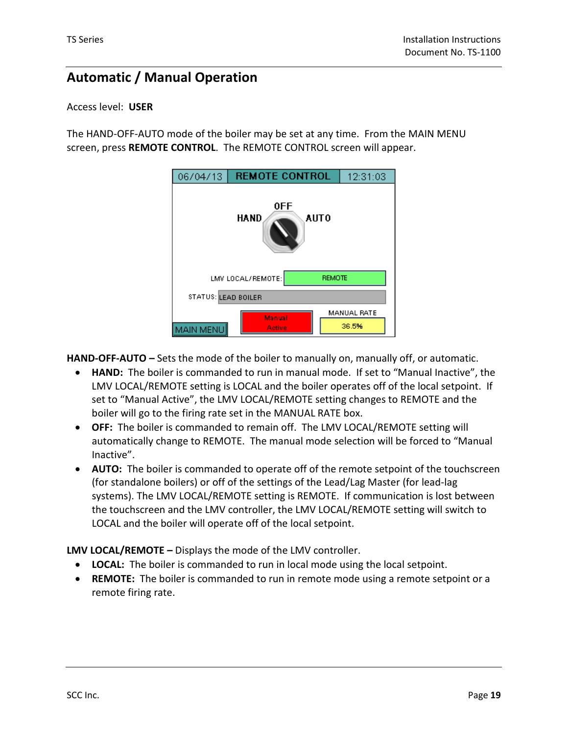## Automatic / Manual Operation

Access level: **USER**

The HAND-OFF-AUTO mode of the boiler may be set at any time. From the MAIN MENU screen, press **REMOTE CONTROL**. The REMOTE CONTROL screen will appear.

**HAND-OFF-AUTO –** Sets the mode of the boiler to manually on, manually off, or automatic.

- **HAND:** The boiler is commanded to run in manual mode. If set to "Manual Inactive", the LMV LOCAL/REMOTE setting is LOCAL and the boiler operates off of the local setpoint. If set to "Manual Active", the LMV LOCAL/REMOTE setting changes to REMOTE and the boiler will go to the firing rate set in the MANUAL RATE box.
- **OFF:** The boiler is commanded to remain off. The LMV LOCAL/REMOTE setting will automatically change to REMOTE. The manual mode selection will be forced to "Manual Inactive".
- **AUTO:** The boiler is commanded to operate off of the remote setpoint of the touchscreen (for standalone boilers) or off of the settings of the Lead/Lag Master (for lead-lag systems). The LMV LOCAL/REMOTE setting is REMOTE. If communication is lost between the touchscreen and the LMV controller, the LMV LOCAL/REMOTE setting will switch to LOCAL and the boiler will operate off of the local setpoint.

**LMV LOCAL/REMOTE –** Displays the mode of the LMV controller.

- **LOCAL:** The boiler is commanded to run in local mode using the local setpoint.
- **REMOTE:** The boiler is commanded to run in remote mode using a remote setpoint or a remote firing rate.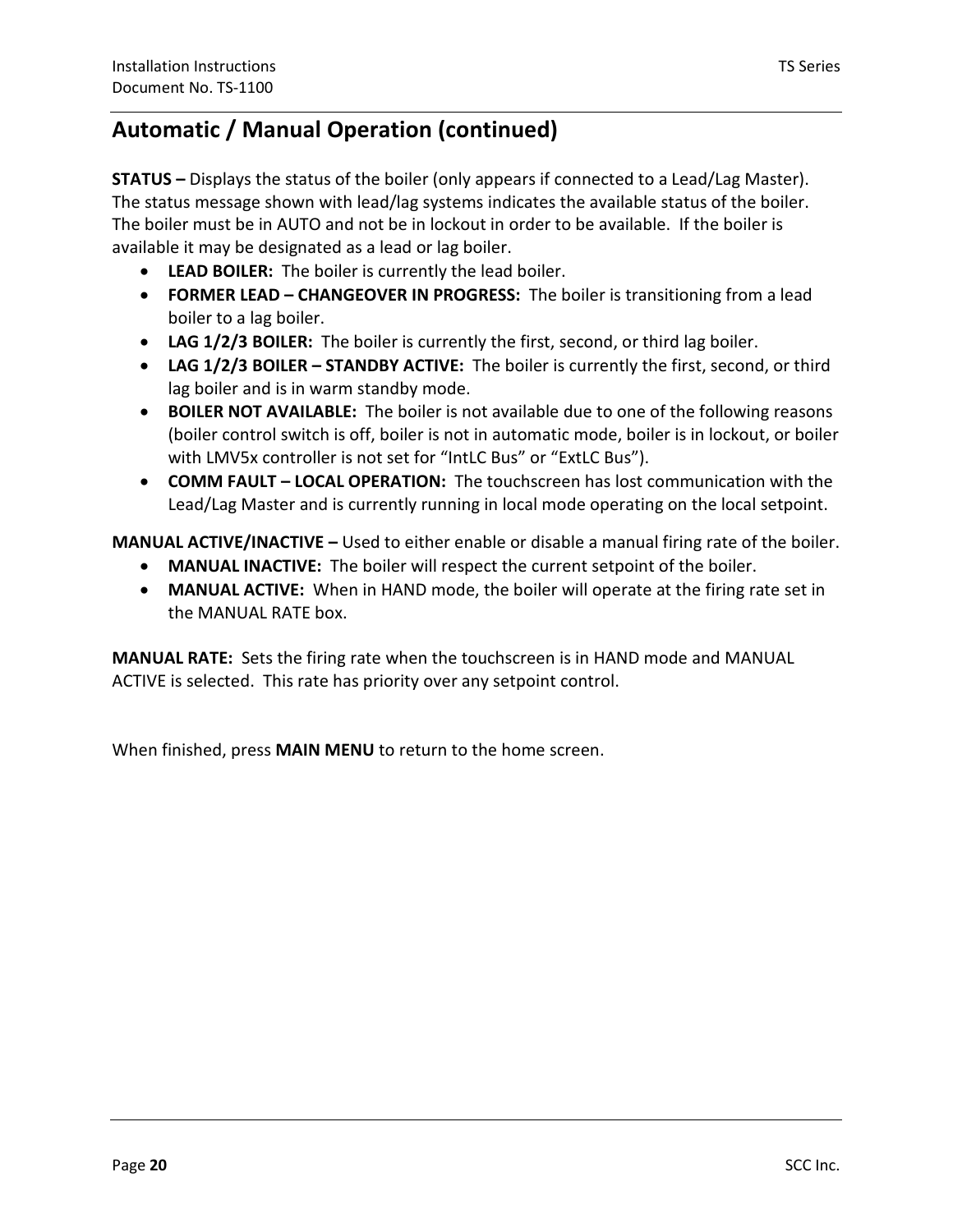## Automatic / Manual Operation (continued)

**STATUS –** Displays the status of the boiler (only appears if connected to a Lead/Lag Master). The status message shown with lead/lag systems indicates the available status of the boiler. The boiler must be in AUTO and not be in lockout in order to be available. If the boiler is available it may be designated as a lead or lag boiler.

- **LEAD BOILER:** The boiler is currently the lead boiler.
- **FORMER LEAD – CHANGEOVER IN PROGRESS:** The boiler is transitioning from a lead boiler to a lag boiler.
- **LAG 1/2/3 BOILER:** The boiler is currently the first, second, or third lag boiler.
- **LAG 1/2/3 BOILER – STANDBY ACTIVE:** The boiler is currently the first, second, or third lag boiler and is in warm standby mode.
- **BOILER NOT AVAILABLE:** The boiler is not available due to one of the following reasons (boiler control switch is off, boiler is not in automatic mode, boiler is in lockout, or boiler with LMV5x controller is not set for "IntLC Bus" or "ExtLC Bus").
- **COMM FAULT – LOCAL OPERATION:** The touchscreen has lost communication with the Lead/Lag Master and is currently running in local mode operating on the local setpoint.

**MANUAL ACTIVE/INACTIVE –** Used to either enable or disable a manual firing rate of the boiler.

- **MANUAL INACTIVE:** The boiler will respect the current setpoint of the boiler.
- **MANUAL ACTIVE:** When in HAND mode, the boiler will operate at the firing rate set in the MANUAL RATE box.

**MANUAL RATE:** Sets the firing rate when the touchscreen is in HAND mode and MANUAL ACTIVE is selected. This rate has priority over any setpoint control.

When finished, press **MAIN MENU** to return to the home screen.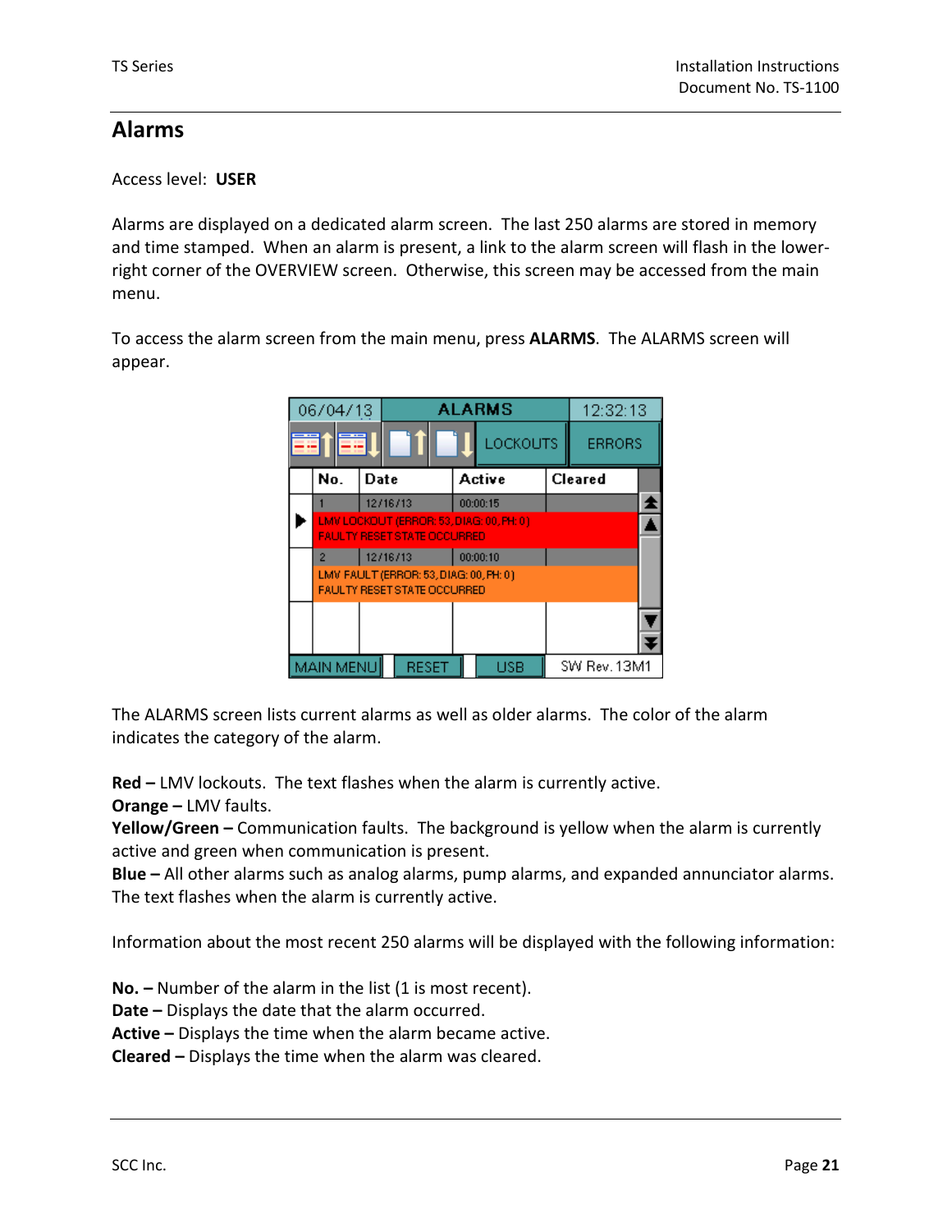## Alarms

Access level: **USER**

Alarms are displayed on a dedicated alarm screen. The last 250 alarms are stored in memory and time stamped. When an alarm is present, a link to the alarm screen will flash in the lower-right corner of the OVERVIEW screen. Otherwise, this screen may be accessed from the main menu.

To access the alarm screen from the main menu, press **ALARMS**. The ALARMS screen will appear.

The ALARMS screen lists current alarms as well as older alarms. The color of the alarm indicates the category of the alarm.

**Red –** LMV lockouts. The text flashes when the alarm is currently active.
**Orange –** LMV faults.
**Yellow/Green –** Communication faults. The background is yellow when the alarm is currently active and green when communication is present.
**Blue –** All other alarms such as analog alarms, pump alarms, and expanded annunciator alarms. The text flashes when the alarm is currently active.

Information about the most recent 250 alarms will be displayed with the following information:

**No. –** Number of the alarm in the list (1 is most recent).
**Date –** Displays the date that the alarm occurred.
**Active –** Displays the time when the alarm became active.
**Cleared –** Displays the time when the alarm was cleared.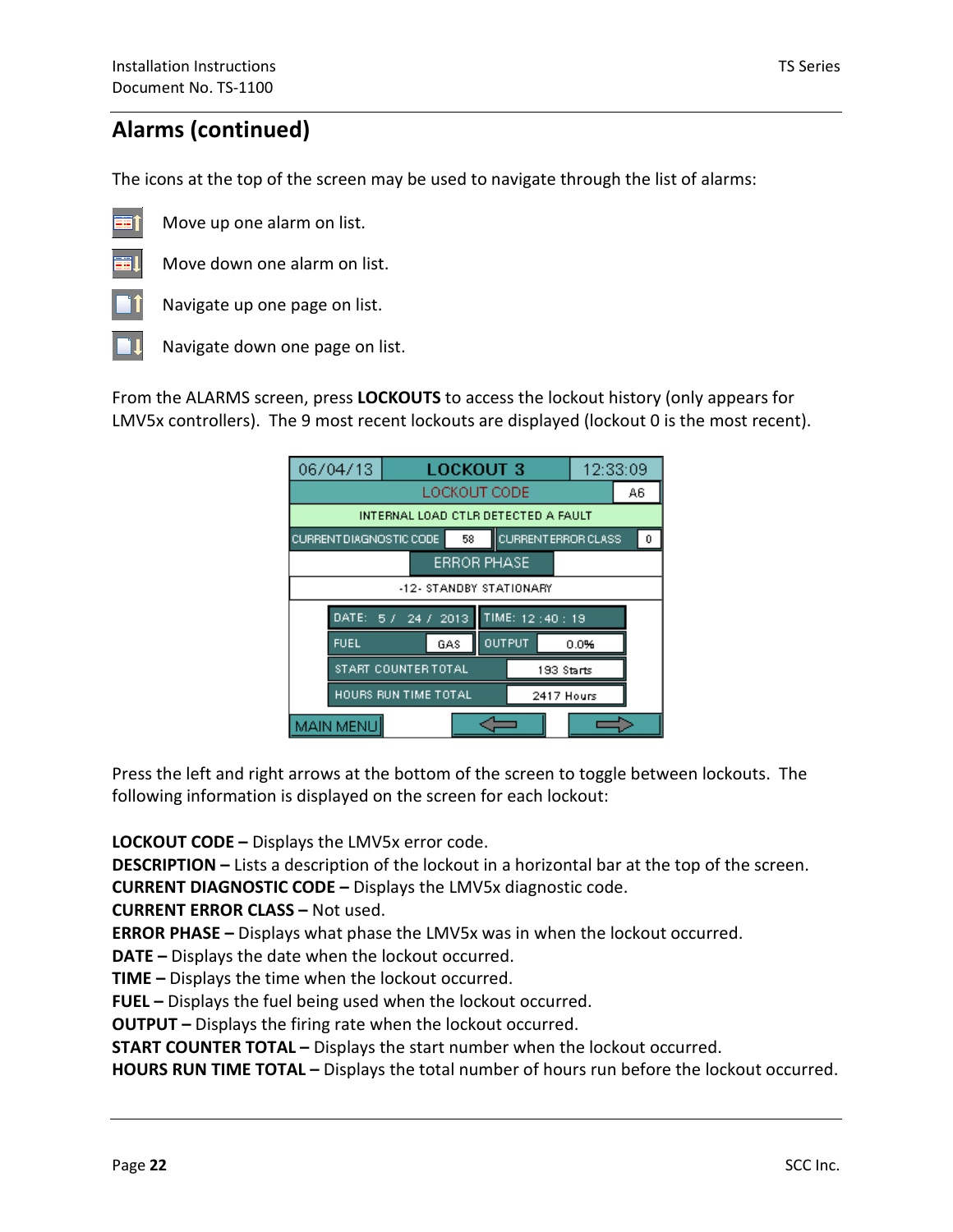## Alarms (continued)

The icons at the top of the screen may be used to navigate through the list of alarms:

Move up one alarm on list.

Move down one alarm on list.

Navigate up one page on list.

Navigate down one page on list.

From the ALARMS screen, press **LOCKOUTS** to access the lockout history (only appears for LMV5x controllers). The 9 most recent lockouts are displayed (lockout 0 is the most recent).

Press the left and right arrows at the bottom of the screen to toggle between lockouts. The following information is displayed on the screen for each lockout:

**LOCKOUT CODE –** Displays the LMV5x error code.
**DESCRIPTION –** Lists a description of the lockout in a horizontal bar at the top of the screen.
**CURRENT DIAGNOSTIC CODE –** Displays the LMV5x diagnostic code.
**CURRENT ERROR CLASS –** Not used.
**ERROR PHASE –** Displays what phase the LMV5x was in when the lockout occurred.
**DATE –** Displays the date when the lockout occurred.
**TIME –** Displays the time when the lockout occurred.
**FUEL –** Displays the fuel being used when the lockout occurred.
**OUTPUT –** Displays the firing rate when the lockout occurred.
**START COUNTER TOTAL –** Displays the start number when the lockout occurred.
**HOURS RUN TIME TOTAL –** Displays the total number of hours run before the lockout occurred.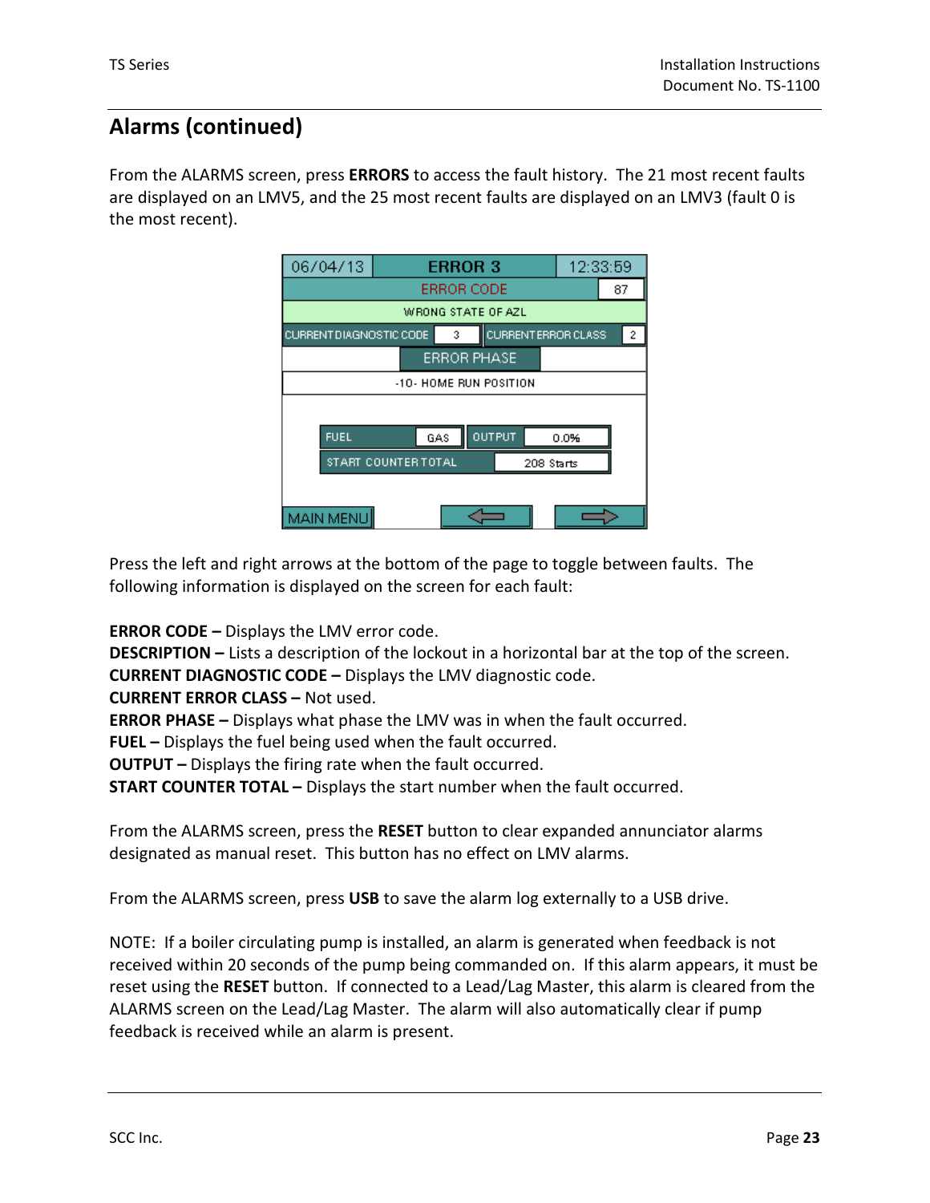## Alarms (continued)

From the ALARMS screen, press **ERRORS** to access the fault history. The 21 most recent faults are displayed on an LMV5, and the 25 most recent faults are displayed on an LMV3 (fault 0 is the most recent).

Press the left and right arrows at the bottom of the page to toggle between faults. The following information is displayed on the screen for each fault:

**ERROR CODE –** Displays the LMV error code.
**DESCRIPTION –** Lists a description of the lockout in a horizontal bar at the top of the screen.
**CURRENT DIAGNOSTIC CODE –** Displays the LMV diagnostic code.
**CURRENT ERROR CLASS –** Not used.
**ERROR PHASE –** Displays what phase the LMV was in when the fault occurred.
**FUEL –** Displays the fuel being used when the fault occurred.
**OUTPUT –** Displays the firing rate when the fault occurred.
**START COUNTER TOTAL –** Displays the start number when the fault occurred.

From the ALARMS screen, press the **RESET** button to clear expanded annunciator alarms designated as manual reset. This button has no effect on LMV alarms.

From the ALARMS screen, press **USB** to save the alarm log externally to a USB drive.

NOTE: If a boiler circulating pump is installed, an alarm is generated when feedback is not received within 20 seconds of the pump being commanded on. If this alarm appears, it must be reset using the **RESET** button. If connected to a Lead/Lag Master, this alarm is cleared from the ALARMS screen on the Lead/Lag Master. The alarm will also automatically clear if pump feedback is received while an alarm is present.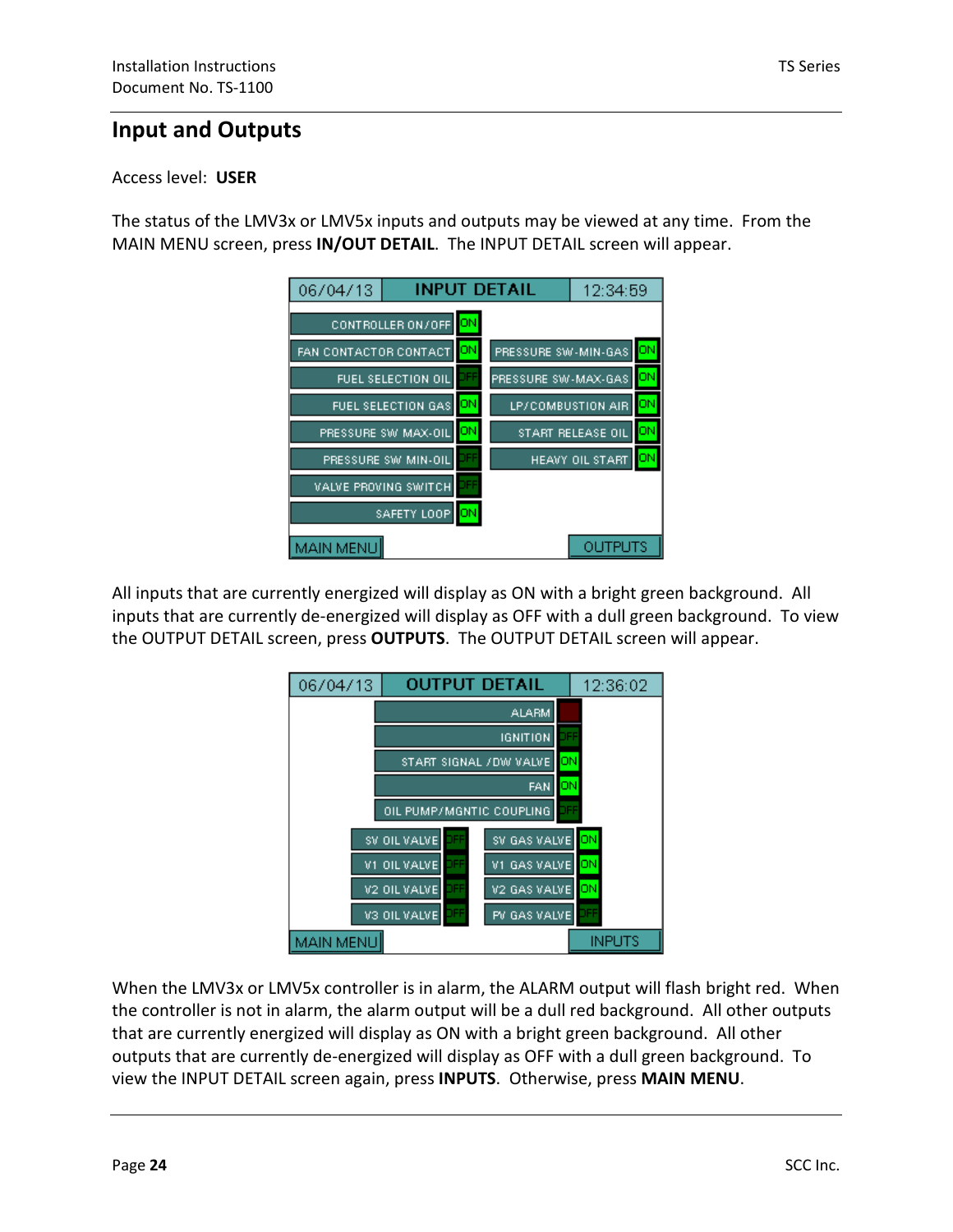## Input and Outputs

Access level: **USER**

The status of the LMV3x or LMV5x inputs and outputs may be viewed at any time. From the MAIN MENU screen, press **IN/OUT DETAIL**. The INPUT DETAIL screen will appear.

All inputs that are currently energized will display as ON with a bright green background. All inputs that are currently de-energized will display as OFF with a dull green background. To view the OUTPUT DETAIL screen, press **OUTPUTS**. The OUTPUT DETAIL screen will appear.

When the LMV3x or LMV5x controller is in alarm, the ALARM output will flash bright red. When the controller is not in alarm, the alarm output will be a dull red background. All other outputs that are currently energized will display as ON with a bright green background. All other outputs that are currently de-energized will display as OFF with a dull green background. To view the INPUT DETAIL screen again, press **INPUTS**. Otherwise, press **MAIN MENU**.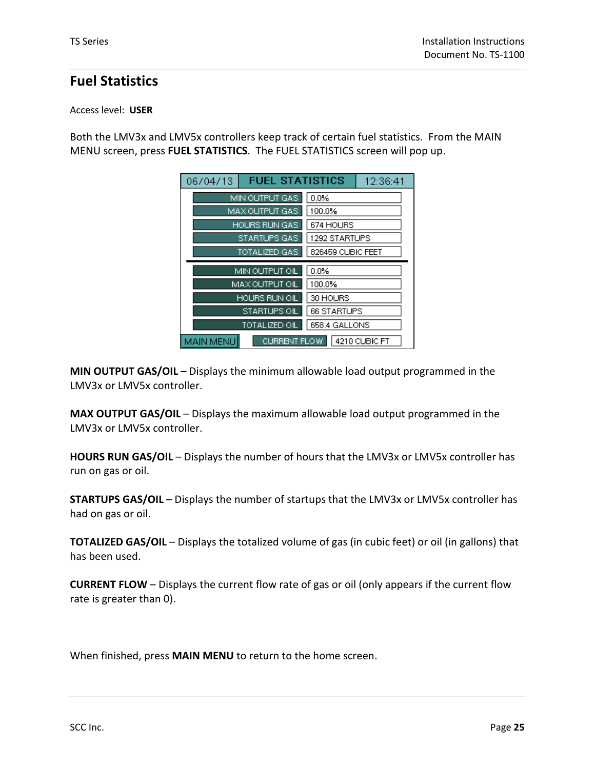## Fuel Statistics

Access level: **USER**

Both the LMV3x and LMV5x controllers keep track of certain fuel statistics. From the MAIN MENU screen, press **FUEL STATISTICS**. The FUEL STATISTICS screen will pop up.

| 06/04/13 | FUEL STATISTICS | 12:36:41 |
| --- | --- | --- |
| MIN OUTPUT GAS | 0.0% | |
| MAX OUTPUT GAS | 100.0% | |
| HOURS RUN GAS | 674 HOURS | |
| STARTUPS GAS | 1292 STARTUPS | |
| TOTALIZED GAS | 826459 CUBIC FEET | |
| MIN OUTPUT OIL | 0.0% | |
| MAX OUTPUT OIL | 100.0% | |
| HOURS RUN OIL | 30 HOURS | |
| STARTUPS OIL | 66 STARTUPS | |
| TOTALIZED OIL | 658.4 GALLONS | |
| MAIN MENU | CURRENT FLOW | 4210 CUBIC FT |

**MIN OUTPUT GAS/OIL** – Displays the minimum allowable load output programmed in the LMV3x or LMV5x controller.

**MAX OUTPUT GAS/OIL** – Displays the maximum allowable load output programmed in the LMV3x or LMV5x controller.

**HOURS RUN GAS/OIL** – Displays the number of hours that the LMV3x or LMV5x controller has run on gas or oil.

**STARTUPS GAS/OIL** – Displays the number of startups that the LMV3x or LMV5x controller has had on gas or oil.

**TOTALIZED GAS/OIL** – Displays the totalized volume of gas (in cubic feet) or oil (in gallons) that has been used.

**CURRENT FLOW** – Displays the current flow rate of gas or oil (only appears if the current flow rate is greater than 0).

When finished, press **MAIN MENU** to return to the home screen.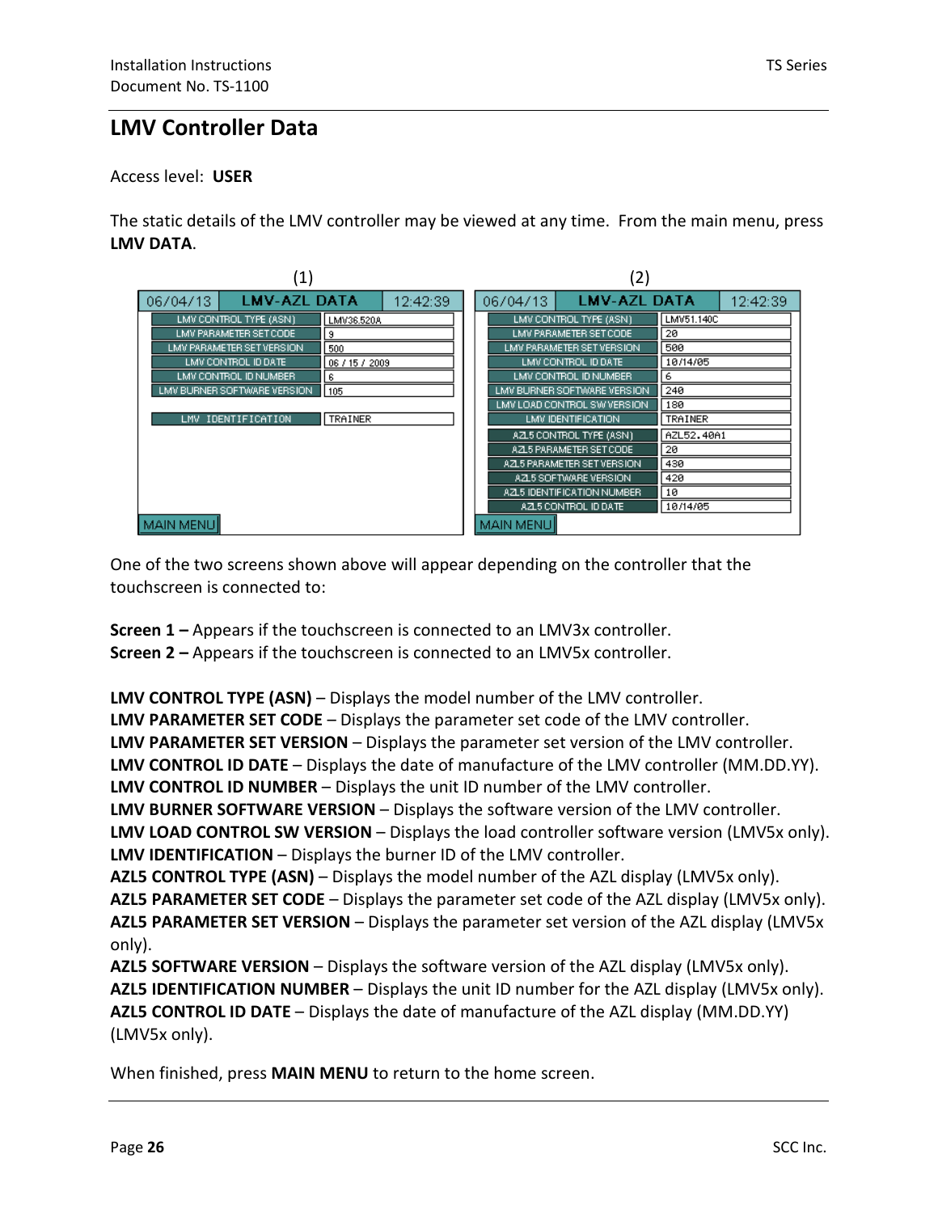# LMV Controller Data

Access level: **USER**

The static details of the LMV controller may be viewed at any time. From the main menu, press **LMV DATA**.

(1)

| 06/04/13 | LMV-AZL DATA | 12:42:39 |
|---|---|---|
| LMV CONTROL TYPE (ASN) | LMV36.520A | |
| LMV PARAMETER SET CODE | 9 | |
| LMV PARAMETER SET VERSION | 500 | |
| LMV CONTROL ID DATE | 06 / 15 / 2009 | |
| LMV CONTROL ID NUMBER | 6 | |
| LMV BURNER SOFTWARE VERSION | 105 | |
| LMV IDENTIFICATION | TRAINER | |
| MAIN MENU | | |

(2)

| 06/04/13 | LMV-AZL DATA | 12:42:39 |
|---|---|---|
| LMV CONTROL TYPE (ASN) | LMV51.140C | |
| LMV PARAMETER SET CODE | 20 | |
| LMV PARAMETER SET VERSION | 500 | |
| LMV CONTROL ID DATE | 10/14/05 | |
| LMV CONTROL ID NUMBER | 6 | |
| LMV BURNER SOFTWARE VERSION | 240 | |
| LMV LOAD CONTROL SW VERSION | 180 | |
| LMV IDENTIFICATION | TRAINER | |
| AZL5 CONTROL TYPE (ASN) | AZL52.40A1 | |
| AZL5 PARAMETER SET CODE | 20 | |
| AZL5 PARAMETER SET VERSION | 430 | |
| AZL5 SOFTWARE VERSION | 420 | |
| AZL5 IDENTIFICATION NUMBER | 10 | |
| AZL5 CONTROL ID DATE | 10/14/05 | |
| MAIN MENU | | |

One of the two screens shown above will appear depending on the controller that the touchscreen is connected to:

**Screen 1 –** Appears if the touchscreen is connected to an LMV3x controller.
**Screen 2 –** Appears if the touchscreen is connected to an LMV5x controller.

**LMV CONTROL TYPE (ASN)** – Displays the model number of the LMV controller.
**LMV PARAMETER SET CODE** – Displays the parameter set code of the LMV controller.
**LMV PARAMETER SET VERSION** – Displays the parameter set version of the LMV controller.
**LMV CONTROL ID DATE** – Displays the date of manufacture of the LMV controller (MM.DD.YY).
**LMV CONTROL ID NUMBER** – Displays the unit ID number of the LMV controller.
**LMV BURNER SOFTWARE VERSION** – Displays the software version of the LMV controller.
**LMV LOAD CONTROL SW VERSION** – Displays the load controller software version (LMV5x only).
**LMV IDENTIFICATION** – Displays the burner ID of the LMV controller.
**AZL5 CONTROL TYPE (ASN)** – Displays the model number of the AZL display (LMV5x only).
**AZL5 PARAMETER SET CODE** – Displays the parameter set code of the AZL display (LMV5x only).
**AZL5 PARAMETER SET VERSION** – Displays the parameter set version of the AZL display (LMV5x only).
**AZL5 SOFTWARE VERSION** – Displays the software version of the AZL display (LMV5x only).
**AZL5 IDENTIFICATION NUMBER** – Displays the unit ID number for the AZL display (LMV5x only).
**AZL5 CONTROL ID DATE** – Displays the date of manufacture of the AZL display (MM.DD.YY) (LMV5x only).

When finished, press **MAIN MENU** to return to the home screen.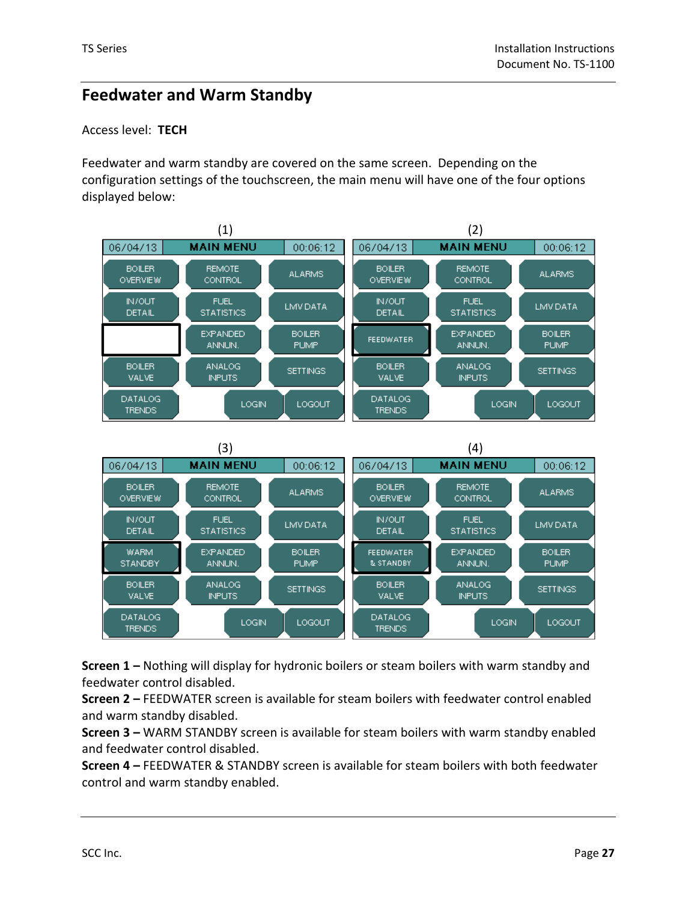## Feedwater and Warm Standby

Access level: **TECH**

Feedwater and warm standby are covered on the same screen. Depending on the configuration settings of the touchscreen, the main menu will have one of the four options displayed below:

**Screen 1 –** Nothing will display for hydronic boilers or steam boilers with warm standby and feedwater control disabled.

**Screen 2 –** FEEDWATER screen is available for steam boilers with feedwater control enabled and warm standby disabled.

**Screen 3 –** WARM STANDBY screen is available for steam boilers with warm standby enabled and feedwater control disabled.

**Screen 4 –** FEEDWATER & STANDBY screen is available for steam boilers with both feedwater control and warm standby enabled.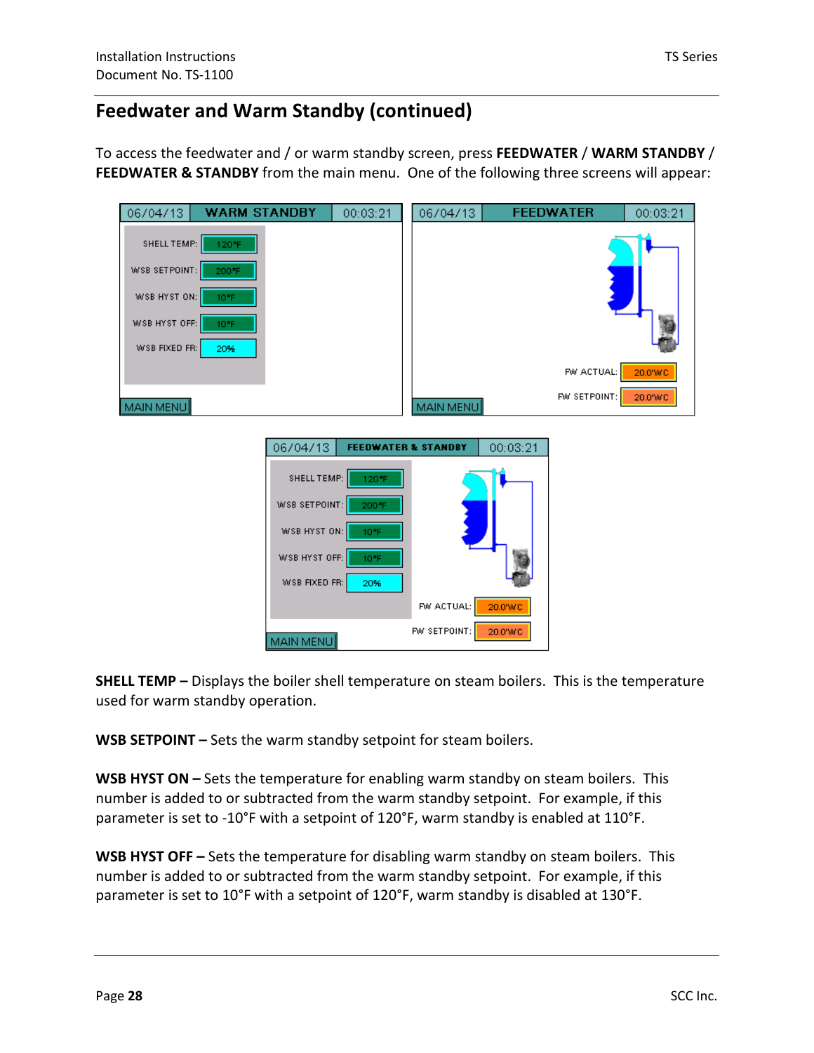## Feedwater and Warm Standby (continued)

To access the feedwater and / or warm standby screen, press **FEEDWATER** / **WARM STANDBY** / **FEEDWATER & STANDBY** from the main menu. One of the following three screens will appear:

**SHELL TEMP –** Displays the boiler shell temperature on steam boilers. This is the temperature used for warm standby operation.

**WSB SETPOINT –** Sets the warm standby setpoint for steam boilers.

**WSB HYST ON –** Sets the temperature for enabling warm standby on steam boilers. This number is added to or subtracted from the warm standby setpoint. For example, if this parameter is set to -10°F with a setpoint of 120°F, warm standby is enabled at 110°F.

**WSB HYST OFF –** Sets the temperature for disabling warm standby on steam boilers. This number is added to or subtracted from the warm standby setpoint. For example, if this parameter is set to 10°F with a setpoint of 120°F, warm standby is disabled at 130°F.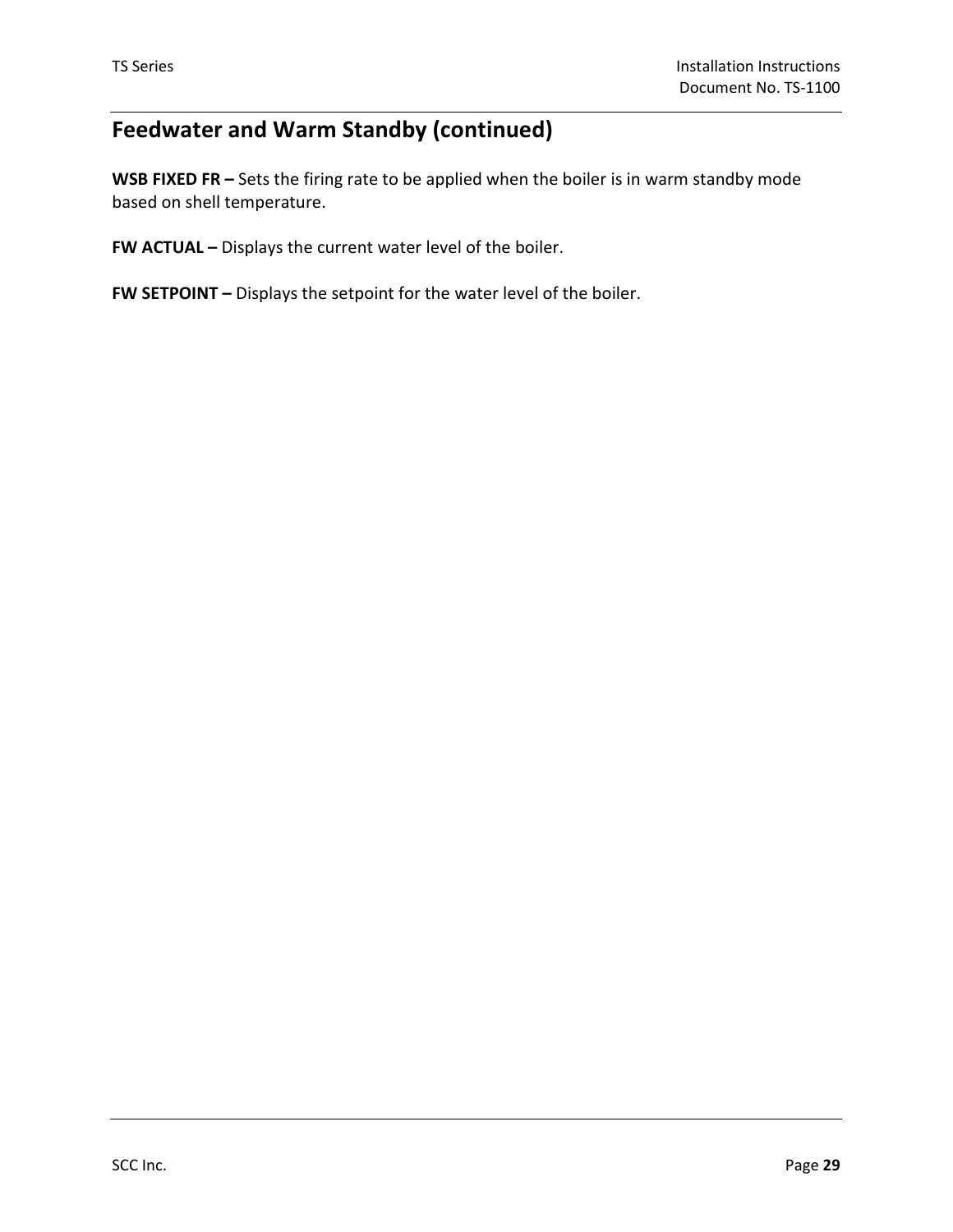## Feedwater and Warm Standby (continued)

**WSB FIXED FR –** Sets the firing rate to be applied when the boiler is in warm standby mode based on shell temperature.

**FW ACTUAL –** Displays the current water level of the boiler.

**FW SETPOINT –** Displays the setpoint for the water level of the boiler.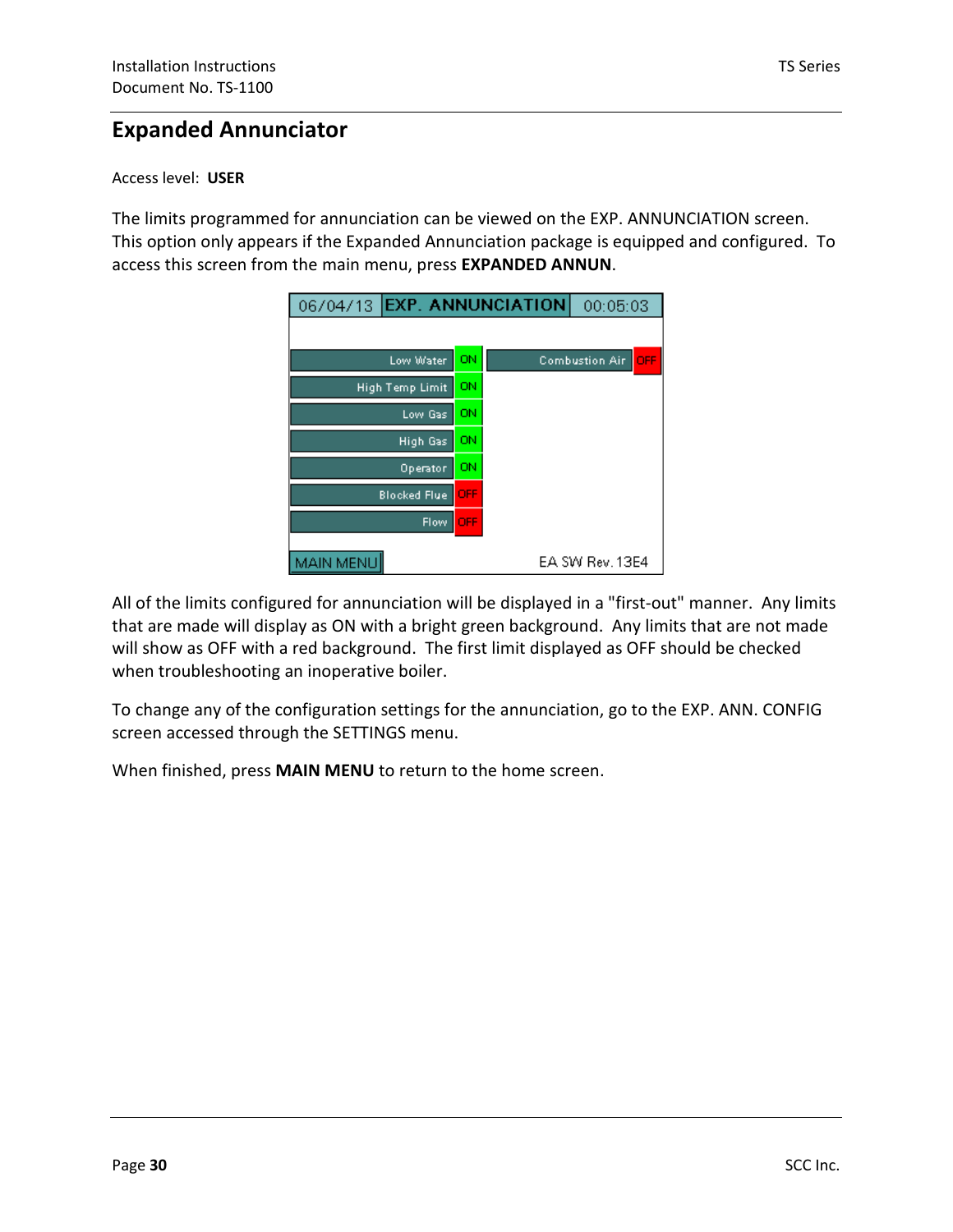## Expanded Annunciator

Access level: **USER**

The limits programmed for annunciation can be viewed on the EXP. ANNUNCIATION screen. This option only appears if the Expanded Annunciation package is equipped and configured. To access this screen from the main menu, press **EXPANDED ANNUN**.

All of the limits configured for annunciation will be displayed in a "first-out" manner. Any limits that are made will display as ON with a bright green background. Any limits that are not made will show as OFF with a red background. The first limit displayed as OFF should be checked when troubleshooting an inoperative boiler.

To change any of the configuration settings for the annunciation, go to the EXP. ANN. CONFIG screen accessed through the SETTINGS menu.

When finished, press **MAIN MENU** to return to the home screen.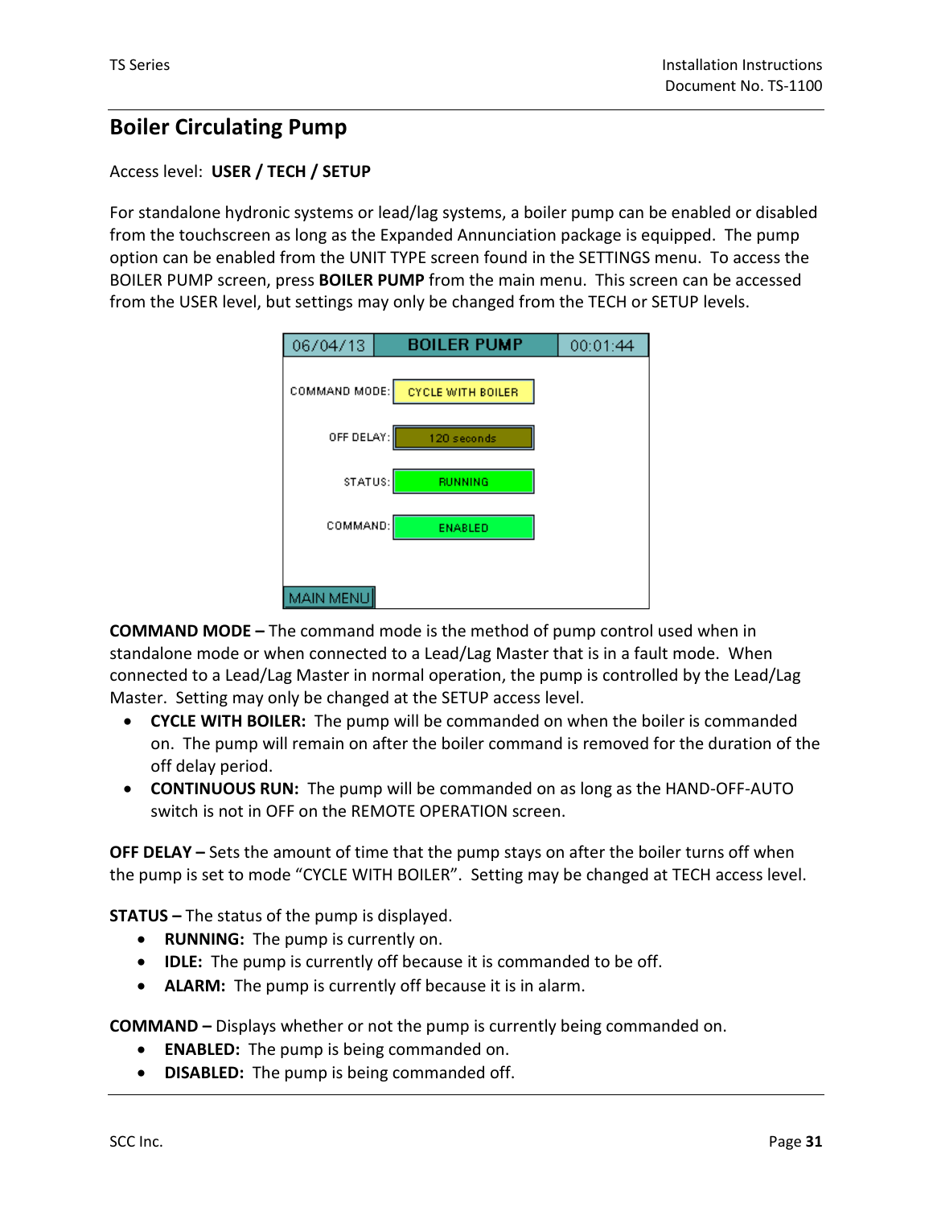## Boiler Circulating Pump

Access level: **USER / TECH / SETUP**

For standalone hydronic systems or lead/lag systems, a boiler pump can be enabled or disabled from the touchscreen as long as the Expanded Annunciation package is equipped. The pump option can be enabled from the UNIT TYPE screen found in the SETTINGS menu. To access the BOILER PUMP screen, press **BOILER PUMP** from the main menu. This screen can be accessed from the USER level, but settings may only be changed from the TECH or SETUP levels.

| 06/04/13 | BOILER PUMP | 00:01:44 |
|---|---|---|
| COMMAND MODE: | CYCLE WITH BOILER | |
| OFF DELAY: | 120 seconds | |
| STATUS: | RUNNING | |
| COMMAND: | ENABLED | |
| MAIN MENU | | |

**COMMAND MODE –** The command mode is the method of pump control used when in standalone mode or when connected to a Lead/Lag Master that is in a fault mode. When connected to a Lead/Lag Master in normal operation, the pump is controlled by the Lead/Lag Master. Setting may only be changed at the SETUP access level.

- **CYCLE WITH BOILER:** The pump will be commanded on when the boiler is commanded on. The pump will remain on after the boiler command is removed for the duration of the off delay period.
- **CONTINUOUS RUN:** The pump will be commanded on as long as the HAND-OFF-AUTO switch is not in OFF on the REMOTE OPERATION screen.

**OFF DELAY –** Sets the amount of time that the pump stays on after the boiler turns off when the pump is set to mode "CYCLE WITH BOILER". Setting may be changed at TECH access level.

**STATUS –** The status of the pump is displayed.

- **RUNNING:** The pump is currently on.
- **IDLE:** The pump is currently off because it is commanded to be off.
- **ALARM:** The pump is currently off because it is in alarm.

**COMMAND –** Displays whether or not the pump is currently being commanded on.

- **ENABLED:** The pump is being commanded on.
- **DISABLED:** The pump is being commanded off.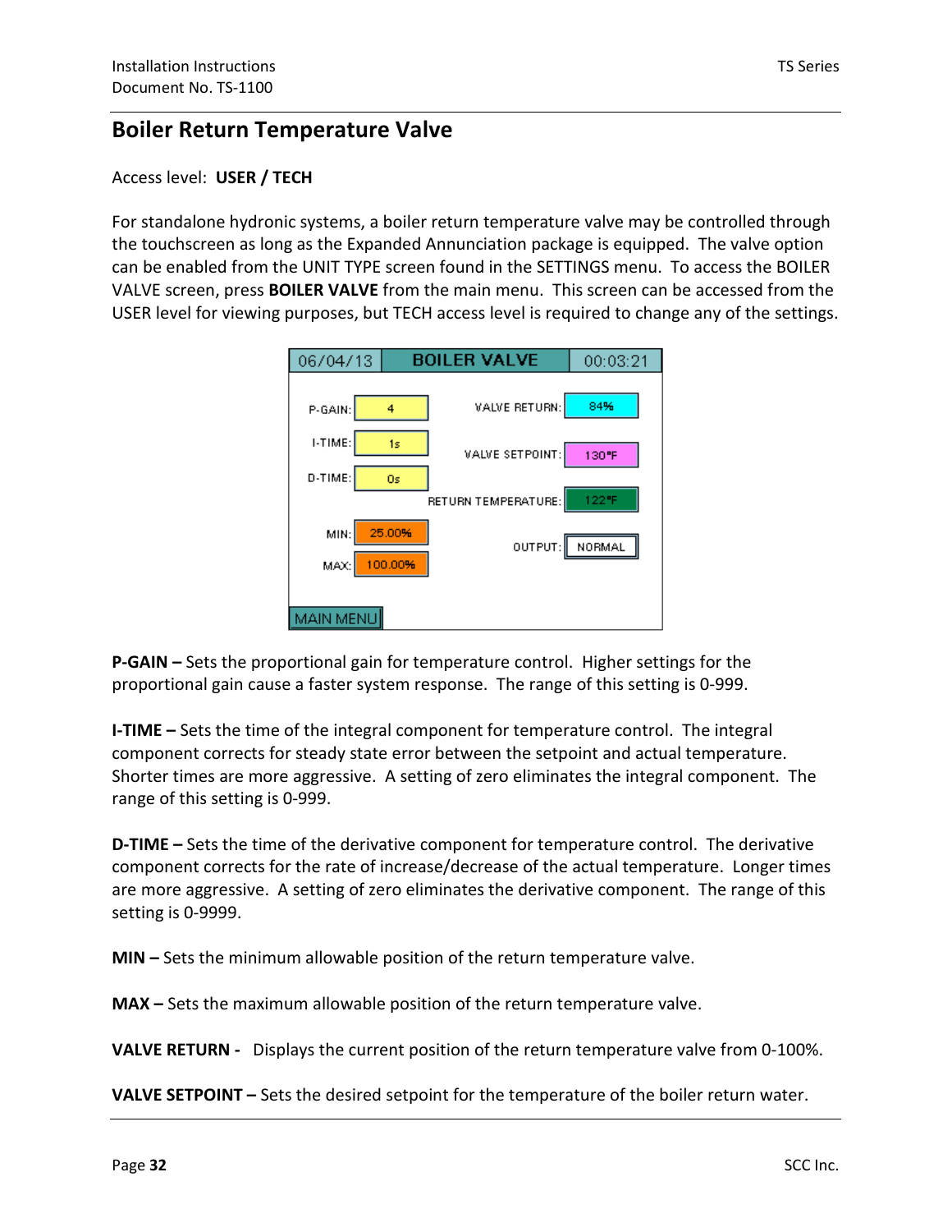## Boiler Return Temperature Valve

Access level: **USER / TECH**

For standalone hydronic systems, a boiler return temperature valve may be controlled through the touchscreen as long as the Expanded Annunciation package is equipped. The valve option can be enabled from the UNIT TYPE screen found in the SETTINGS menu. To access the BOILER VALVE screen, press **BOILER VALVE** from the main menu. This screen can be accessed from the USER level for viewing purposes, but TECH access level is required to change any of the settings.

**P-GAIN –** Sets the proportional gain for temperature control. Higher settings for the proportional gain cause a faster system response. The range of this setting is 0-999.

**I-TIME –** Sets the time of the integral component for temperature control. The integral component corrects for steady state error between the setpoint and actual temperature. Shorter times are more aggressive. A setting of zero eliminates the integral component. The range of this setting is 0-999.

**D-TIME –** Sets the time of the derivative component for temperature control. The derivative component corrects for the rate of increase/decrease of the actual temperature. Longer times are more aggressive. A setting of zero eliminates the derivative component. The range of this setting is 0-9999.

**MIN –** Sets the minimum allowable position of the return temperature valve.

**MAX –** Sets the maximum allowable position of the return temperature valve.

**VALVE RETURN -** Displays the current position of the return temperature valve from 0-100%.

**VALVE SETPOINT –** Sets the desired setpoint for the temperature of the boiler return water.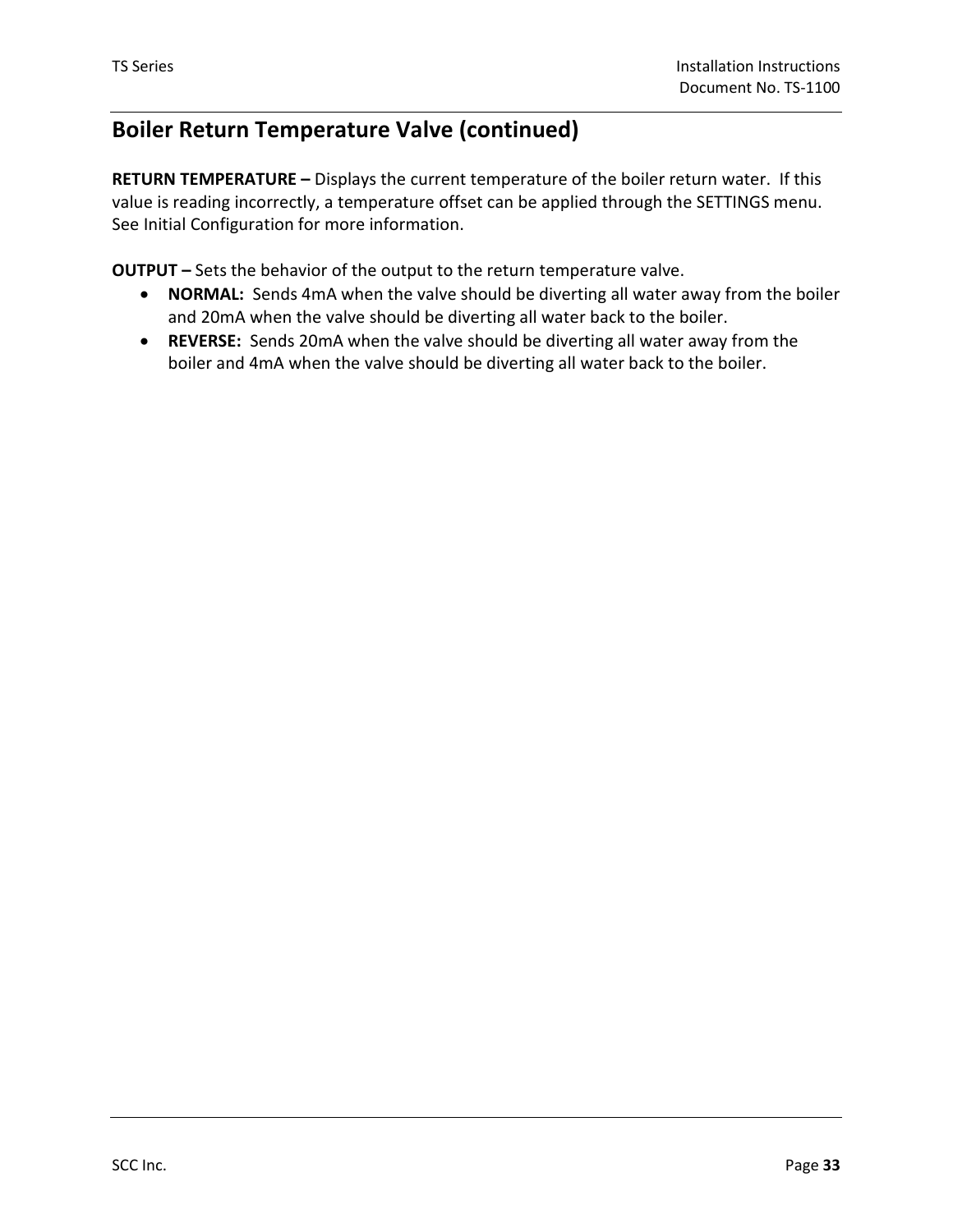## Boiler Return Temperature Valve (continued)

**RETURN TEMPERATURE –** Displays the current temperature of the boiler return water. If this value is reading incorrectly, a temperature offset can be applied through the SETTINGS menu. See Initial Configuration for more information.

**OUTPUT –** Sets the behavior of the output to the return temperature valve.

- **NORMAL:** Sends 4mA when the valve should be diverting all water away from the boiler and 20mA when the valve should be diverting all water back to the boiler.
- **REVERSE:** Sends 20mA when the valve should be diverting all water away from the boiler and 4mA when the valve should be diverting all water back to the boiler.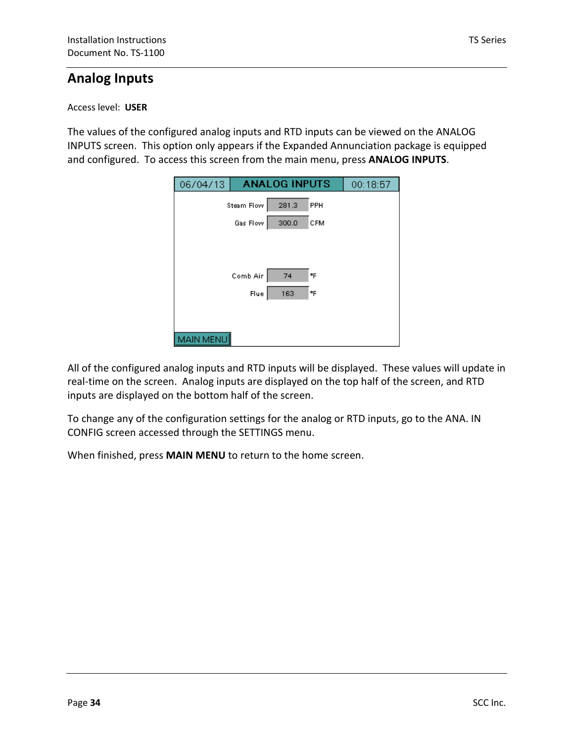## Analog Inputs

Access level: **USER**

The values of the configured analog inputs and RTD inputs can be viewed on the ANALOG INPUTS screen. This option only appears if the Expanded Annunciation package is equipped and configured. To access this screen from the main menu, press **ANALOG INPUTS**.

| 06/04/13 | ANALOG INPUTS | 00:18:57 |
|---|---|---|
| Steam Flow | 281.3 | PPH |
| Gas Flow | 300.0 | CFM |
| Comb Air | 74 | °F |
| Flue | 163 | °F |
| MAIN MENU | | |

All of the configured analog inputs and RTD inputs will be displayed. These values will update in real-time on the screen. Analog inputs are displayed on the top half of the screen, and RTD inputs are displayed on the bottom half of the screen.

To change any of the configuration settings for the analog or RTD inputs, go to the ANA. IN CONFIG screen accessed through the SETTINGS menu.

When finished, press **MAIN MENU** to return to the home screen.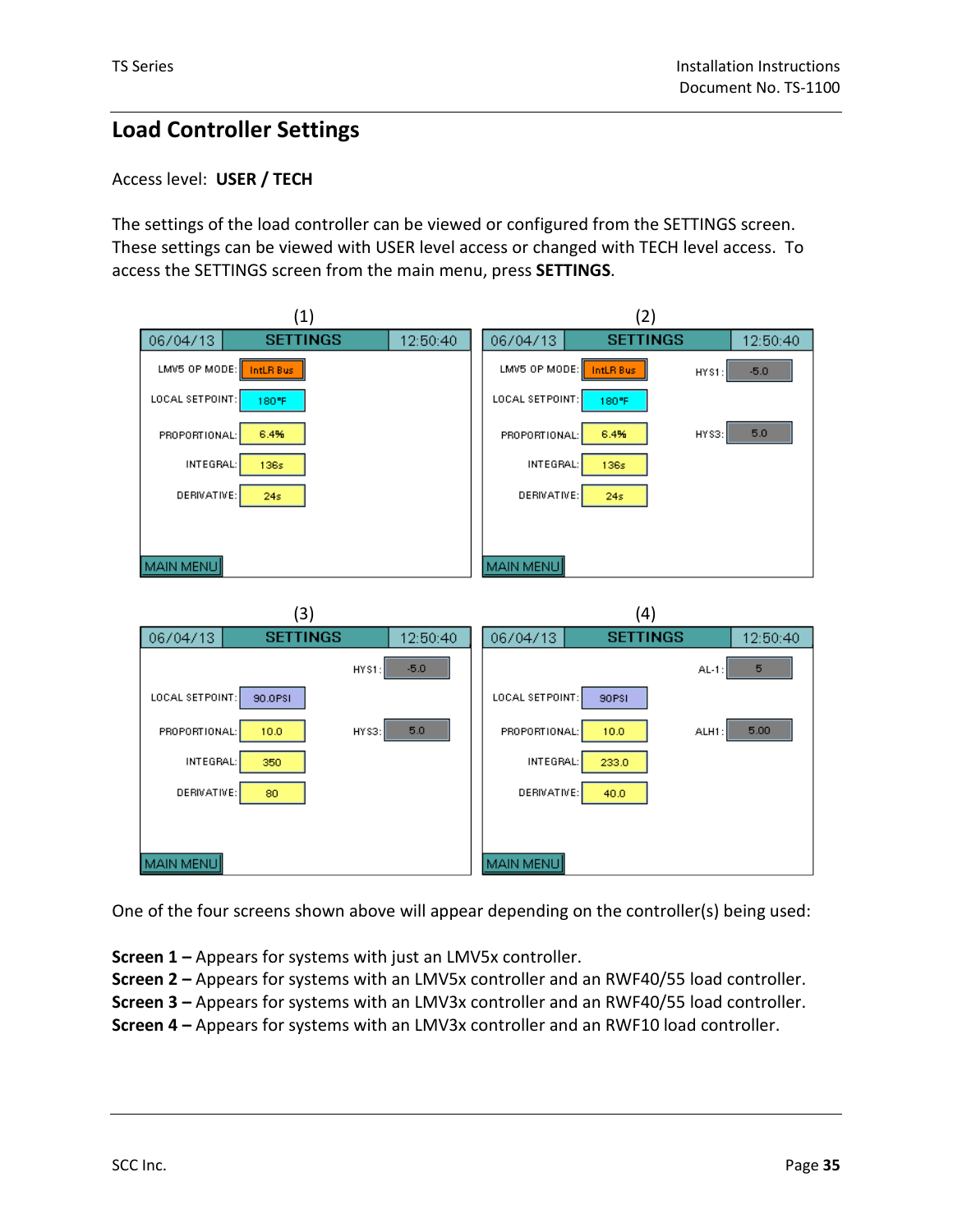# Load Controller Settings

Access level: **USER / TECH**

The settings of the load controller can be viewed or configured from the SETTINGS screen. These settings can be viewed with USER level access or changed with TECH level access. To access the SETTINGS screen from the main menu, press **SETTINGS**.

(1)

06/04/13 SETTINGS 12:50:40

- LMV5 OP MODE: IntLR Bus
- LOCAL SETPOINT: 180°F
- PROPORTIONAL: 6.4%
- INTEGRAL: 136s
- DERIVATIVE: 24s

MAIN MENU

(2)

06/04/13 SETTINGS 12:50:40

- LMV5 OP MODE: IntLR Bus
- HYS1: -5.0
- LOCAL SETPOINT: 180°F
- PROPORTIONAL: 6.4%
- HYS3: 5.0
- INTEGRAL: 136s
- DERIVATIVE: 24s

MAIN MENU

(3)

06/04/13 SETTINGS 12:50:40

- HYS1: -5.0
- LOCAL SETPOINT: 90.0PSI
- PROPORTIONAL: 10.0
- HYS3: 5.0
- INTEGRAL: 350
- DERIVATIVE: 80

MAIN MENU

(4)

06/04/13 SETTINGS 12:50:40

- AL-1: 5
- LOCAL SETPOINT: 90PSI
- PROPORTIONAL: 10.0
- ALH1: 5.00
- INTEGRAL: 233.0
- DERIVATIVE: 40.0

MAIN MENU

One of the four screens shown above will appear depending on the controller(s) being used:

**Screen 1 –** Appears for systems with just an LMV5x controller.
**Screen 2 –** Appears for systems with an LMV5x controller and an RWF40/55 load controller.
**Screen 3 –** Appears for systems with an LMV3x controller and an RWF40/55 load controller.
**Screen 4 –** Appears for systems with an LMV3x controller and an RWF10 load controller.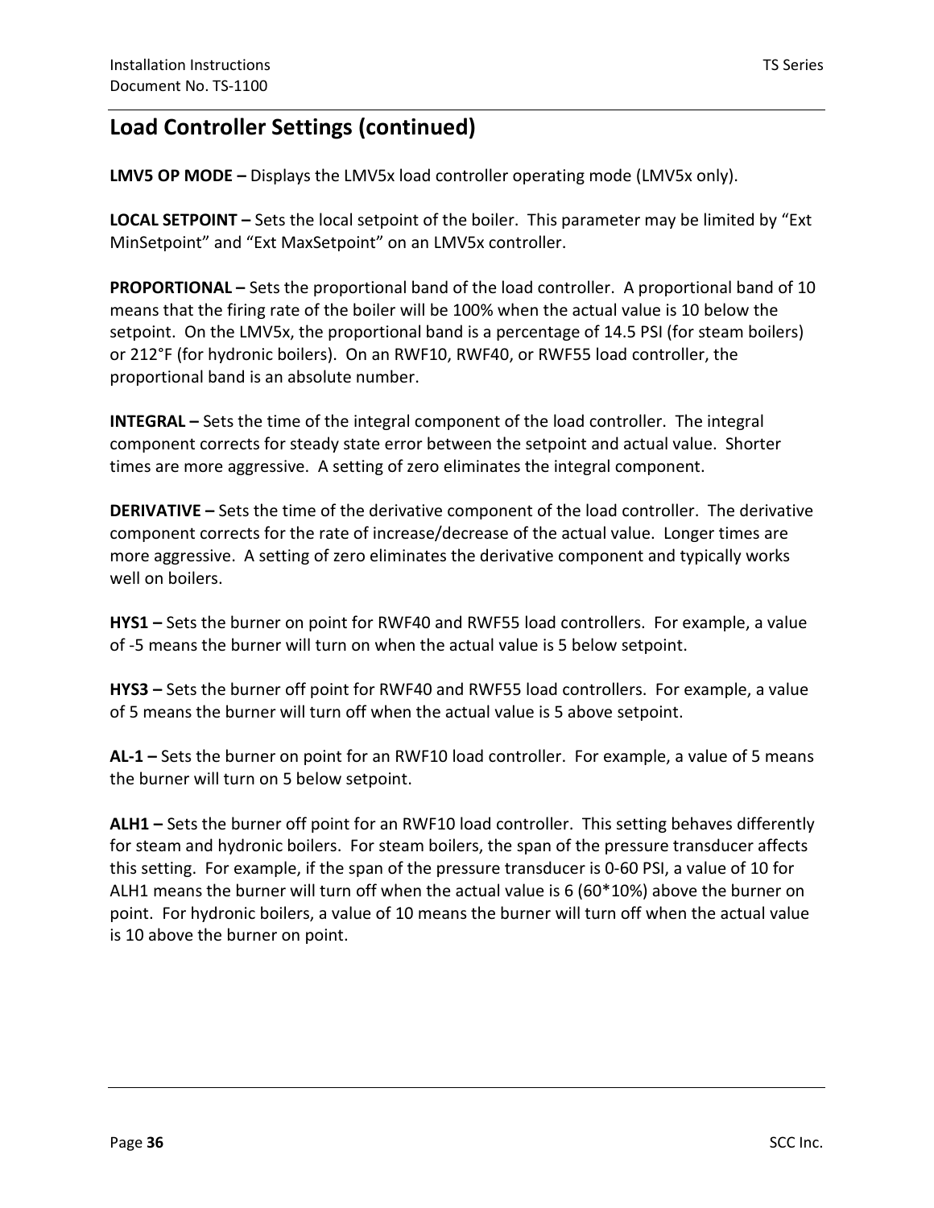## Load Controller Settings (continued)

**LMV5 OP MODE –** Displays the LMV5x load controller operating mode (LMV5x only).

**LOCAL SETPOINT –** Sets the local setpoint of the boiler. This parameter may be limited by "Ext MinSetpoint" and "Ext MaxSetpoint" on an LMV5x controller.

**PROPORTIONAL –** Sets the proportional band of the load controller. A proportional band of 10 means that the firing rate of the boiler will be 100% when the actual value is 10 below the setpoint. On the LMV5x, the proportional band is a percentage of 14.5 PSI (for steam boilers) or 212°F (for hydronic boilers). On an RWF10, RWF40, or RWF55 load controller, the proportional band is an absolute number.

**INTEGRAL –** Sets the time of the integral component of the load controller. The integral component corrects for steady state error between the setpoint and actual value. Shorter times are more aggressive. A setting of zero eliminates the integral component.

**DERIVATIVE –** Sets the time of the derivative component of the load controller. The derivative component corrects for the rate of increase/decrease of the actual value. Longer times are more aggressive. A setting of zero eliminates the derivative component and typically works well on boilers.

**HYS1 –** Sets the burner on point for RWF40 and RWF55 load controllers. For example, a value of -5 means the burner will turn on when the actual value is 5 below setpoint.

**HYS3 –** Sets the burner off point for RWF40 and RWF55 load controllers. For example, a value of 5 means the burner will turn off when the actual value is 5 above setpoint.

**AL-1 –** Sets the burner on point for an RWF10 load controller. For example, a value of 5 means the burner will turn on 5 below setpoint.

**ALH1 –** Sets the burner off point for an RWF10 load controller. This setting behaves differently for steam and hydronic boilers. For steam boilers, the span of the pressure transducer affects this setting. For example, if the span of the pressure transducer is 0-60 PSI, a value of 10 for ALH1 means the burner will turn off when the actual value is 6 (60*10%) above the burner on point. For hydronic boilers, a value of 10 means the burner will turn off when the actual value is 10 above the burner on point.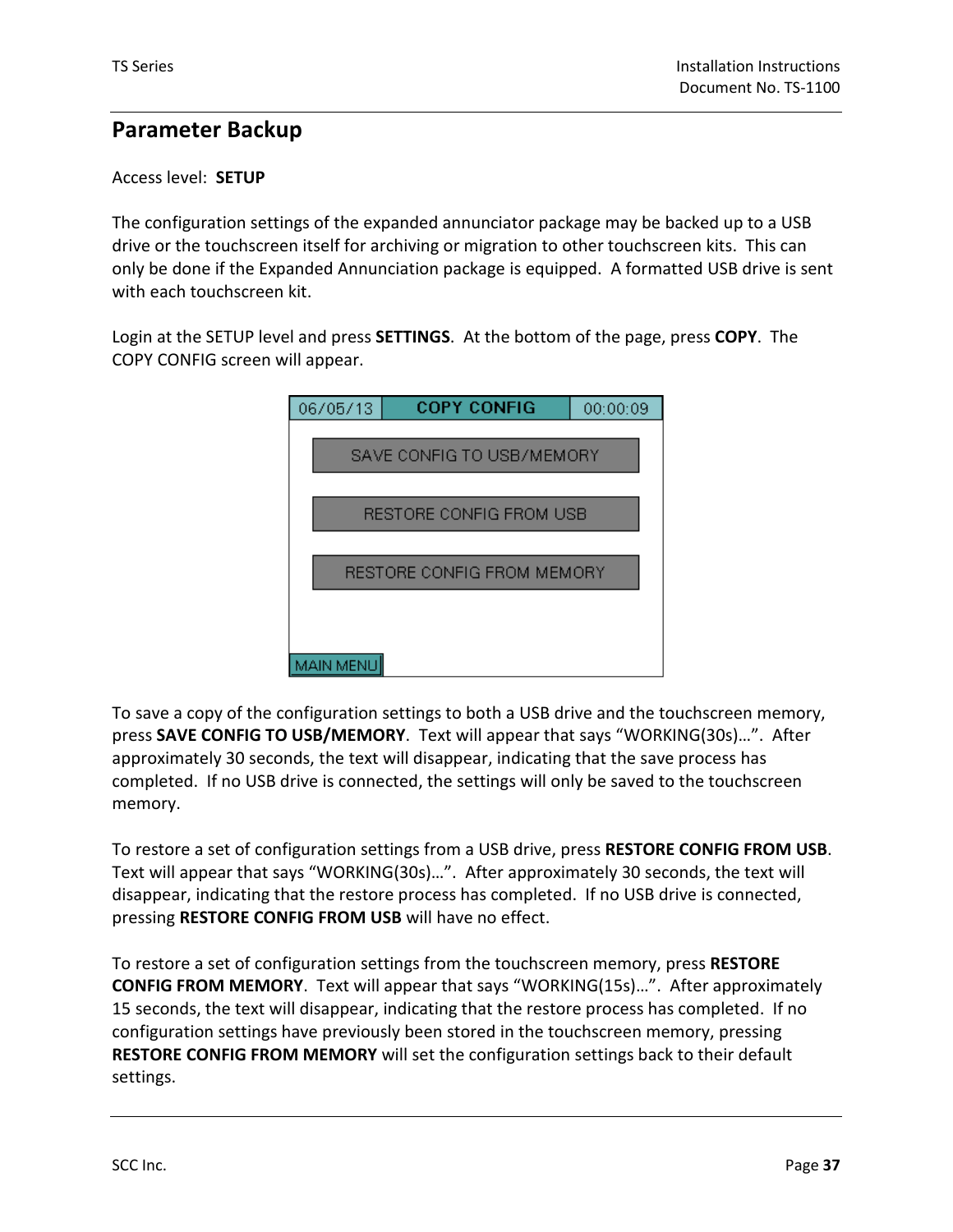## Parameter Backup

Access level: **SETUP**

The configuration settings of the expanded annunciator package may be backed up to a USB drive or the touchscreen itself for archiving or migration to other touchscreen kits. This can only be done if the Expanded Annunciation package is equipped. A formatted USB drive is sent with each touchscreen kit.

Login at the SETUP level and press **SETTINGS**. At the bottom of the page, press **COPY**. The COPY CONFIG screen will appear.

| 06/05/13 | COPY CONFIG | 00:00:09 |
|---|---|---|
| | SAVE CONFIG TO USB/MEMORY | |
| | RESTORE CONFIG FROM USB | |
| | RESTORE CONFIG FROM MEMORY | |
| MAIN MENU | | |

To save a copy of the configuration settings to both a USB drive and the touchscreen memory, press **SAVE CONFIG TO USB/MEMORY**. Text will appear that says "WORKING(30s)…". After approximately 30 seconds, the text will disappear, indicating that the save process has completed. If no USB drive is connected, the settings will only be saved to the touchscreen memory.

To restore a set of configuration settings from a USB drive, press **RESTORE CONFIG FROM USB**. Text will appear that says "WORKING(30s)…". After approximately 30 seconds, the text will disappear, indicating that the restore process has completed. If no USB drive is connected, pressing **RESTORE CONFIG FROM USB** will have no effect.

To restore a set of configuration settings from the touchscreen memory, press **RESTORE CONFIG FROM MEMORY**. Text will appear that says "WORKING(15s)…". After approximately 15 seconds, the text will disappear, indicating that the restore process has completed. If no configuration settings have previously been stored in the touchscreen memory, pressing **RESTORE CONFIG FROM MEMORY** will set the configuration settings back to their default settings.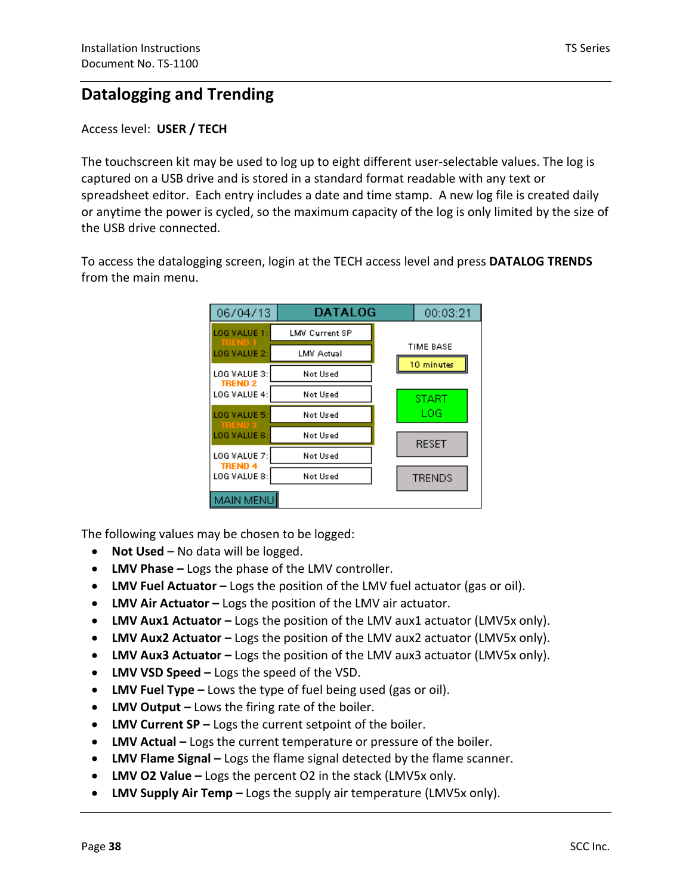## Datalogging and Trending

Access level: **USER / TECH**

The touchscreen kit may be used to log up to eight different user-selectable values. The log is captured on a USB drive and is stored in a standard format readable with any text or spreadsheet editor. Each entry includes a date and time stamp. A new log file is created daily or anytime the power is cycled, so the maximum capacity of the log is only limited by the size of the USB drive connected.

To access the datalogging screen, login at the TECH access level and press **DATALOG TRENDS** from the main menu.

The following values may be chosen to be logged:

- **Not Used** – No data will be logged.
- **LMV Phase –** Logs the phase of the LMV controller.
- **LMV Fuel Actuator –** Logs the position of the LMV fuel actuator (gas or oil).
- **LMV Air Actuator –** Logs the position of the LMV air actuator.
- **LMV Aux1 Actuator –** Logs the position of the LMV aux1 actuator (LMV5x only).
- **LMV Aux2 Actuator –** Logs the position of the LMV aux2 actuator (LMV5x only).
- **LMV Aux3 Actuator –** Logs the position of the LMV aux3 actuator (LMV5x only).
- **LMV VSD Speed –** Logs the speed of the VSD.
- **LMV Fuel Type –** Lows the type of fuel being used (gas or oil).
- **LMV Output –** Lows the firing rate of the boiler.
- **LMV Current SP –** Logs the current setpoint of the boiler.
- **LMV Actual –** Logs the current temperature or pressure of the boiler.
- **LMV Flame Signal –** Logs the flame signal detected by the flame scanner.
- **LMV O2 Value –** Logs the percent O2 in the stack (LMV5x only.
- **LMV Supply Air Temp –** Logs the supply air temperature (LMV5x only).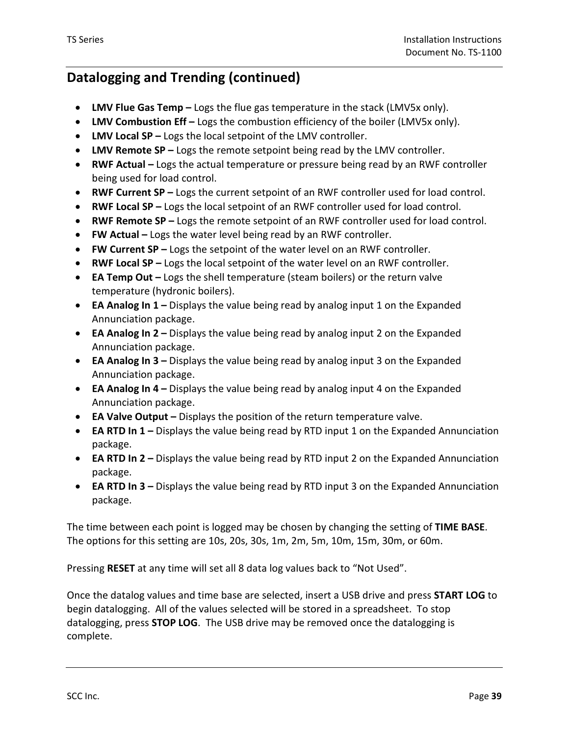## Datalogging and Trending (continued)

- **LMV Flue Gas Temp –** Logs the flue gas temperature in the stack (LMV5x only).
- **LMV Combustion Eff –** Logs the combustion efficiency of the boiler (LMV5x only).
- **LMV Local SP –** Logs the local setpoint of the LMV controller.
- **LMV Remote SP –** Logs the remote setpoint being read by the LMV controller.
- **RWF Actual –** Logs the actual temperature or pressure being read by an RWF controller being used for load control.
- **RWF Current SP –** Logs the current setpoint of an RWF controller used for load control.
- **RWF Local SP –** Logs the local setpoint of an RWF controller used for load control.
- **RWF Remote SP –** Logs the remote setpoint of an RWF controller used for load control.
- **FW Actual –** Logs the water level being read by an RWF controller.
- **FW Current SP –** Logs the setpoint of the water level on an RWF controller.
- **RWF Local SP –** Logs the local setpoint of the water level on an RWF controller.
- **EA Temp Out –** Logs the shell temperature (steam boilers) or the return valve temperature (hydronic boilers).
- **EA Analog In 1 –** Displays the value being read by analog input 1 on the Expanded Annunciation package.
- **EA Analog In 2 –** Displays the value being read by analog input 2 on the Expanded Annunciation package.
- **EA Analog In 3 –** Displays the value being read by analog input 3 on the Expanded Annunciation package.
- **EA Analog In 4 –** Displays the value being read by analog input 4 on the Expanded Annunciation package.
- **EA Valve Output –** Displays the position of the return temperature valve.
- **EA RTD In 1 –** Displays the value being read by RTD input 1 on the Expanded Annunciation package.
- **EA RTD In 2 –** Displays the value being read by RTD input 2 on the Expanded Annunciation package.
- **EA RTD In 3 –** Displays the value being read by RTD input 3 on the Expanded Annunciation package.

The time between each point is logged may be chosen by changing the setting of **TIME BASE**. The options for this setting are 10s, 20s, 30s, 1m, 2m, 5m, 10m, 15m, 30m, or 60m.

Pressing **RESET** at any time will set all 8 data log values back to "Not Used".

Once the datalog values and time base are selected, insert a USB drive and press **START LOG** to begin datalogging. All of the values selected will be stored in a spreadsheet. To stop datalogging, press **STOP LOG**. The USB drive may be removed once the datalogging is complete.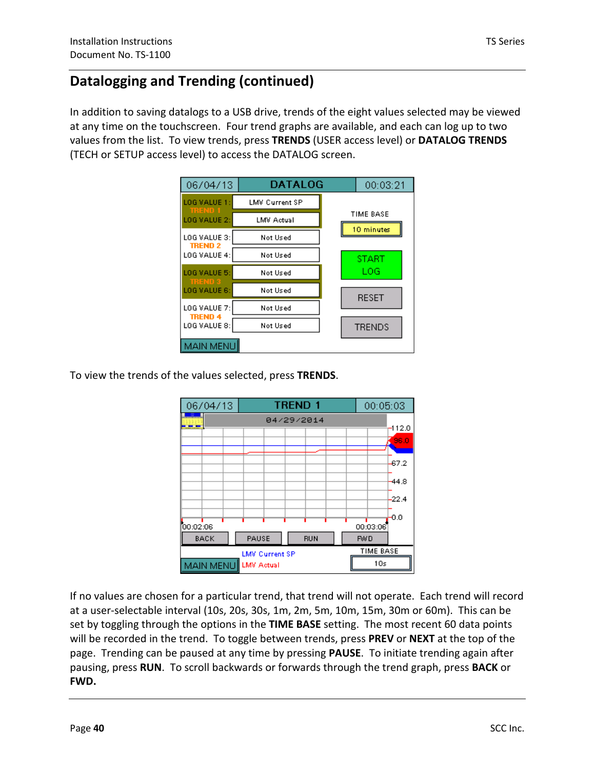## Datalogging and Trending (continued)

In addition to saving datalogs to a USB drive, trends of the eight values selected may be viewed at any time on the touchscreen. Four trend graphs are available, and each can log up to two values from the list. To view trends, press **TRENDS** (USER access level) or **DATALOG TRENDS** (TECH or SETUP access level) to access the DATALOG screen.

To view the trends of the values selected, press **TRENDS**.

If no values are chosen for a particular trend, that trend will not operate. Each trend will record at a user-selectable interval (10s, 20s, 30s, 1m, 2m, 5m, 10m, 15m, 30m or 60m). This can be set by toggling through the options in the **TIME BASE** setting. The most recent 60 data points will be recorded in the trend. To toggle between trends, press **PREV** or **NEXT** at the top of the page. Trending can be paused at any time by pressing **PAUSE**. To initiate trending again after pausing, press **RUN**. To scroll backwards or forwards through the trend graph, press **BACK** or **FWD.**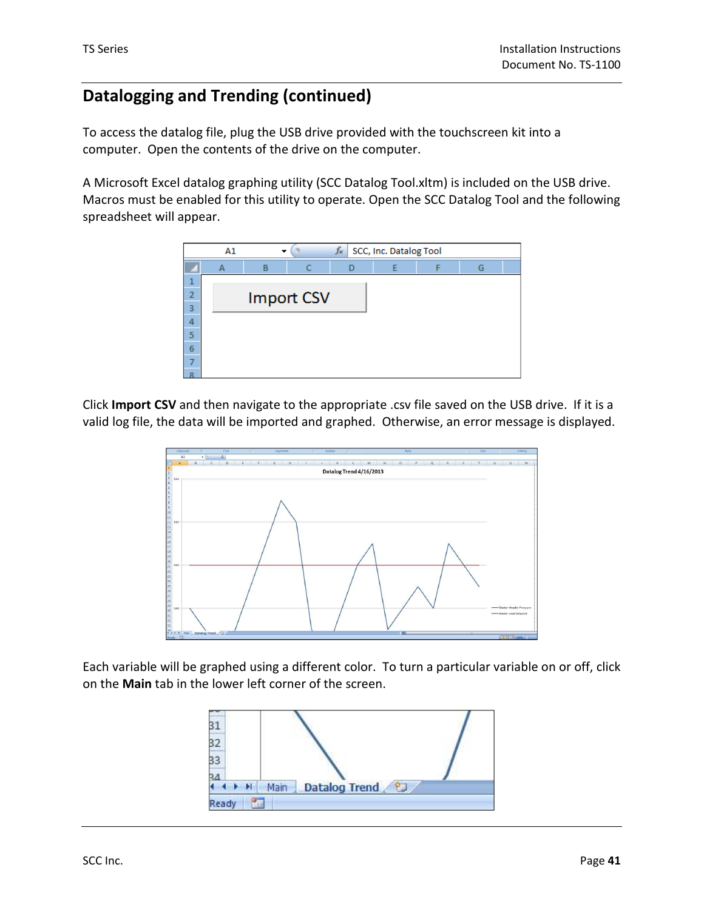## Datalogging and Trending (continued)

To access the datalog file, plug the USB drive provided with the touchscreen kit into a computer. Open the contents of the drive on the computer.

A Microsoft Excel datalog graphing utility (SCC Datalog Tool.xltm) is included on the USB drive. Macros must be enabled for this utility to operate. Open the SCC Datalog Tool and the following spreadsheet will appear.

Click **Import CSV** and then navigate to the appropriate .csv file saved on the USB drive. If it is a valid log file, the data will be imported and graphed. Otherwise, an error message is displayed.

Each variable will be graphed using a different color. To turn a particular variable on or off, click on the **Main** tab in the lower left corner of the screen.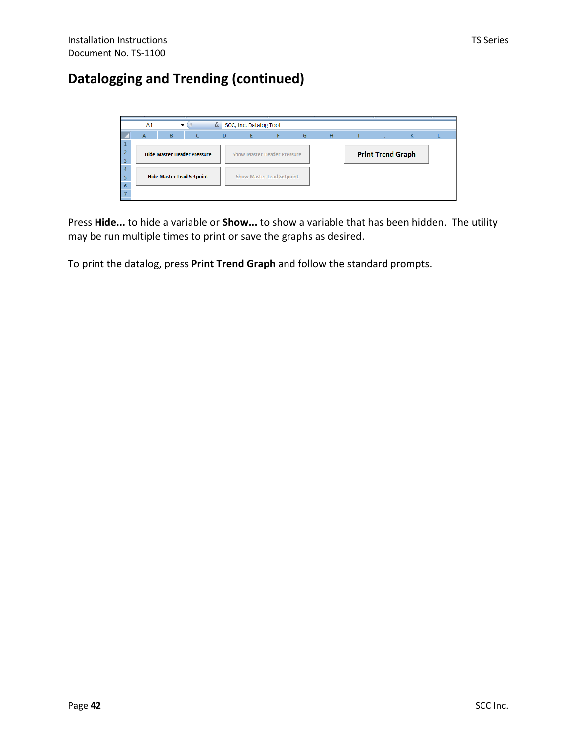## Datalogging and Trending (continued)

Press **Hide...** to hide a variable or **Show...** to show a variable that has been hidden. The utility may be run multiple times to print or save the graphs as desired.

To print the datalog, press **Print Trend Graph** and follow the standard prompts.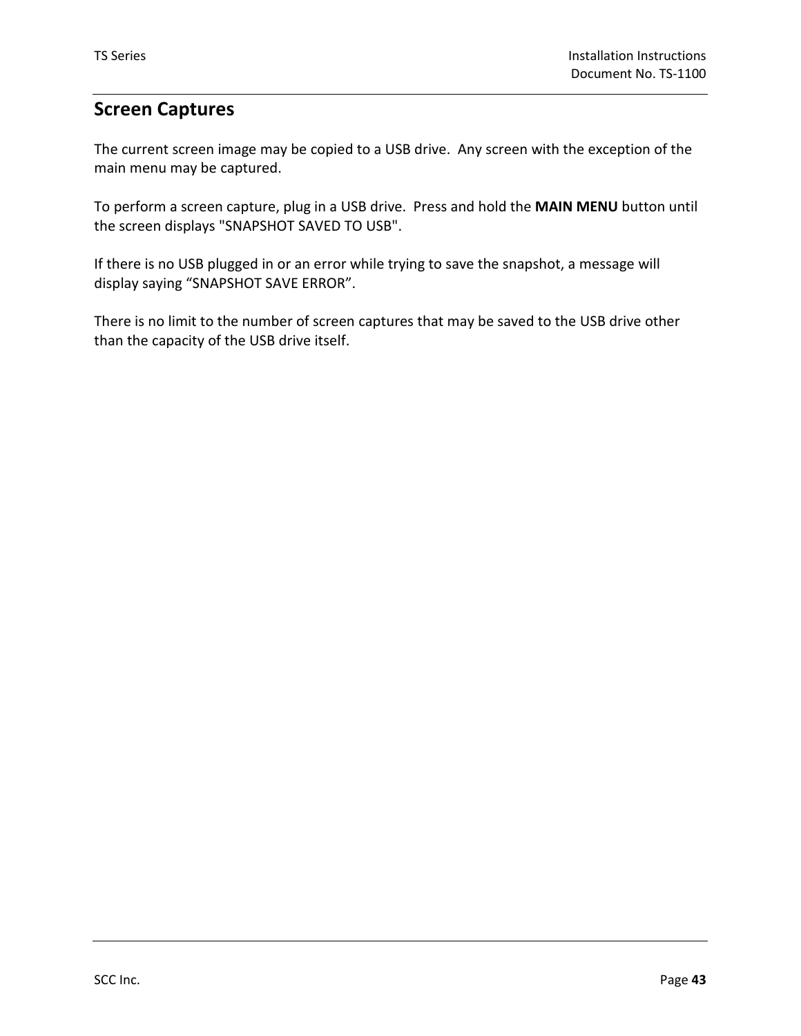## Screen Captures

The current screen image may be copied to a USB drive.  Any screen with the exception of the main menu may be captured.

To perform a screen capture, plug in a USB drive.  Press and hold the **MAIN MENU** button until the screen displays "SNAPSHOT SAVED TO USB".

If there is no USB plugged in or an error while trying to save the snapshot, a message will display saying “SNAPSHOT SAVE ERROR”.

There is no limit to the number of screen captures that may be saved to the USB drive other than the capacity of the USB drive itself.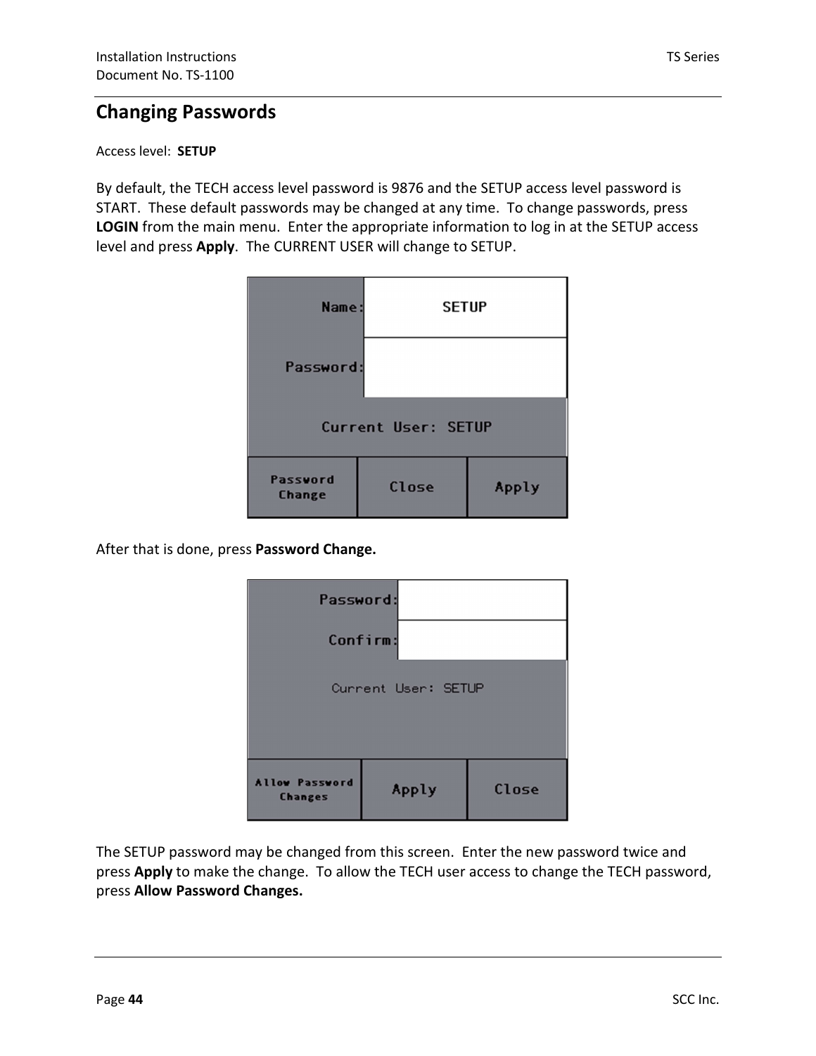## Changing Passwords

Access level: **SETUP**

By default, the TECH access level password is 9876 and the SETUP access level password is START. These default passwords may be changed at any time. To change passwords, press **LOGIN** from the main menu. Enter the appropriate information to log in at the SETUP access level and press **Apply**. The CURRENT USER will change to SETUP.

After that is done, press **Password Change.**

The SETUP password may be changed from this screen. Enter the new password twice and press **Apply** to make the change. To allow the TECH user access to change the TECH password, press **Allow Password Changes.**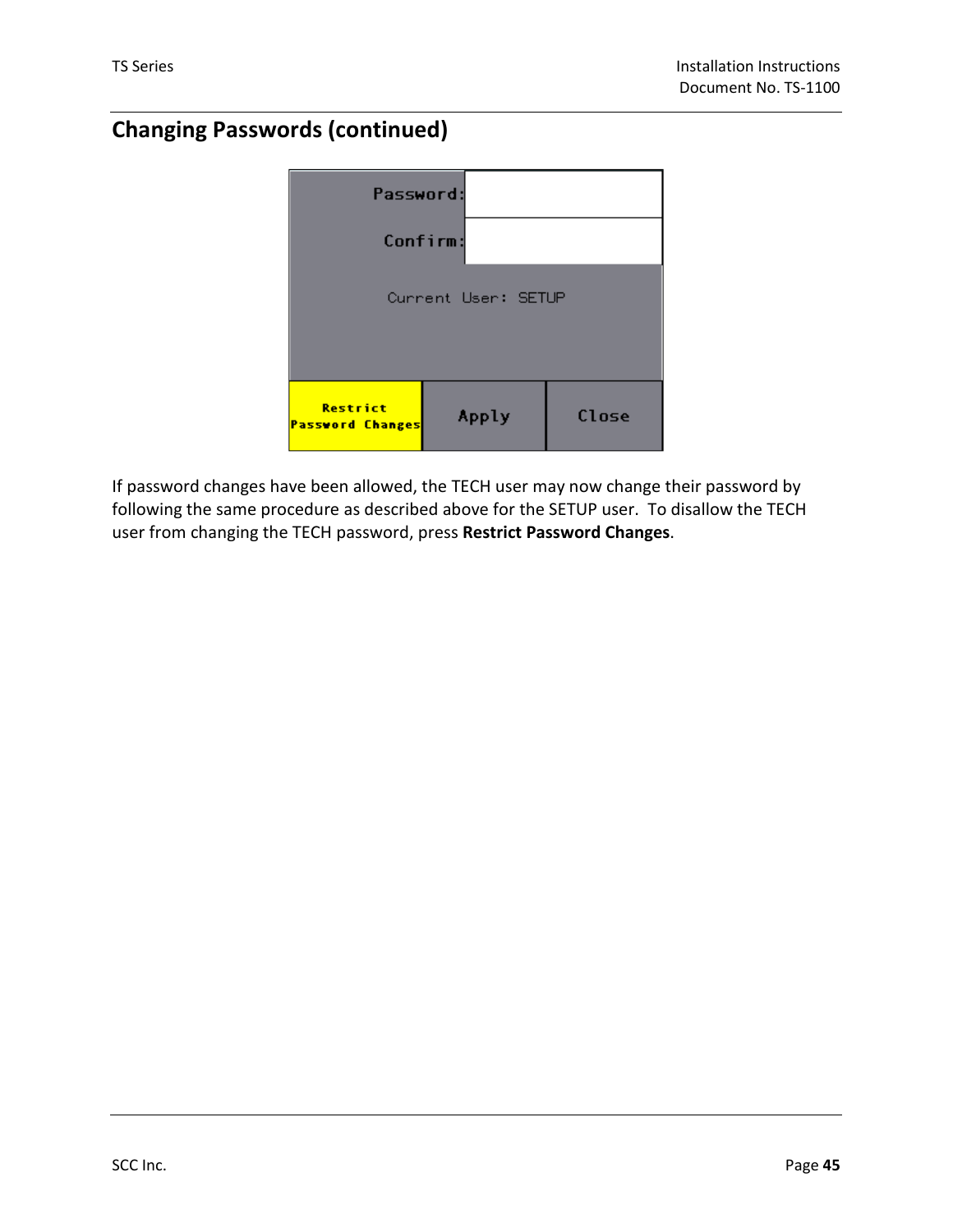## Changing Passwords (continued)

If password changes have been allowed, the TECH user may now change their password by following the same procedure as described above for the SETUP user. To disallow the TECH user from changing the TECH password, press **Restrict Password Changes**.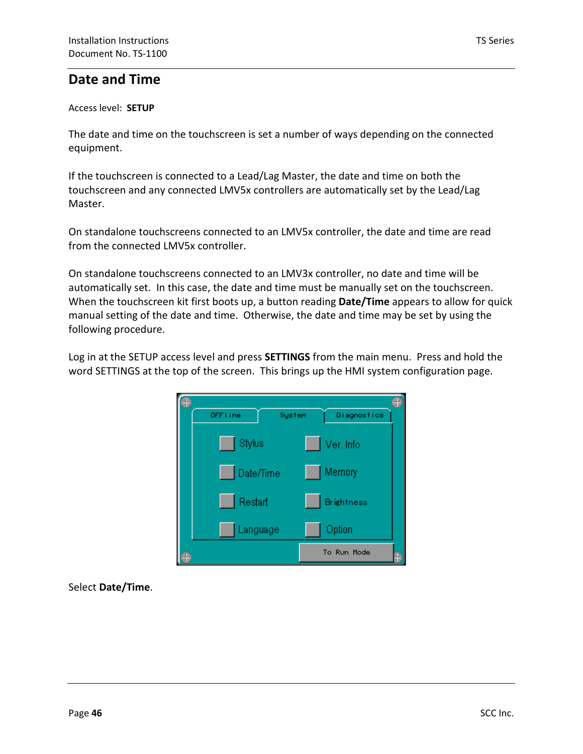# Date and Time

Access level: **SETUP**

The date and time on the touchscreen is set a number of ways depending on the connected equipment.

If the touchscreen is connected to a Lead/Lag Master, the date and time on both the touchscreen and any connected LMV5x controllers are automatically set by the Lead/Lag Master.

On standalone touchscreens connected to an LMV5x controller, the date and time are read from the connected LMV5x controller.

On standalone touchscreens connected to an LMV3x controller, no date and time will be automatically set. In this case, the date and time must be manually set on the touchscreen. When the touchscreen kit first boots up, a button reading **Date/Time** appears to allow for quick manual setting of the date and time. Otherwise, the date and time may be set by using the following procedure.

Log in at the SETUP access level and press **SETTINGS** from the main menu. Press and hold the word SETTINGS at the top of the screen. This brings up the HMI system configuration page.

Select **Date/Time**.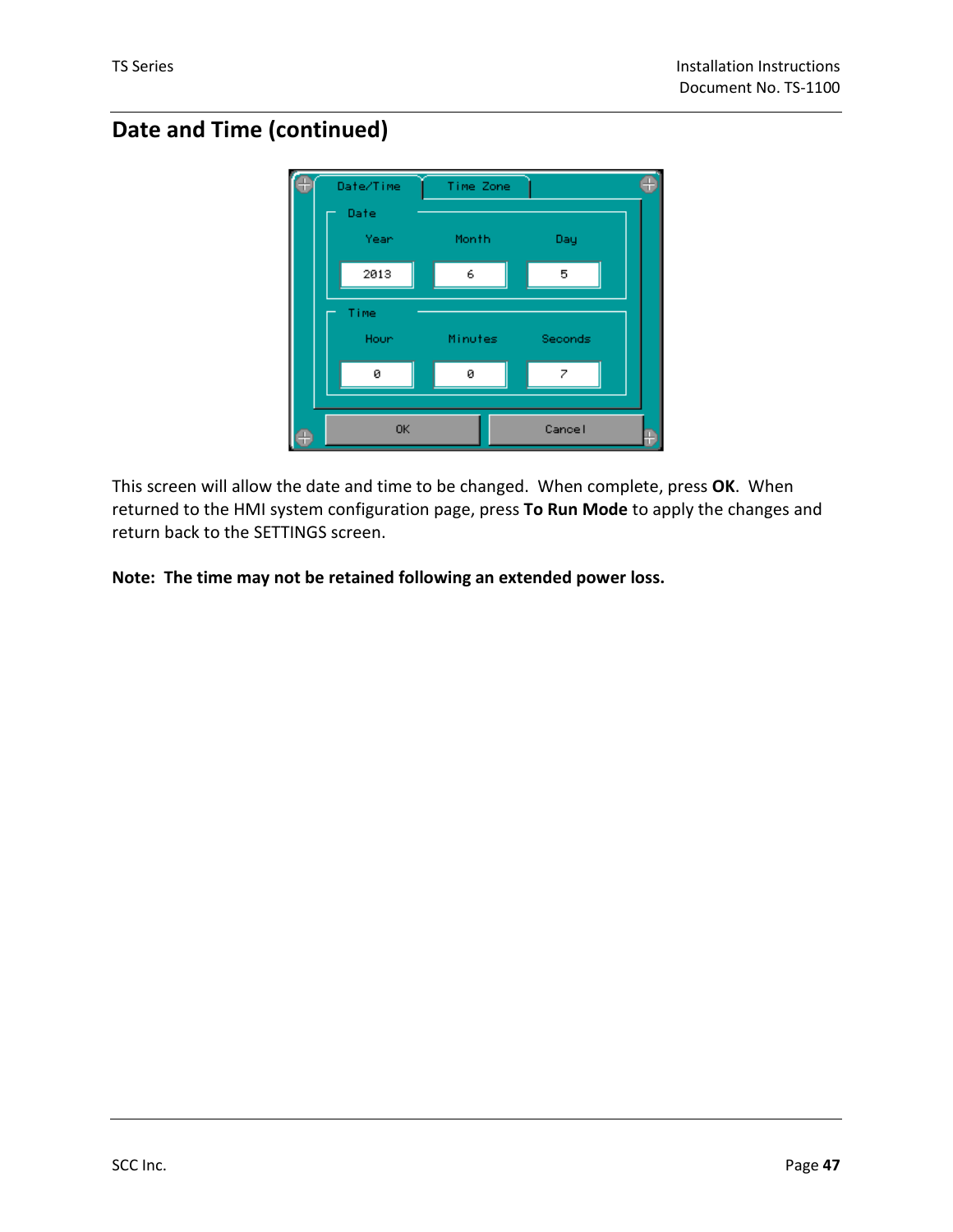## Date and Time (continued)

This screen will allow the date and time to be changed. When complete, press **OK**. When returned to the HMI system configuration page, press **To Run Mode** to apply the changes and return back to the SETTINGS screen.

**Note: The time may not be retained following an extended power loss.**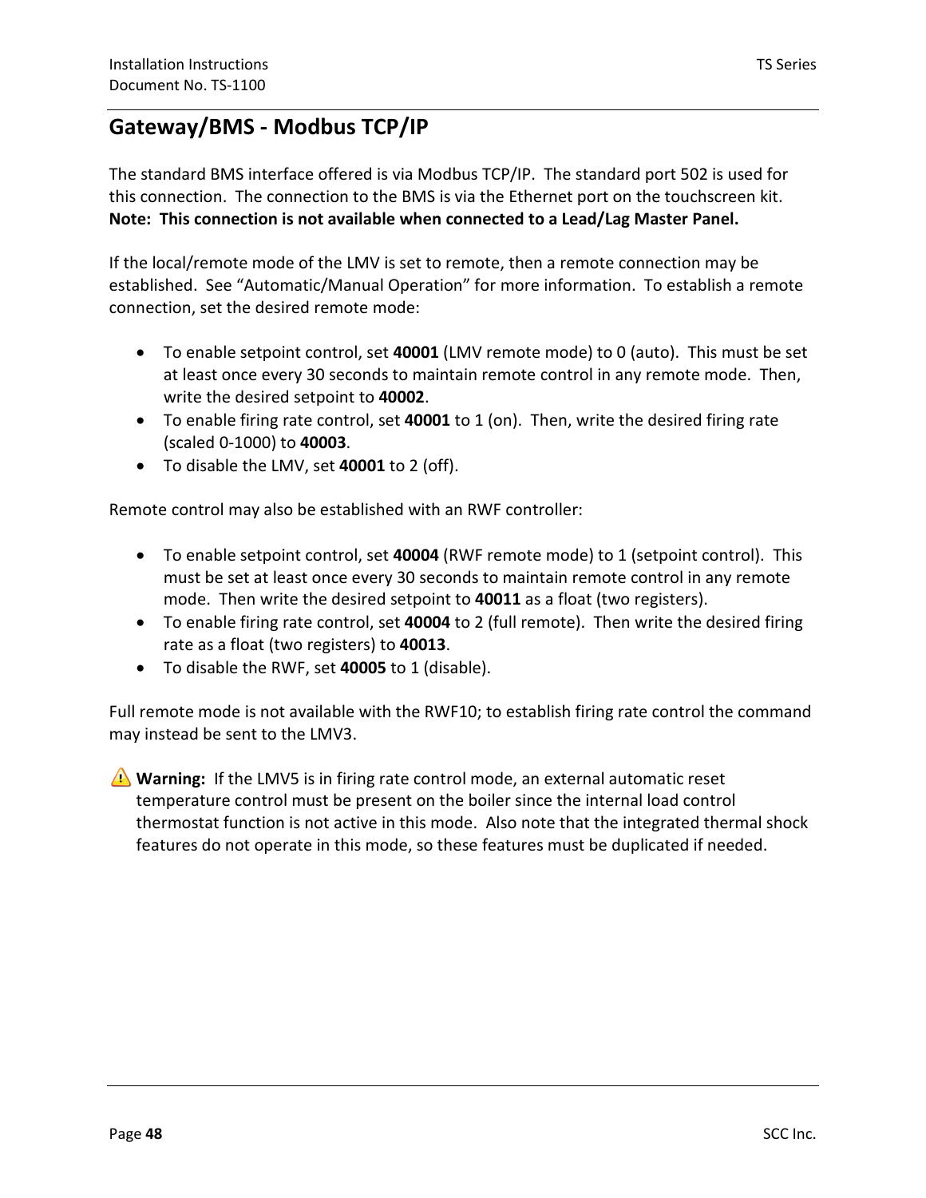## Gateway/BMS - Modbus TCP/IP

The standard BMS interface offered is via Modbus TCP/IP. The standard port 502 is used for this connection. The connection to the BMS is via the Ethernet port on the touchscreen kit. **Note: This connection is not available when connected to a Lead/Lag Master Panel.**

If the local/remote mode of the LMV is set to remote, then a remote connection may be established. See "Automatic/Manual Operation" for more information. To establish a remote connection, set the desired remote mode:

- To enable setpoint control, set **40001** (LMV remote mode) to 0 (auto). This must be set at least once every 30 seconds to maintain remote control in any remote mode. Then, write the desired setpoint to **40002**.
- To enable firing rate control, set **40001** to 1 (on). Then, write the desired firing rate (scaled 0-1000) to **40003**.
- To disable the LMV, set **40001** to 2 (off).

Remote control may also be established with an RWF controller:

- To enable setpoint control, set **40004** (RWF remote mode) to 1 (setpoint control). This must be set at least once every 30 seconds to maintain remote control in any remote mode. Then write the desired setpoint to **40011** as a float (two registers).
- To enable firing rate control, set **40004** to 2 (full remote). Then write the desired firing rate as a float (two registers) to **40013**.
- To disable the RWF, set **40005** to 1 (disable).

Full remote mode is not available with the RWF10; to establish firing rate control the command may instead be sent to the LMV3.

⚠ **Warning:** If the LMV5 is in firing rate control mode, an external automatic reset temperature control must be present on the boiler since the internal load control thermostat function is not active in this mode. Also note that the integrated thermal shock features do not operate in this mode, so these features must be duplicated if needed.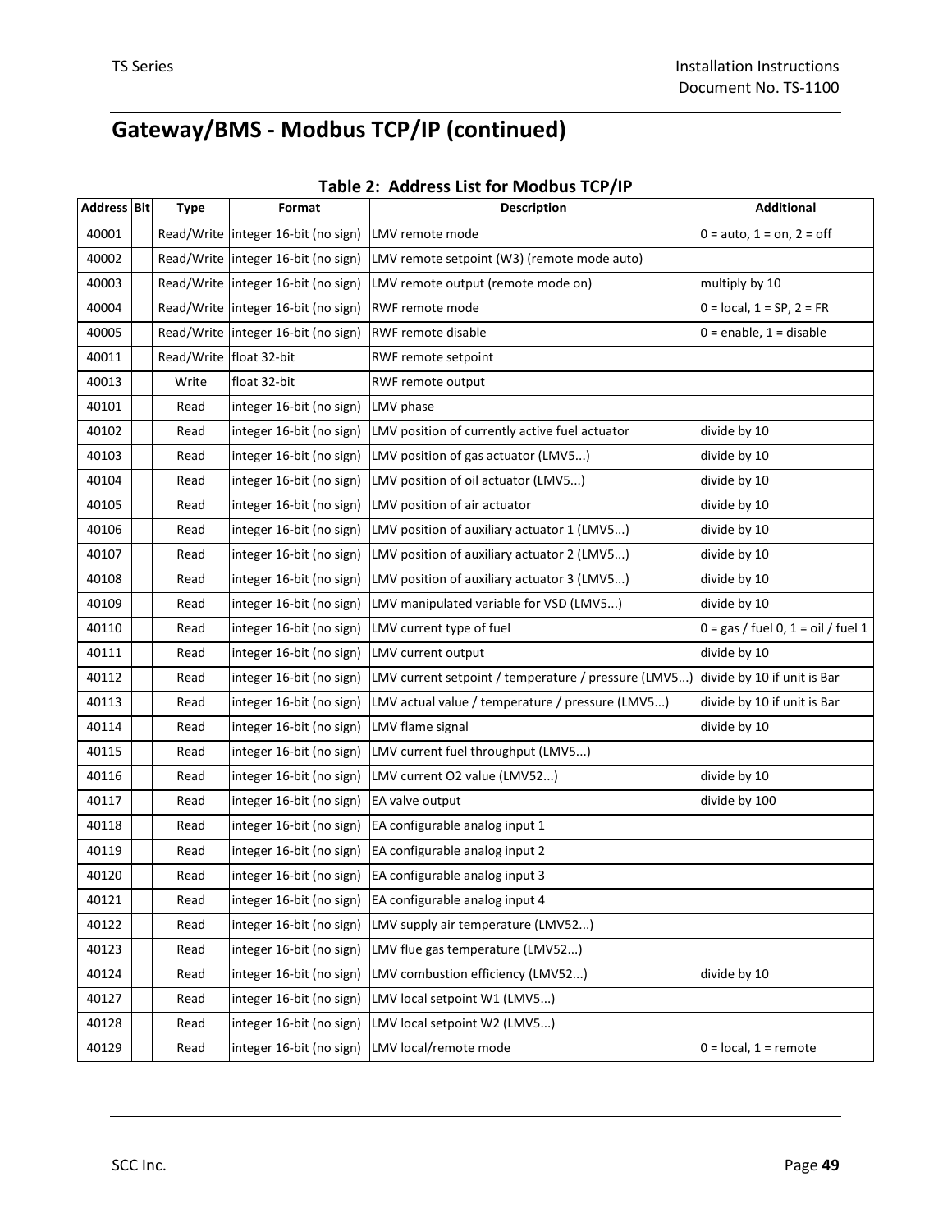# Gateway/BMS - Modbus TCP/IP (continued)

**Table 2: Address List for Modbus TCP/IP**

| Address | Bit | Type | Format | Description | Additional |
|---|---|---|---|---|---|
| 40001 | | Read/Write | integer 16-bit (no sign) | LMV remote mode | 0 = auto, 1 = on, 2 = off |
| 40002 | | Read/Write | integer 16-bit (no sign) | LMV remote setpoint (W3) (remote mode auto) | |
| 40003 | | Read/Write | integer 16-bit (no sign) | LMV remote output (remote mode on) | multiply by 10 |
| 40004 | | Read/Write | integer 16-bit (no sign) | RWF remote mode | 0 = local, 1 = SP, 2 = FR |
| 40005 | | Read/Write | integer 16-bit (no sign) | RWF remote disable | 0 = enable, 1 = disable |
| 40011 | | Read/Write | float 32-bit | RWF remote setpoint | |
| 40013 | | Write | float 32-bit | RWF remote output | |
| 40101 | | Read | integer 16-bit (no sign) | LMV phase | |
| 40102 | | Read | integer 16-bit (no sign) | LMV position of currently active fuel actuator | divide by 10 |
| 40103 | | Read | integer 16-bit (no sign) | LMV position of gas actuator (LMV5...) | divide by 10 |
| 40104 | | Read | integer 16-bit (no sign) | LMV position of oil actuator (LMV5...) | divide by 10 |
| 40105 | | Read | integer 16-bit (no sign) | LMV position of air actuator | divide by 10 |
| 40106 | | Read | integer 16-bit (no sign) | LMV position of auxiliary actuator 1 (LMV5...) | divide by 10 |
| 40107 | | Read | integer 16-bit (no sign) | LMV position of auxiliary actuator 2 (LMV5...) | divide by 10 |
| 40108 | | Read | integer 16-bit (no sign) | LMV position of auxiliary actuator 3 (LMV5...) | divide by 10 |
| 40109 | | Read | integer 16-bit (no sign) | LMV manipulated variable for VSD (LMV5...) | divide by 10 |
| 40110 | | Read | integer 16-bit (no sign) | LMV current type of fuel | 0 = gas / fuel 0, 1 = oil / fuel 1 |
| 40111 | | Read | integer 16-bit (no sign) | LMV current output | divide by 10 |
| 40112 | | Read | integer 16-bit (no sign) | LMV current setpoint / temperature / pressure (LMV5...) | divide by 10 if unit is Bar |
| 40113 | | Read | integer 16-bit (no sign) | LMV actual value / temperature / pressure (LMV5...) | divide by 10 if unit is Bar |
| 40114 | | Read | integer 16-bit (no sign) | LMV flame signal | divide by 10 |
| 40115 | | Read | integer 16-bit (no sign) | LMV current fuel throughput (LMV5...) | |
| 40116 | | Read | integer 16-bit (no sign) | LMV current O2 value (LMV52...) | divide by 10 |
| 40117 | | Read | integer 16-bit (no sign) | EA valve output | divide by 100 |
| 40118 | | Read | integer 16-bit (no sign) | EA configurable analog input 1 | |
| 40119 | | Read | integer 16-bit (no sign) | EA configurable analog input 2 | |
| 40120 | | Read | integer 16-bit (no sign) | EA configurable analog input 3 | |
| 40121 | | Read | integer 16-bit (no sign) | EA configurable analog input 4 | |
| 40122 | | Read | integer 16-bit (no sign) | LMV supply air temperature (LMV52...) | |
| 40123 | | Read | integer 16-bit (no sign) | LMV flue gas temperature (LMV52...) | |
| 40124 | | Read | integer 16-bit (no sign) | LMV combustion efficiency (LMV52...) | divide by 10 |
| 40127 | | Read | integer 16-bit (no sign) | LMV local setpoint W1 (LMV5...) | |
| 40128 | | Read | integer 16-bit (no sign) | LMV local setpoint W2 (LMV5...) | |
| 40129 | | Read | integer 16-bit (no sign) | LMV local/remote mode | 0 = local, 1 = remote |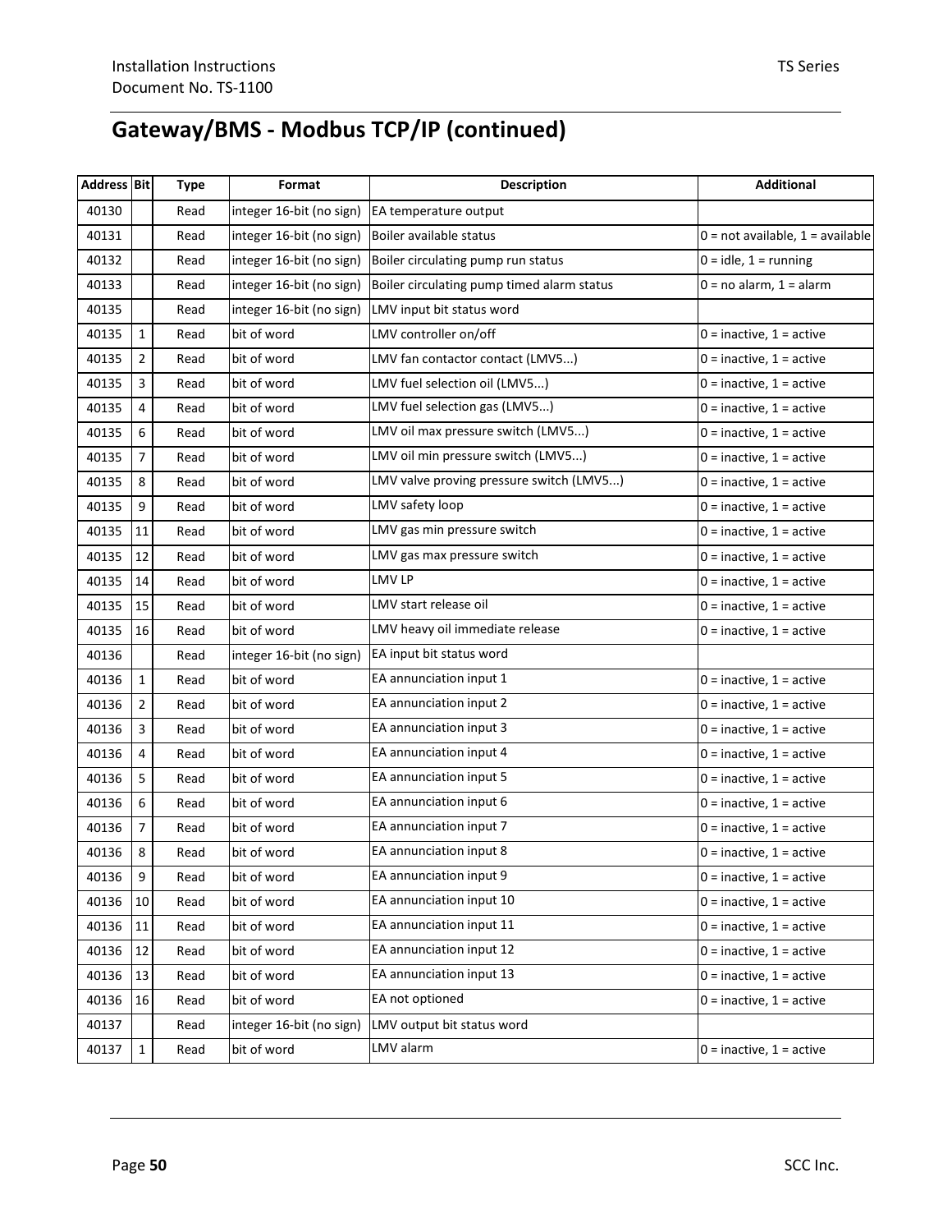# Gateway/BMS - Modbus TCP/IP (continued)

| Address | Bit | Type | Format | Description | Additional |
|---|---|---|---|---|---|
| 40130 | | Read | integer 16-bit (no sign) | EA temperature output | |
| 40131 | | Read | integer 16-bit (no sign) | Boiler available status | 0 = not available, 1 = available |
| 40132 | | Read | integer 16-bit (no sign) | Boiler circulating pump run status | 0 = idle, 1 = running |
| 40133 | | Read | integer 16-bit (no sign) | Boiler circulating pump timed alarm status | 0 = no alarm, 1 = alarm |
| 40135 | | Read | integer 16-bit (no sign) | LMV input bit status word | |
| 40135 | 1 | Read | bit of word | LMV controller on/off | 0 = inactive, 1 = active |
| 40135 | 2 | Read | bit of word | LMV fan contactor contact (LMV5...) | 0 = inactive, 1 = active |
| 40135 | 3 | Read | bit of word | LMV fuel selection oil (LMV5...) | 0 = inactive, 1 = active |
| 40135 | 4 | Read | bit of word | LMV fuel selection gas (LMV5...) | 0 = inactive, 1 = active |
| 40135 | 6 | Read | bit of word | LMV oil max pressure switch (LMV5...) | 0 = inactive, 1 = active |
| 40135 | 7 | Read | bit of word | LMV oil min pressure switch (LMV5...) | 0 = inactive, 1 = active |
| 40135 | 8 | Read | bit of word | LMV valve proving pressure switch (LMV5...) | 0 = inactive, 1 = active |
| 40135 | 9 | Read | bit of word | LMV safety loop | 0 = inactive, 1 = active |
| 40135 | 11 | Read | bit of word | LMV gas min pressure switch | 0 = inactive, 1 = active |
| 40135 | 12 | Read | bit of word | LMV gas max pressure switch | 0 = inactive, 1 = active |
| 40135 | 14 | Read | bit of word | LMV LP | 0 = inactive, 1 = active |
| 40135 | 15 | Read | bit of word | LMV start release oil | 0 = inactive, 1 = active |
| 40135 | 16 | Read | bit of word | LMV heavy oil immediate release | 0 = inactive, 1 = active |
| 40136 | | Read | integer 16-bit (no sign) | EA input bit status word | |
| 40136 | 1 | Read | bit of word | EA annunciation input 1 | 0 = inactive, 1 = active |
| 40136 | 2 | Read | bit of word | EA annunciation input 2 | 0 = inactive, 1 = active |
| 40136 | 3 | Read | bit of word | EA annunciation input 3 | 0 = inactive, 1 = active |
| 40136 | 4 | Read | bit of word | EA annunciation input 4 | 0 = inactive, 1 = active |
| 40136 | 5 | Read | bit of word | EA annunciation input 5 | 0 = inactive, 1 = active |
| 40136 | 6 | Read | bit of word | EA annunciation input 6 | 0 = inactive, 1 = active |
| 40136 | 7 | Read | bit of word | EA annunciation input 7 | 0 = inactive, 1 = active |
| 40136 | 8 | Read | bit of word | EA annunciation input 8 | 0 = inactive, 1 = active |
| 40136 | 9 | Read | bit of word | EA annunciation input 9 | 0 = inactive, 1 = active |
| 40136 | 10 | Read | bit of word | EA annunciation input 10 | 0 = inactive, 1 = active |
| 40136 | 11 | Read | bit of word | EA annunciation input 11 | 0 = inactive, 1 = active |
| 40136 | 12 | Read | bit of word | EA annunciation input 12 | 0 = inactive, 1 = active |
| 40136 | 13 | Read | bit of word | EA annunciation input 13 | 0 = inactive, 1 = active |
| 40136 | 16 | Read | bit of word | EA not optioned | 0 = inactive, 1 = active |
| 40137 | | Read | integer 16-bit (no sign) | LMV output bit status word | |
| 40137 | 1 | Read | bit of word | LMV alarm | 0 = inactive, 1 = active |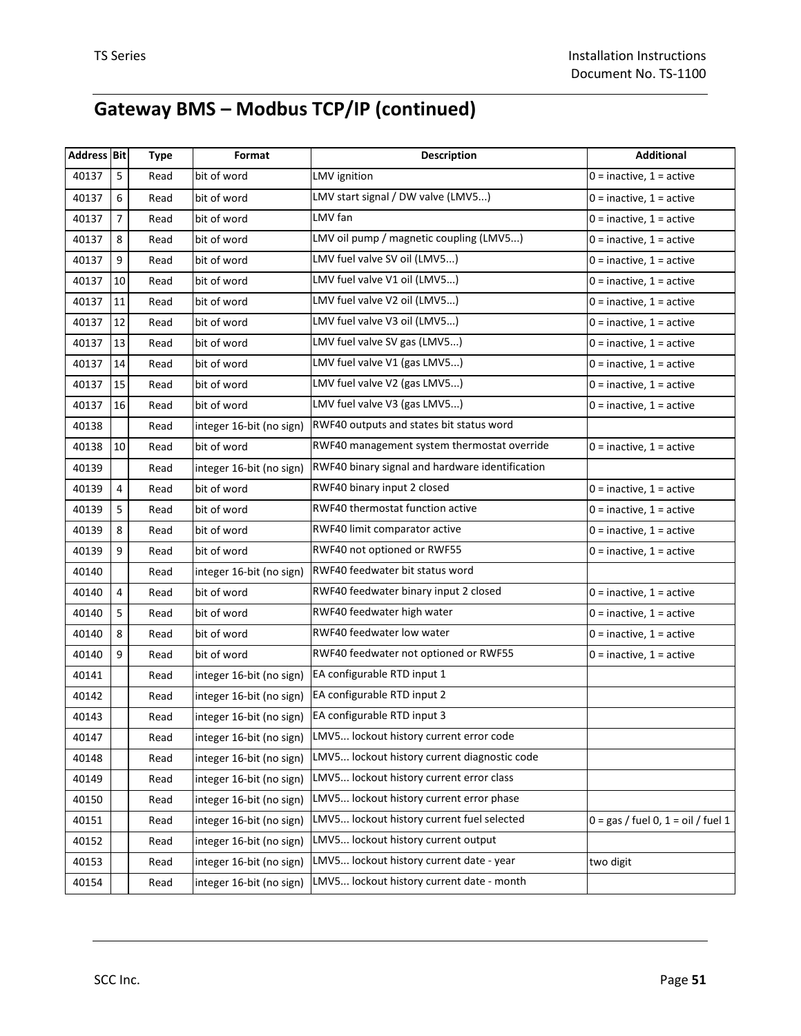## Gateway BMS – Modbus TCP/IP (continued)

| Address | Bit | Type | Format | Description | Additional |
|---|---|---|---|---|---|
| 40137 | 5 | Read | bit of word | LMV ignition | 0 = inactive, 1 = active |
| 40137 | 6 | Read | bit of word | LMV start signal / DW valve (LMV5...) | 0 = inactive, 1 = active |
| 40137 | 7 | Read | bit of word | LMV fan | 0 = inactive, 1 = active |
| 40137 | 8 | Read | bit of word | LMV oil pump / magnetic coupling (LMV5...) | 0 = inactive, 1 = active |
| 40137 | 9 | Read | bit of word | LMV fuel valve SV oil (LMV5...) | 0 = inactive, 1 = active |
| 40137 | 10 | Read | bit of word | LMV fuel valve V1 oil (LMV5...) | 0 = inactive, 1 = active |
| 40137 | 11 | Read | bit of word | LMV fuel valve V2 oil (LMV5...) | 0 = inactive, 1 = active |
| 40137 | 12 | Read | bit of word | LMV fuel valve V3 oil (LMV5...) | 0 = inactive, 1 = active |
| 40137 | 13 | Read | bit of word | LMV fuel valve SV gas (LMV5...) | 0 = inactive, 1 = active |
| 40137 | 14 | Read | bit of word | LMV fuel valve V1 (gas LMV5...) | 0 = inactive, 1 = active |
| 40137 | 15 | Read | bit of word | LMV fuel valve V2 (gas LMV5...) | 0 = inactive, 1 = active |
| 40137 | 16 | Read | bit of word | LMV fuel valve V3 (gas LMV5...) | 0 = inactive, 1 = active |
| 40138 | | Read | integer 16-bit (no sign) | RWF40 outputs and states bit status word | |
| 40138 | 10 | Read | bit of word | RWF40 management system thermostat override | 0 = inactive, 1 = active |
| 40139 | | Read | integer 16-bit (no sign) | RWF40 binary signal and hardware identification | |
| 40139 | 4 | Read | bit of word | RWF40 binary input 2 closed | 0 = inactive, 1 = active |
| 40139 | 5 | Read | bit of word | RWF40 thermostat function active | 0 = inactive, 1 = active |
| 40139 | 8 | Read | bit of word | RWF40 limit comparator active | 0 = inactive, 1 = active |
| 40139 | 9 | Read | bit of word | RWF40 not optioned or RWF55 | 0 = inactive, 1 = active |
| 40140 | | Read | integer 16-bit (no sign) | RWF40 feedwater bit status word | |
| 40140 | 4 | Read | bit of word | RWF40 feedwater binary input 2 closed | 0 = inactive, 1 = active |
| 40140 | 5 | Read | bit of word | RWF40 feedwater high water | 0 = inactive, 1 = active |
| 40140 | 8 | Read | bit of word | RWF40 feedwater low water | 0 = inactive, 1 = active |
| 40140 | 9 | Read | bit of word | RWF40 feedwater not optioned or RWF55 | 0 = inactive, 1 = active |
| 40141 | | Read | integer 16-bit (no sign) | EA configurable RTD input 1 | |
| 40142 | | Read | integer 16-bit (no sign) | EA configurable RTD input 2 | |
| 40143 | | Read | integer 16-bit (no sign) | EA configurable RTD input 3 | |
| 40147 | | Read | integer 16-bit (no sign) | LMV5... lockout history current error code | |
| 40148 | | Read | integer 16-bit (no sign) | LMV5... lockout history current diagnostic code | |
| 40149 | | Read | integer 16-bit (no sign) | LMV5... lockout history current error class | |
| 40150 | | Read | integer 16-bit (no sign) | LMV5... lockout history current error phase | |
| 40151 | | Read | integer 16-bit (no sign) | LMV5... lockout history current fuel selected | 0 = gas / fuel 0, 1 = oil / fuel 1 |
| 40152 | | Read | integer 16-bit (no sign) | LMV5... lockout history current output | |
| 40153 | | Read | integer 16-bit (no sign) | LMV5... lockout history current date - year | two digit |
| 40154 | | Read | integer 16-bit (no sign) | LMV5... lockout history current date - month | |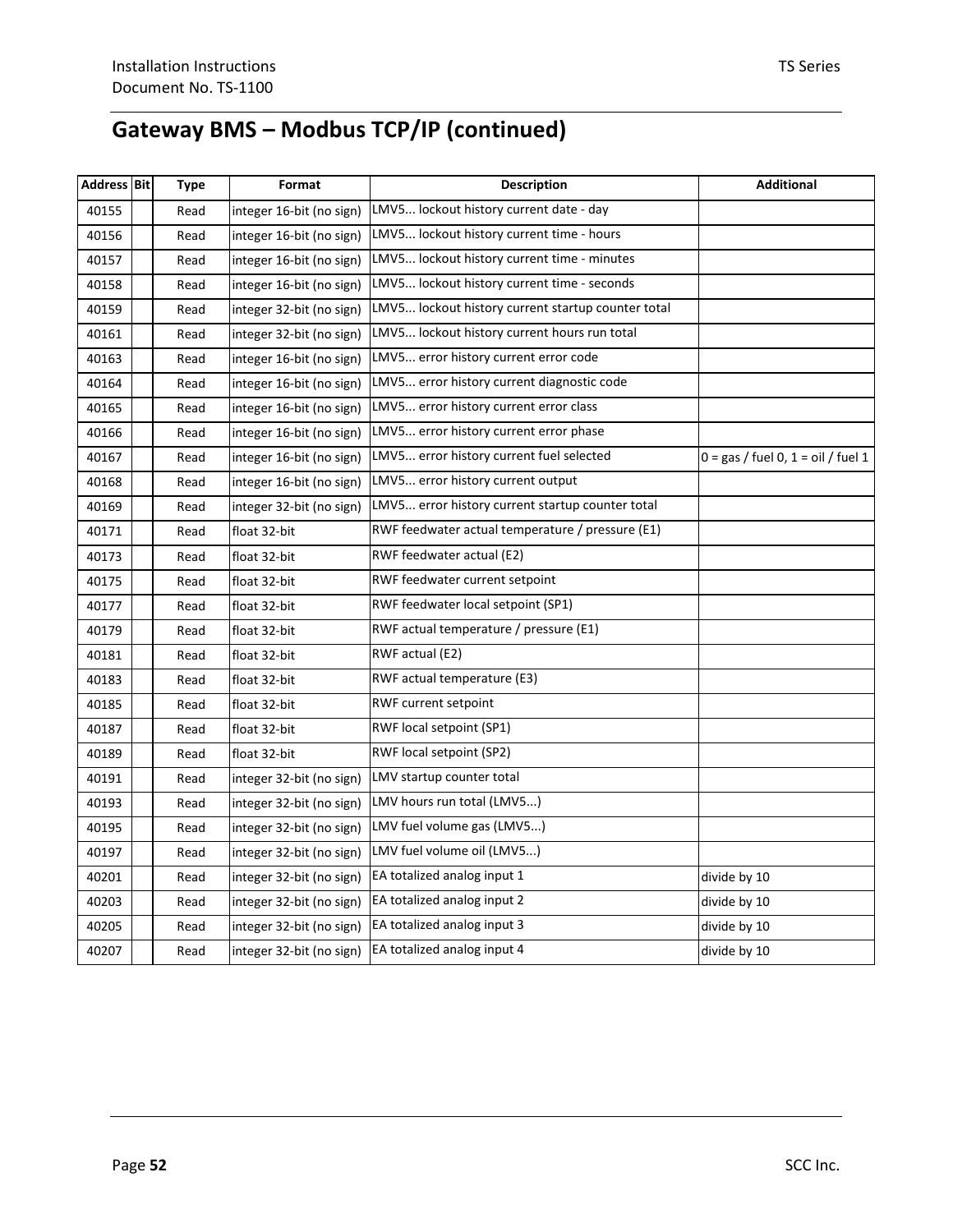## Gateway BMS – Modbus TCP/IP (continued)

| Address | Bit | Type | Format | Description | Additional |
|---|---|---|---|---|---|
| 40155 | | Read | integer 16-bit (no sign) | LMV5... lockout history current date - day | |
| 40156 | | Read | integer 16-bit (no sign) | LMV5... lockout history current time - hours | |
| 40157 | | Read | integer 16-bit (no sign) | LMV5... lockout history current time - minutes | |
| 40158 | | Read | integer 16-bit (no sign) | LMV5... lockout history current time - seconds | |
| 40159 | | Read | integer 32-bit (no sign) | LMV5... lockout history current startup counter total | |
| 40161 | | Read | integer 32-bit (no sign) | LMV5... lockout history current hours run total | |
| 40163 | | Read | integer 16-bit (no sign) | LMV5... error history current error code | |
| 40164 | | Read | integer 16-bit (no sign) | LMV5... error history current diagnostic code | |
| 40165 | | Read | integer 16-bit (no sign) | LMV5... error history current error class | |
| 40166 | | Read | integer 16-bit (no sign) | LMV5... error history current error phase | |
| 40167 | | Read | integer 16-bit (no sign) | LMV5... error history current fuel selected | 0 = gas / fuel 0, 1 = oil / fuel 1 |
| 40168 | | Read | integer 16-bit (no sign) | LMV5... error history current output | |
| 40169 | | Read | integer 32-bit (no sign) | LMV5... error history current startup counter total | |
| 40171 | | Read | float 32-bit | RWF feedwater actual temperature / pressure (E1) | |
| 40173 | | Read | float 32-bit | RWF feedwater actual (E2) | |
| 40175 | | Read | float 32-bit | RWF feedwater current setpoint | |
| 40177 | | Read | float 32-bit | RWF feedwater local setpoint (SP1) | |
| 40179 | | Read | float 32-bit | RWF actual temperature / pressure (E1) | |
| 40181 | | Read | float 32-bit | RWF actual (E2) | |
| 40183 | | Read | float 32-bit | RWF actual temperature (E3) | |
| 40185 | | Read | float 32-bit | RWF current setpoint | |
| 40187 | | Read | float 32-bit | RWF local setpoint (SP1) | |
| 40189 | | Read | float 32-bit | RWF local setpoint (SP2) | |
| 40191 | | Read | integer 32-bit (no sign) | LMV startup counter total | |
| 40193 | | Read | integer 32-bit (no sign) | LMV hours run total (LMV5...) | |
| 40195 | | Read | integer 32-bit (no sign) | LMV fuel volume gas (LMV5...) | |
| 40197 | | Read | integer 32-bit (no sign) | LMV fuel volume oil (LMV5...) | |
| 40201 | | Read | integer 32-bit (no sign) | EA totalized analog input 1 | divide by 10 |
| 40203 | | Read | integer 32-bit (no sign) | EA totalized analog input 2 | divide by 10 |
| 40205 | | Read | integer 32-bit (no sign) | EA totalized analog input 3 | divide by 10 |
| 40207 | | Read | integer 32-bit (no sign) | EA totalized analog input 4 | divide by 10 |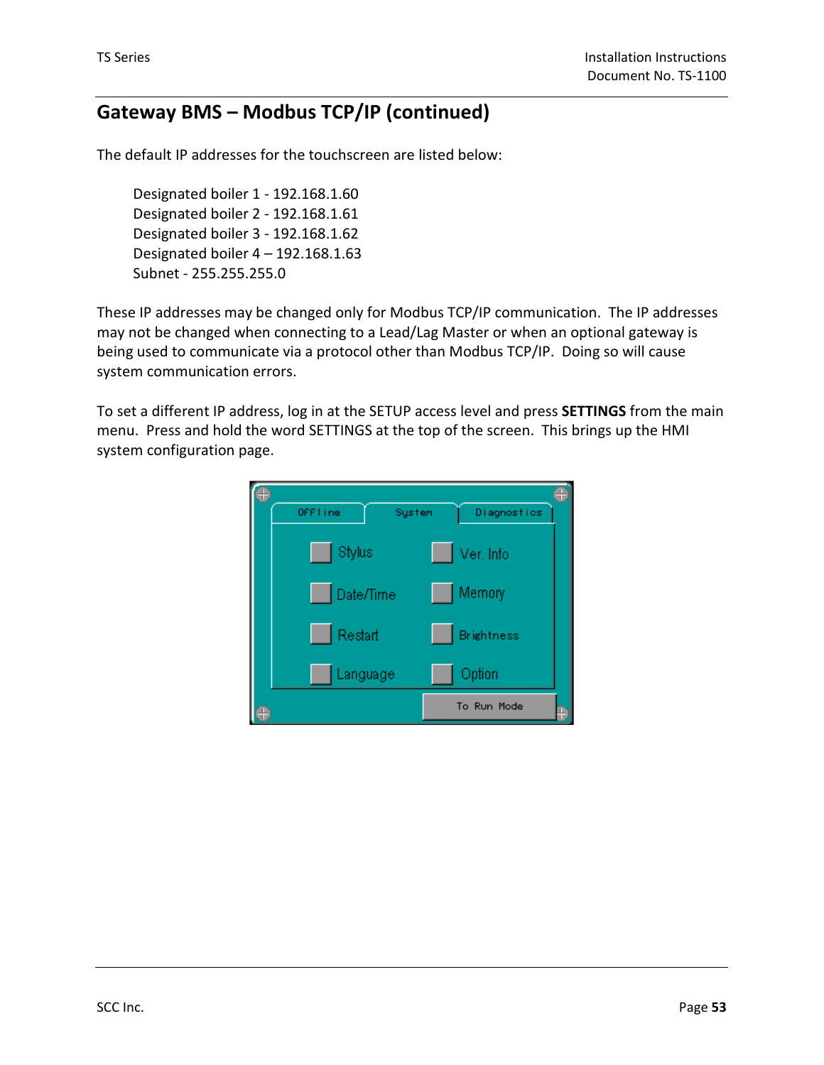## Gateway BMS – Modbus TCP/IP (continued)

The default IP addresses for the touchscreen are listed below:

Designated boiler 1 - 192.168.1.60
Designated boiler 2 - 192.168.1.61
Designated boiler 3 - 192.168.1.62
Designated boiler 4 – 192.168.1.63
Subnet - 255.255.255.0

These IP addresses may be changed only for Modbus TCP/IP communication. The IP addresses may not be changed when connecting to a Lead/Lag Master or when an optional gateway is being used to communicate via a protocol other than Modbus TCP/IP. Doing so will cause system communication errors.

To set a different IP address, log in at the SETUP access level and press **SETTINGS** from the main menu. Press and hold the word SETTINGS at the top of the screen. This brings up the HMI system configuration page.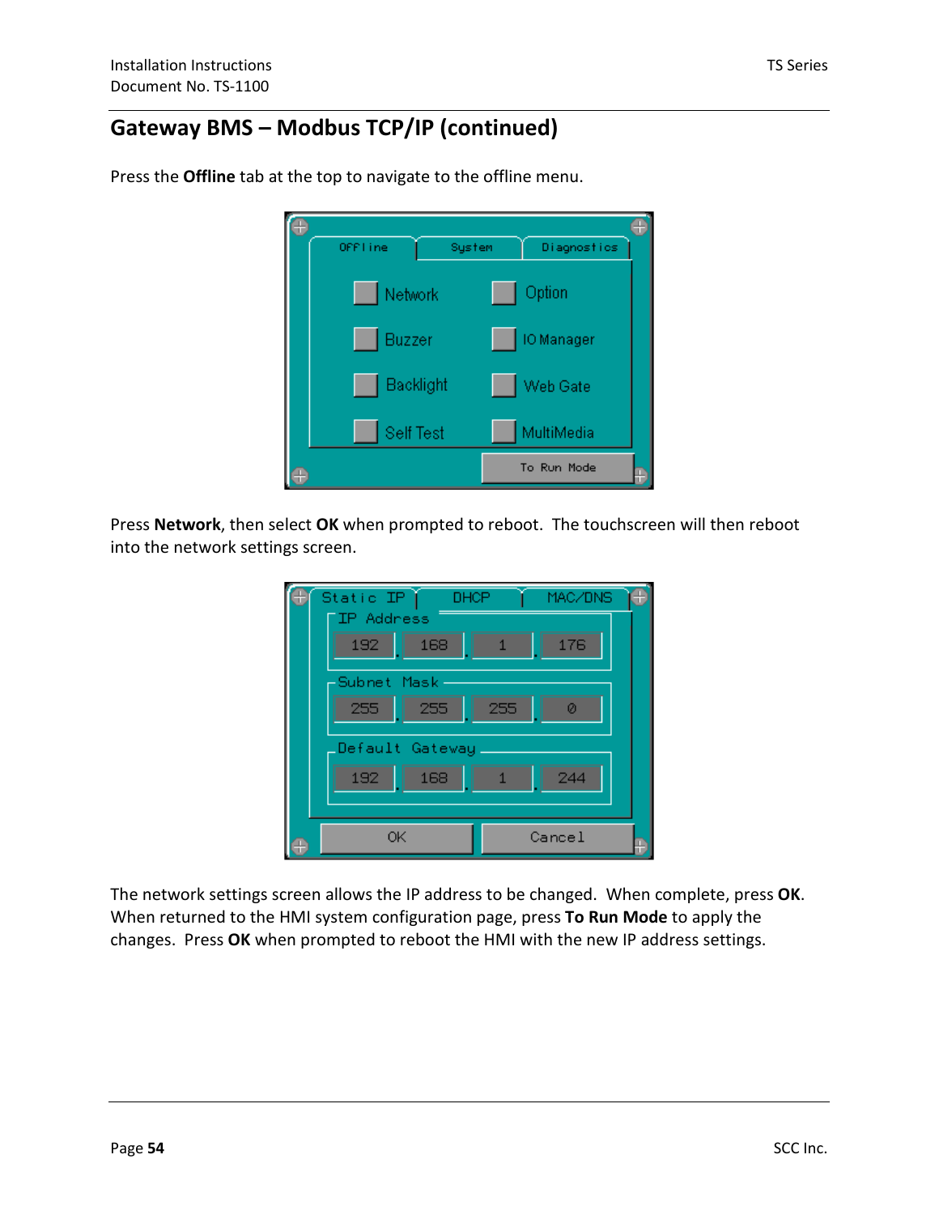## Gateway BMS – Modbus TCP/IP (continued)

Press the **Offline** tab at the top to navigate to the offline menu.

Press **Network**, then select **OK** when prompted to reboot. The touchscreen will then reboot into the network settings screen.

The network settings screen allows the IP address to be changed. When complete, press **OK**. When returned to the HMI system configuration page, press **To Run Mode** to apply the changes. Press **OK** when prompted to reboot the HMI with the new IP address settings.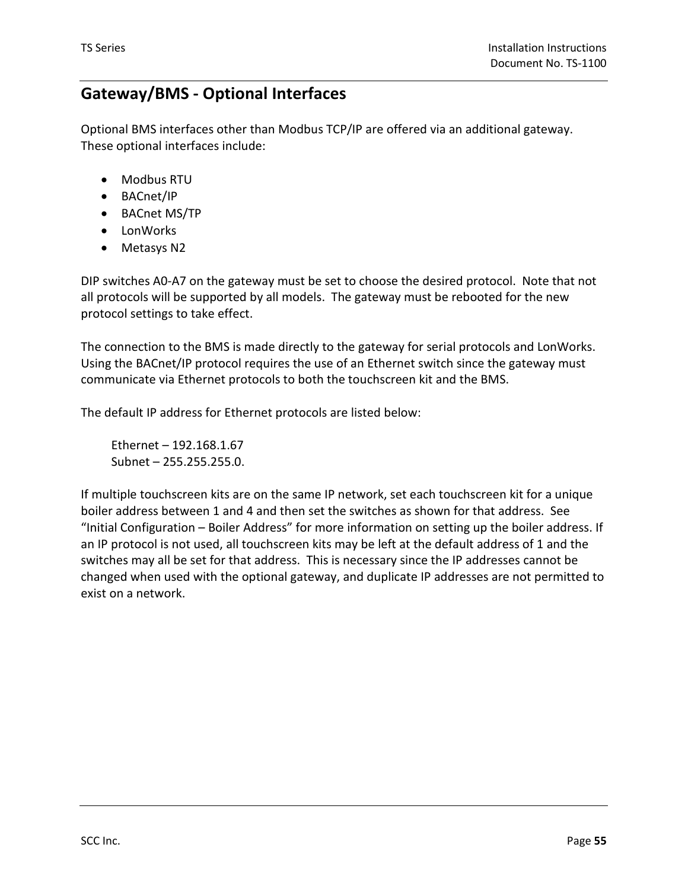## Gateway/BMS - Optional Interfaces

Optional BMS interfaces other than Modbus TCP/IP are offered via an additional gateway. These optional interfaces include:

- Modbus RTU
- BACnet/IP
- BACnet MS/TP
- LonWorks
- Metasys N2

DIP switches A0-A7 on the gateway must be set to choose the desired protocol. Note that not all protocols will be supported by all models. The gateway must be rebooted for the new protocol settings to take effect.

The connection to the BMS is made directly to the gateway for serial protocols and LonWorks. Using the BACnet/IP protocol requires the use of an Ethernet switch since the gateway must communicate via Ethernet protocols to both the touchscreen kit and the BMS.

The default IP address for Ethernet protocols are listed below:

> Ethernet – 192.168.1.67
> Subnet – 255.255.255.0.

If multiple touchscreen kits are on the same IP network, set each touchscreen kit for a unique boiler address between 1 and 4 and then set the switches as shown for that address. See “Initial Configuration – Boiler Address” for more information on setting up the boiler address. If an IP protocol is not used, all touchscreen kits may be left at the default address of 1 and the switches may all be set for that address. This is necessary since the IP addresses cannot be changed when used with the optional gateway, and duplicate IP addresses are not permitted to exist on a network.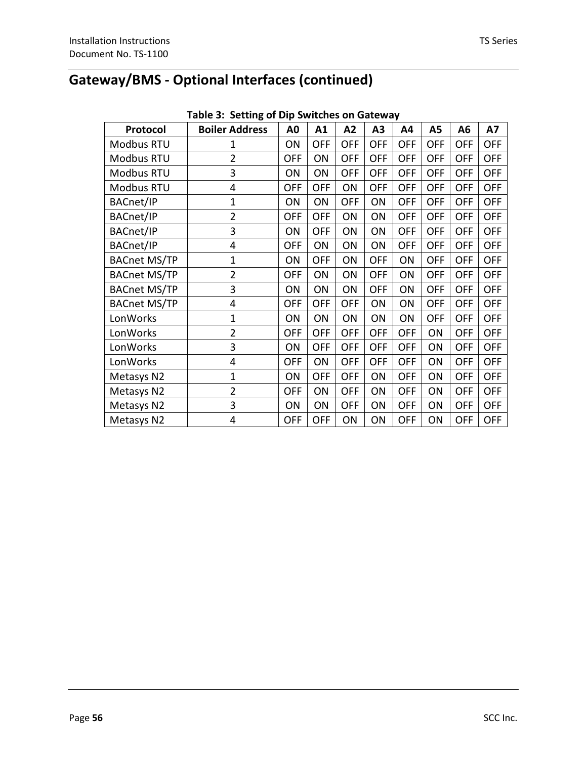## Gateway/BMS - Optional Interfaces (continued)

**Table 3: Setting of Dip Switches on Gateway**

| Protocol | Boiler Address | A0 | A1 | A2 | A3 | A4 | A5 | A6 | A7 |
|---|---|---|---|---|---|---|---|---|---|
| Modbus RTU | 1 | ON | OFF | OFF | OFF | OFF | OFF | OFF | OFF |
| Modbus RTU | 2 | OFF | ON | OFF | OFF | OFF | OFF | OFF | OFF |
| Modbus RTU | 3 | ON | ON | OFF | OFF | OFF | OFF | OFF | OFF |
| Modbus RTU | 4 | OFF | OFF | ON | OFF | OFF | OFF | OFF | OFF |
| BACnet/IP | 1 | ON | ON | OFF | ON | OFF | OFF | OFF | OFF |
| BACnet/IP | 2 | OFF | OFF | ON | ON | OFF | OFF | OFF | OFF |
| BACnet/IP | 3 | ON | OFF | ON | ON | OFF | OFF | OFF | OFF |
| BACnet/IP | 4 | OFF | ON | ON | ON | OFF | OFF | OFF | OFF |
| BACnet MS/TP | 1 | ON | OFF | ON | OFF | ON | OFF | OFF | OFF |
| BACnet MS/TP | 2 | OFF | ON | ON | OFF | ON | OFF | OFF | OFF |
| BACnet MS/TP | 3 | ON | ON | ON | OFF | ON | OFF | OFF | OFF |
| BACnet MS/TP | 4 | OFF | OFF | OFF | ON | ON | OFF | OFF | OFF |
| LonWorks | 1 | ON | ON | ON | ON | ON | OFF | OFF | OFF |
| LonWorks | 2 | OFF | OFF | OFF | OFF | OFF | ON | OFF | OFF |
| LonWorks | 3 | ON | OFF | OFF | OFF | OFF | ON | OFF | OFF |
| LonWorks | 4 | OFF | ON | OFF | OFF | OFF | ON | OFF | OFF |
| Metasys N2 | 1 | ON | OFF | OFF | ON | OFF | ON | OFF | OFF |
| Metasys N2 | 2 | OFF | ON | OFF | ON | OFF | ON | OFF | OFF |
| Metasys N2 | 3 | ON | ON | OFF | ON | OFF | ON | OFF | OFF |
| Metasys N2 | 4 | OFF | OFF | ON | ON | OFF | ON | OFF | OFF |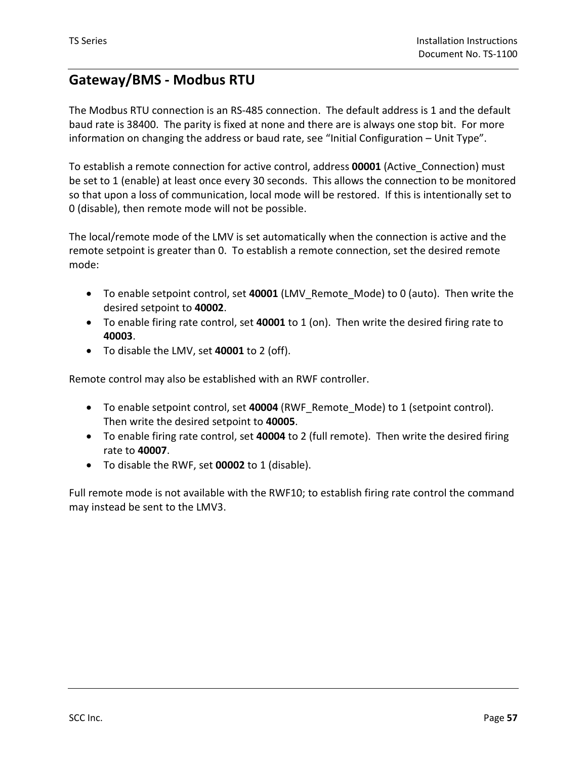## Gateway/BMS - Modbus RTU

The Modbus RTU connection is an RS-485 connection. The default address is 1 and the default baud rate is 38400. The parity is fixed at none and there are is always one stop bit. For more information on changing the address or baud rate, see "Initial Configuration – Unit Type".

To establish a remote connection for active control, address **00001** (Active_Connection) must be set to 1 (enable) at least once every 30 seconds. This allows the connection to be monitored so that upon a loss of communication, local mode will be restored. If this is intentionally set to 0 (disable), then remote mode will not be possible.

The local/remote mode of the LMV is set automatically when the connection is active and the remote setpoint is greater than 0. To establish a remote connection, set the desired remote mode:

- To enable setpoint control, set **40001** (LMV_Remote_Mode) to 0 (auto). Then write the desired setpoint to **40002**.
- To enable firing rate control, set **40001** to 1 (on). Then write the desired firing rate to **40003**.
- To disable the LMV, set **40001** to 2 (off).

Remote control may also be established with an RWF controller.

- To enable setpoint control, set **40004** (RWF_Remote_Mode) to 1 (setpoint control). Then write the desired setpoint to **40005**.
- To enable firing rate control, set **40004** to 2 (full remote). Then write the desired firing rate to **40007**.
- To disable the RWF, set **00002** to 1 (disable).

Full remote mode is not available with the RWF10; to establish firing rate control the command may instead be sent to the LMV3.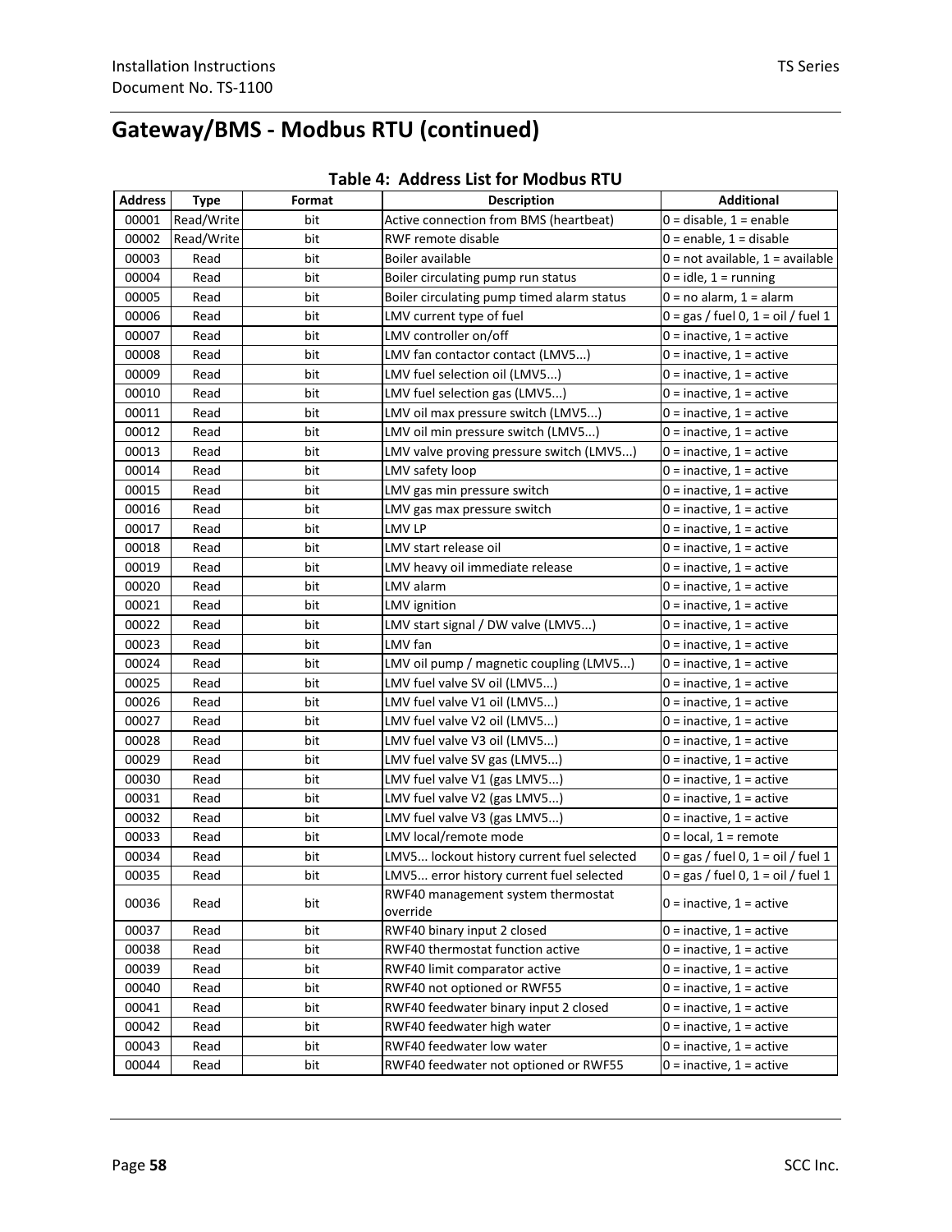# Gateway/BMS - Modbus RTU (continued)

**Table 4: Address List for Modbus RTU**

| Address | Type | Format | Description | Additional |
|---|---|---|---|---|
| 00001 | Read/Write | bit | Active connection from BMS (heartbeat) | 0 = disable, 1 = enable |
| 00002 | Read/Write | bit | RWF remote disable | 0 = enable, 1 = disable |
| 00003 | Read | bit | Boiler available | 0 = not available, 1 = available |
| 00004 | Read | bit | Boiler circulating pump run status | 0 = idle, 1 = running |
| 00005 | Read | bit | Boiler circulating pump timed alarm status | 0 = no alarm, 1 = alarm |
| 00006 | Read | bit | LMV current type of fuel | 0 = gas / fuel 0, 1 = oil / fuel 1 |
| 00007 | Read | bit | LMV controller on/off | 0 = inactive, 1 = active |
| 00008 | Read | bit | LMV fan contactor contact (LMV5...) | 0 = inactive, 1 = active |
| 00009 | Read | bit | LMV fuel selection oil (LMV5...) | 0 = inactive, 1 = active |
| 00010 | Read | bit | LMV fuel selection gas (LMV5...) | 0 = inactive, 1 = active |
| 00011 | Read | bit | LMV oil max pressure switch (LMV5...) | 0 = inactive, 1 = active |
| 00012 | Read | bit | LMV oil min pressure switch (LMV5...) | 0 = inactive, 1 = active |
| 00013 | Read | bit | LMV valve proving pressure switch (LMV5...) | 0 = inactive, 1 = active |
| 00014 | Read | bit | LMV safety loop | 0 = inactive, 1 = active |
| 00015 | Read | bit | LMV gas min pressure switch | 0 = inactive, 1 = active |
| 00016 | Read | bit | LMV gas max pressure switch | 0 = inactive, 1 = active |
| 00017 | Read | bit | LMV LP | 0 = inactive, 1 = active |
| 00018 | Read | bit | LMV start release oil | 0 = inactive, 1 = active |
| 00019 | Read | bit | LMV heavy oil immediate release | 0 = inactive, 1 = active |
| 00020 | Read | bit | LMV alarm | 0 = inactive, 1 = active |
| 00021 | Read | bit | LMV ignition | 0 = inactive, 1 = active |
| 00022 | Read | bit | LMV start signal / DW valve (LMV5...) | 0 = inactive, 1 = active |
| 00023 | Read | bit | LMV fan | 0 = inactive, 1 = active |
| 00024 | Read | bit | LMV oil pump / magnetic coupling (LMV5...) | 0 = inactive, 1 = active |
| 00025 | Read | bit | LMV fuel valve SV oil (LMV5...) | 0 = inactive, 1 = active |
| 00026 | Read | bit | LMV fuel valve V1 oil (LMV5...) | 0 = inactive, 1 = active |
| 00027 | Read | bit | LMV fuel valve V2 oil (LMV5...) | 0 = inactive, 1 = active |
| 00028 | Read | bit | LMV fuel valve V3 oil (LMV5...) | 0 = inactive, 1 = active |
| 00029 | Read | bit | LMV fuel valve SV gas (LMV5...) | 0 = inactive, 1 = active |
| 00030 | Read | bit | LMV fuel valve V1 (gas LMV5...) | 0 = inactive, 1 = active |
| 00031 | Read | bit | LMV fuel valve V2 (gas LMV5...) | 0 = inactive, 1 = active |
| 00032 | Read | bit | LMV fuel valve V3 (gas LMV5...) | 0 = inactive, 1 = active |
| 00033 | Read | bit | LMV local/remote mode | 0 = local, 1 = remote |
| 00034 | Read | bit | LMV5... lockout history current fuel selected | 0 = gas / fuel 0, 1 = oil / fuel 1 |
| 00035 | Read | bit | LMV5... error history current fuel selected | 0 = gas / fuel 0, 1 = oil / fuel 1 |
| 00036 | Read | bit | RWF40 management system thermostat override | 0 = inactive, 1 = active |
| 00037 | Read | bit | RWF40 binary input 2 closed | 0 = inactive, 1 = active |
| 00038 | Read | bit | RWF40 thermostat function active | 0 = inactive, 1 = active |
| 00039 | Read | bit | RWF40 limit comparator active | 0 = inactive, 1 = active |
| 00040 | Read | bit | RWF40 not optioned or RWF55 | 0 = inactive, 1 = active |
| 00041 | Read | bit | RWF40 feedwater binary input 2 closed | 0 = inactive, 1 = active |
| 00042 | Read | bit | RWF40 feedwater high water | 0 = inactive, 1 = active |
| 00043 | Read | bit | RWF40 feedwater low water | 0 = inactive, 1 = active |
| 00044 | Read | bit | RWF40 feedwater not optioned or RWF55 | 0 = inactive, 1 = active |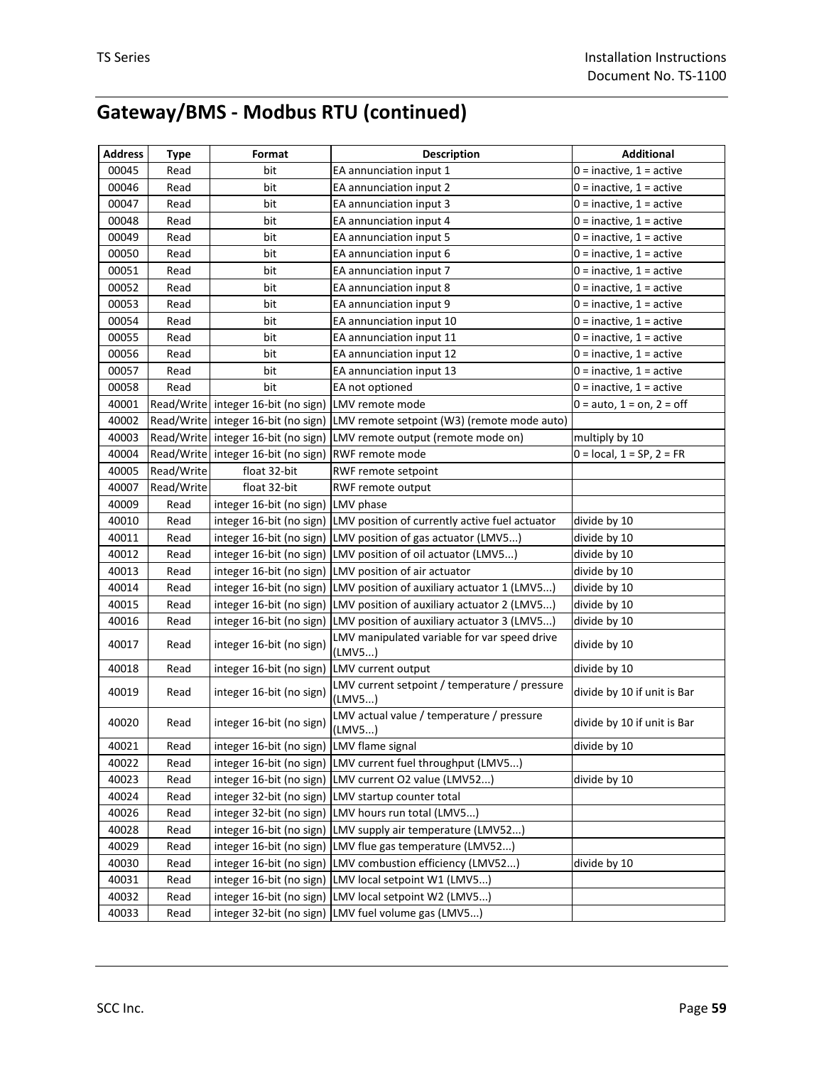# Gateway/BMS - Modbus RTU (continued)

| Address | Type | Format | Description | Additional |
|---|---|---|---|---|
| 00045 | Read | bit | EA annunciation input 1 | 0 = inactive, 1 = active |
| 00046 | Read | bit | EA annunciation input 2 | 0 = inactive, 1 = active |
| 00047 | Read | bit | EA annunciation input 3 | 0 = inactive, 1 = active |
| 00048 | Read | bit | EA annunciation input 4 | 0 = inactive, 1 = active |
| 00049 | Read | bit | EA annunciation input 5 | 0 = inactive, 1 = active |
| 00050 | Read | bit | EA annunciation input 6 | 0 = inactive, 1 = active |
| 00051 | Read | bit | EA annunciation input 7 | 0 = inactive, 1 = active |
| 00052 | Read | bit | EA annunciation input 8 | 0 = inactive, 1 = active |
| 00053 | Read | bit | EA annunciation input 9 | 0 = inactive, 1 = active |
| 00054 | Read | bit | EA annunciation input 10 | 0 = inactive, 1 = active |
| 00055 | Read | bit | EA annunciation input 11 | 0 = inactive, 1 = active |
| 00056 | Read | bit | EA annunciation input 12 | 0 = inactive, 1 = active |
| 00057 | Read | bit | EA annunciation input 13 | 0 = inactive, 1 = active |
| 00058 | Read | bit | EA not optioned | 0 = inactive, 1 = active |
| 40001 | Read/Write | integer 16-bit (no sign) | LMV remote mode | 0 = auto, 1 = on, 2 = off |
| 40002 | Read/Write | integer 16-bit (no sign) | LMV remote setpoint (W3) (remote mode auto) | |
| 40003 | Read/Write | integer 16-bit (no sign) | LMV remote output (remote mode on) | multiply by 10 |
| 40004 | Read/Write | integer 16-bit (no sign) | RWF remote mode | 0 = local, 1 = SP, 2 = FR |
| 40005 | Read/Write | float 32-bit | RWF remote setpoint | |
| 40007 | Read/Write | float 32-bit | RWF remote output | |
| 40009 | Read | integer 16-bit (no sign) | LMV phase | |
| 40010 | Read | integer 16-bit (no sign) | LMV position of currently active fuel actuator | divide by 10 |
| 40011 | Read | integer 16-bit (no sign) | LMV position of gas actuator (LMV5...) | divide by 10 |
| 40012 | Read | integer 16-bit (no sign) | LMV position of oil actuator (LMV5...) | divide by 10 |
| 40013 | Read | integer 16-bit (no sign) | LMV position of air actuator | divide by 10 |
| 40014 | Read | integer 16-bit (no sign) | LMV position of auxiliary actuator 1 (LMV5...) | divide by 10 |
| 40015 | Read | integer 16-bit (no sign) | LMV position of auxiliary actuator 2 (LMV5...) | divide by 10 |
| 40016 | Read | integer 16-bit (no sign) | LMV position of auxiliary actuator 3 (LMV5...) | divide by 10 |
| 40017 | Read | integer 16-bit (no sign) | LMV manipulated variable for var speed drive (LMV5...) | divide by 10 |
| 40018 | Read | integer 16-bit (no sign) | LMV current output | divide by 10 |
| 40019 | Read | integer 16-bit (no sign) | LMV current setpoint / temperature / pressure (LMV5...) | divide by 10 if unit is Bar |
| 40020 | Read | integer 16-bit (no sign) | LMV actual value / temperature / pressure (LMV5...) | divide by 10 if unit is Bar |
| 40021 | Read | integer 16-bit (no sign) | LMV flame signal | divide by 10 |
| 40022 | Read | integer 16-bit (no sign) | LMV current fuel throughput (LMV5...) | |
| 40023 | Read | integer 16-bit (no sign) | LMV current O2 value (LMV52...) | divide by 10 |
| 40024 | Read | integer 32-bit (no sign) | LMV startup counter total | |
| 40026 | Read | integer 32-bit (no sign) | LMV hours run total (LMV5...) | |
| 40028 | Read | integer 16-bit (no sign) | LMV supply air temperature (LMV52...) | |
| 40029 | Read | integer 16-bit (no sign) | LMV flue gas temperature (LMV52...) | |
| 40030 | Read | integer 16-bit (no sign) | LMV combustion efficiency (LMV52...) | divide by 10 |
| 40031 | Read | integer 16-bit (no sign) | LMV local setpoint W1 (LMV5...) | |
| 40032 | Read | integer 16-bit (no sign) | LMV local setpoint W2 (LMV5...) | |
| 40033 | Read | integer 32-bit (no sign) | LMV fuel volume gas (LMV5...) | |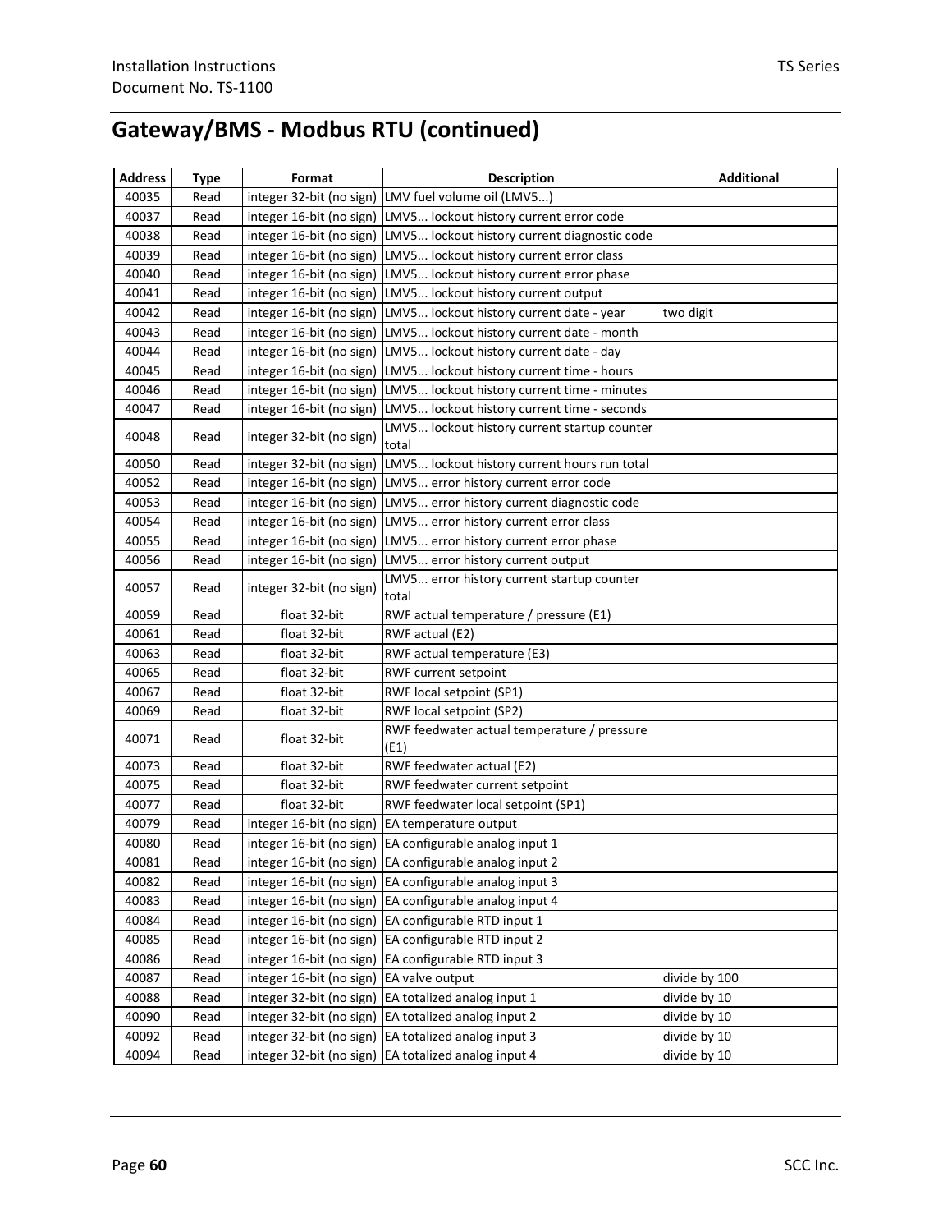## Gateway/BMS - Modbus RTU (continued)

| Address | Type | Format | Description | Additional |
|---|---|---|---|---|
| 40035 | Read | integer 32-bit (no sign) | LMV fuel volume oil (LMV5...) | |
| 40037 | Read | integer 16-bit (no sign) | LMV5... lockout history current error code | |
| 40038 | Read | integer 16-bit (no sign) | LMV5... lockout history current diagnostic code | |
| 40039 | Read | integer 16-bit (no sign) | LMV5... lockout history current error class | |
| 40040 | Read | integer 16-bit (no sign) | LMV5... lockout history current error phase | |
| 40041 | Read | integer 16-bit (no sign) | LMV5... lockout history current output | |
| 40042 | Read | integer 16-bit (no sign) | LMV5... lockout history current date - year | two digit |
| 40043 | Read | integer 16-bit (no sign) | LMV5... lockout history current date - month | |
| 40044 | Read | integer 16-bit (no sign) | LMV5... lockout history current date - day | |
| 40045 | Read | integer 16-bit (no sign) | LMV5... lockout history current time - hours | |
| 40046 | Read | integer 16-bit (no sign) | LMV5... lockout history current time - minutes | |
| 40047 | Read | integer 16-bit (no sign) | LMV5... lockout history current time - seconds | |
| 40048 | Read | integer 32-bit (no sign) | LMV5... lockout history current startup counter total | |
| 40050 | Read | integer 32-bit (no sign) | LMV5... lockout history current hours run total | |
| 40052 | Read | integer 16-bit (no sign) | LMV5... error history current error code | |
| 40053 | Read | integer 16-bit (no sign) | LMV5... error history current diagnostic code | |
| 40054 | Read | integer 16-bit (no sign) | LMV5... error history current error class | |
| 40055 | Read | integer 16-bit (no sign) | LMV5... error history current error phase | |
| 40056 | Read | integer 16-bit (no sign) | LMV5... error history current output | |
| 40057 | Read | integer 32-bit (no sign) | LMV5... error history current startup counter total | |
| 40059 | Read | float 32-bit | RWF actual temperature / pressure (E1) | |
| 40061 | Read | float 32-bit | RWF actual (E2) | |
| 40063 | Read | float 32-bit | RWF actual temperature (E3) | |
| 40065 | Read | float 32-bit | RWF current setpoint | |
| 40067 | Read | float 32-bit | RWF local setpoint (SP1) | |
| 40069 | Read | float 32-bit | RWF local setpoint (SP2) | |
| 40071 | Read | float 32-bit | RWF feedwater actual temperature / pressure (E1) | |
| 40073 | Read | float 32-bit | RWF feedwater actual (E2) | |
| 40075 | Read | float 32-bit | RWF feedwater current setpoint | |
| 40077 | Read | float 32-bit | RWF feedwater local setpoint (SP1) | |
| 40079 | Read | integer 16-bit (no sign) | EA temperature output | |
| 40080 | Read | integer 16-bit (no sign) | EA configurable analog input 1 | |
| 40081 | Read | integer 16-bit (no sign) | EA configurable analog input 2 | |
| 40082 | Read | integer 16-bit (no sign) | EA configurable analog input 3 | |
| 40083 | Read | integer 16-bit (no sign) | EA configurable analog input 4 | |
| 40084 | Read | integer 16-bit (no sign) | EA configurable RTD input 1 | |
| 40085 | Read | integer 16-bit (no sign) | EA configurable RTD input 2 | |
| 40086 | Read | integer 16-bit (no sign) | EA configurable RTD input 3 | |
| 40087 | Read | integer 16-bit (no sign) | EA valve output | divide by 100 |
| 40088 | Read | integer 32-bit (no sign) | EA totalized analog input 1 | divide by 10 |
| 40090 | Read | integer 32-bit (no sign) | EA totalized analog input 2 | divide by 10 |
| 40092 | Read | integer 32-bit (no sign) | EA totalized analog input 3 | divide by 10 |
| 40094 | Read | integer 32-bit (no sign) | EA totalized analog input 4 | divide by 10 |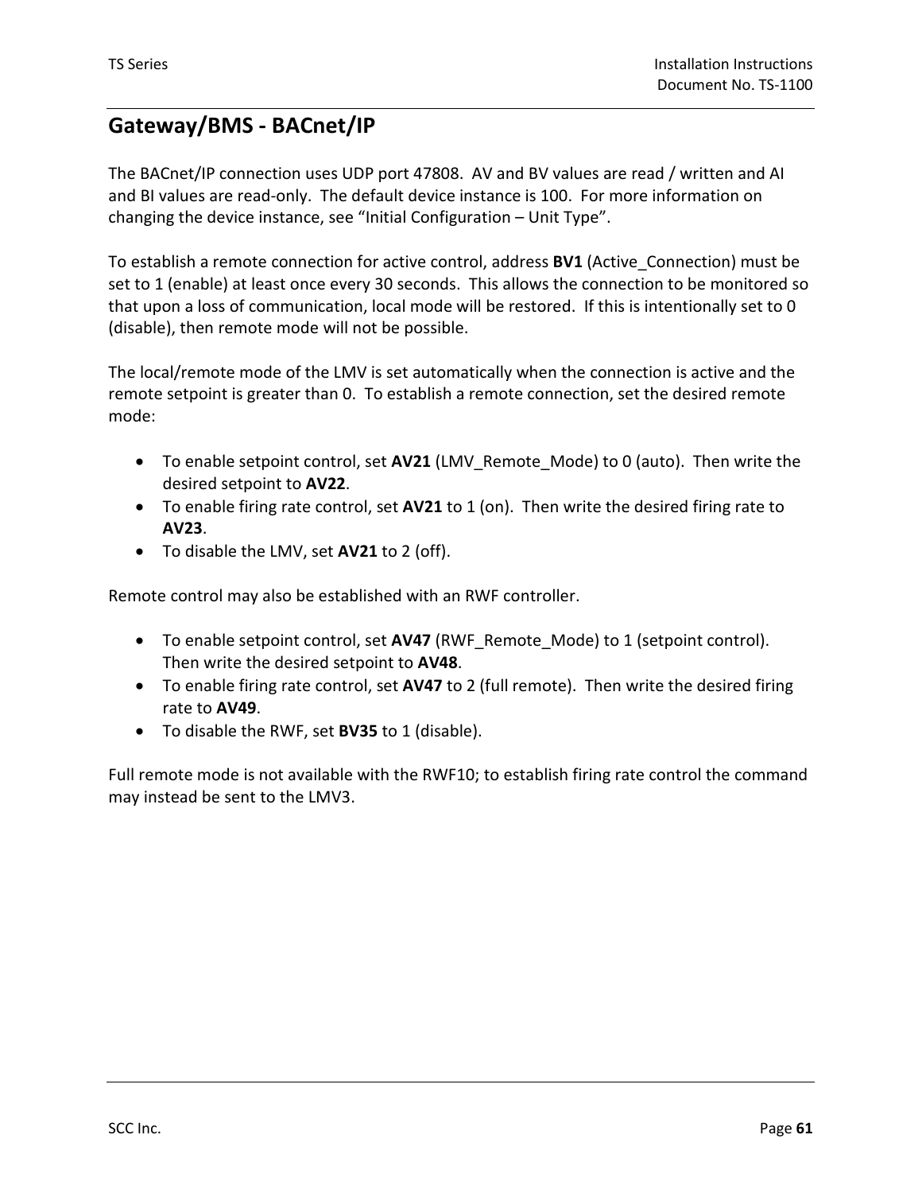## Gateway/BMS - BACnet/IP

The BACnet/IP connection uses UDP port 47808. AV and BV values are read / written and AI and BI values are read-only. The default device instance is 100. For more information on changing the device instance, see "Initial Configuration – Unit Type".

To establish a remote connection for active control, address **BV1** (Active_Connection) must be set to 1 (enable) at least once every 30 seconds. This allows the connection to be monitored so that upon a loss of communication, local mode will be restored. If this is intentionally set to 0 (disable), then remote mode will not be possible.

The local/remote mode of the LMV is set automatically when the connection is active and the remote setpoint is greater than 0. To establish a remote connection, set the desired remote mode:

- To enable setpoint control, set **AV21** (LMV_Remote_Mode) to 0 (auto). Then write the desired setpoint to **AV22**.
- To enable firing rate control, set **AV21** to 1 (on). Then write the desired firing rate to **AV23**.
- To disable the LMV, set **AV21** to 2 (off).

Remote control may also be established with an RWF controller.

- To enable setpoint control, set **AV47** (RWF_Remote_Mode) to 1 (setpoint control). Then write the desired setpoint to **AV48**.
- To enable firing rate control, set **AV47** to 2 (full remote). Then write the desired firing rate to **AV49**.
- To disable the RWF, set **BV35** to 1 (disable).

Full remote mode is not available with the RWF10; to establish firing rate control the command may instead be sent to the LMV3.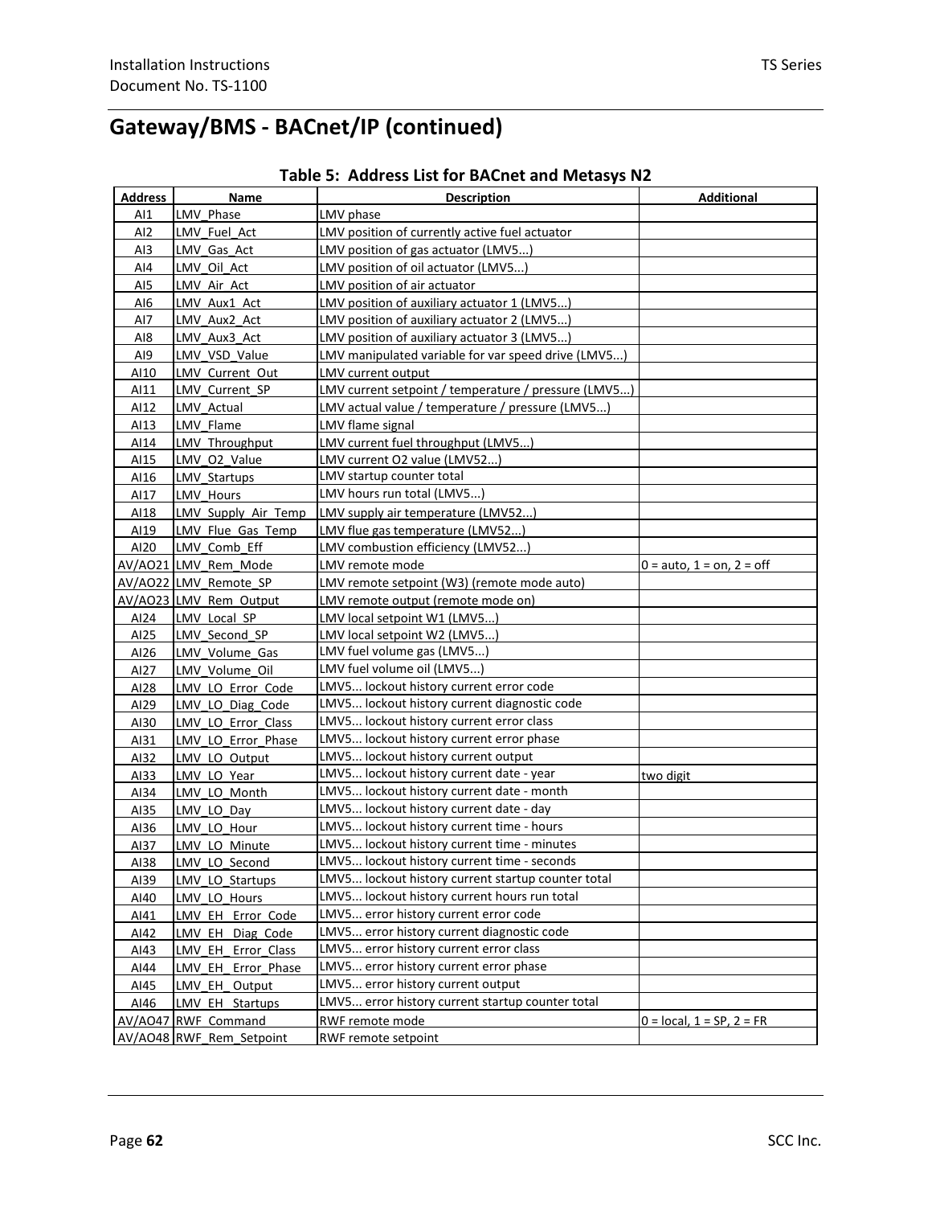# Gateway/BMS - BACnet/IP (continued)

**Table 5: Address List for BACnet and Metasys N2**

| Address | Name | Description | Additional |
|---|---|---|---|
| AI1 | LMV_Phase | LMV phase | |
| AI2 | LMV_Fuel_Act | LMV position of currently active fuel actuator | |
| AI3 | LMV_Gas_Act | LMV position of gas actuator (LMV5...) | |
| AI4 | LMV_Oil_Act | LMV position of oil actuator (LMV5...) | |
| AI5 | LMV_Air_Act | LMV position of air actuator | |
| AI6 | LMV_Aux1_Act | LMV position of auxiliary actuator 1 (LMV5...) | |
| AI7 | LMV_Aux2_Act | LMV position of auxiliary actuator 2 (LMV5...) | |
| AI8 | LMV_Aux3_Act | LMV position of auxiliary actuator 3 (LMV5...) | |
| AI9 | LMV_VSD_Value | LMV manipulated variable for var speed drive (LMV5...) | |
| AI10 | LMV_Current_Out | LMV current output | |
| AI11 | LMV_Current_SP | LMV current setpoint / temperature / pressure (LMV5...) | |
| AI12 | LMV_Actual | LMV actual value / temperature / pressure (LMV5...) | |
| AI13 | LMV_Flame | LMV flame signal | |
| AI14 | LMV_Throughput | LMV current fuel throughput (LMV5...) | |
| AI15 | LMV_O2_Value | LMV current O2 value (LMV52...) | |
| AI16 | LMV_Startups | LMV startup counter total | |
| AI17 | LMV_Hours | LMV hours run total (LMV5...) | |
| AI18 | LMV_Supply_Air_Temp | LMV supply air temperature (LMV52...) | |
| AI19 | LMV_Flue_Gas_Temp | LMV flue gas temperature (LMV52...) | |
| AI20 | LMV_Comb_Eff | LMV combustion efficiency (LMV52...) | |
| AV/AO21 | LMV_Rem_Mode | LMV remote mode | 0 = auto, 1 = on, 2 = off |
| AV/AO22 | LMV_Remote_SP | LMV remote setpoint (W3) (remote mode auto) | |
| AV/AO23 | LMV_Rem_Output | LMV remote output (remote mode on) | |
| AI24 | LMV_Local_SP | LMV local setpoint W1 (LMV5...) | |
| AI25 | LMV_Second_SP | LMV local setpoint W2 (LMV5...) | |
| AI26 | LMV_Volume_Gas | LMV fuel volume gas (LMV5...) | |
| AI27 | LMV_Volume_Oil | LMV fuel volume oil (LMV5...) | |
| AI28 | LMV_LO_Error_Code | LMV5... lockout history current error code | |
| AI29 | LMV_LO_Diag_Code | LMV5... lockout history current diagnostic code | |
| AI30 | LMV_LO_Error_Class | LMV5... lockout history current error class | |
| AI31 | LMV_LO_Error_Phase | LMV5... lockout history current error phase | |
| AI32 | LMV_LO_Output | LMV5... lockout history current output | |
| AI33 | LMV_LO_Year | LMV5... lockout history current date - year | two digit |
| AI34 | LMV_LO_Month | LMV5... lockout history current date - month | |
| AI35 | LMV_LO_Day | LMV5... lockout history current date - day | |
| AI36 | LMV_LO_Hour | LMV5... lockout history current time - hours | |
| AI37 | LMV_LO_Minute | LMV5... lockout history current time - minutes | |
| AI38 | LMV_LO_Second | LMV5... lockout history current time - seconds | |
| AI39 | LMV_LO_Startups | LMV5... lockout history current startup counter total | |
| AI40 | LMV_LO_Hours | LMV5... lockout history current hours run total | |
| AI41 | LMV_EH_Error_Code | LMV5... error history current error code | |
| AI42 | LMV_EH_Diag_Code | LMV5... error history current diagnostic code | |
| AI43 | LMV_EH_Error_Class | LMV5... error history current error class | |
| AI44 | LMV_EH_Error_Phase | LMV5... error history current error phase | |
| AI45 | LMV_EH_Output | LMV5... error history current output | |
| AI46 | LMV_EH_Startups | LMV5... error history current startup counter total | |
| AV/AO47 | RWF_Command | RWF remote mode | 0 = local, 1 = SP, 2 = FR |
| AV/AO48 | RWF_Rem_Setpoint | RWF remote setpoint | |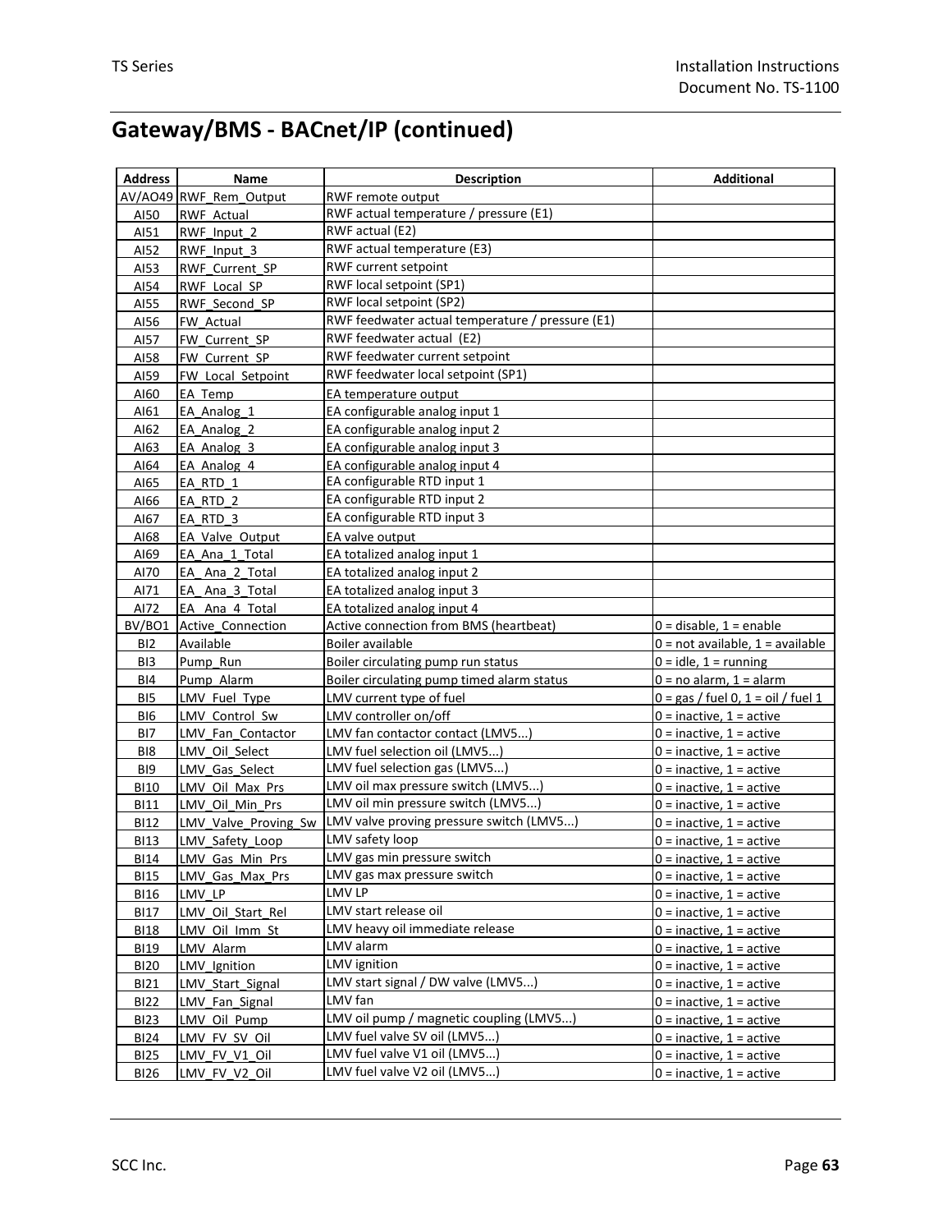## Gateway/BMS - BACnet/IP (continued)

| Address | Name | Description | Additional |
|---|---|---|---|
| AV/AO49 | RWF_Rem_Output | RWF remote output | |
| AI50 | RWF_Actual | RWF actual temperature / pressure (E1) | |
| AI51 | RWF_Input_2 | RWF actual (E2) | |
| AI52 | RWF_Input_3 | RWF actual temperature (E3) | |
| AI53 | RWF_Current_SP | RWF current setpoint | |
| AI54 | RWF_Local_SP | RWF local setpoint (SP1) | |
| AI55 | RWF_Second_SP | RWF local setpoint (SP2) | |
| AI56 | FW_Actual | RWF feedwater actual temperature / pressure (E1) | |
| AI57 | FW_Current_SP | RWF feedwater actual (E2) | |
| AI58 | FW_Current_SP | RWF feedwater current setpoint | |
| AI59 | FW_Local_Setpoint | RWF feedwater local setpoint (SP1) | |
| AI60 | EA_Temp | EA temperature output | |
| AI61 | EA_Analog_1 | EA configurable analog input 1 | |
| AI62 | EA_Analog_2 | EA configurable analog input 2 | |
| AI63 | EA_Analog_3 | EA configurable analog input 3 | |
| AI64 | EA_Analog_4 | EA configurable analog input 4 | |
| AI65 | EA_RTD_1 | EA configurable RTD input 1 | |
| AI66 | EA_RTD_2 | EA configurable RTD input 2 | |
| AI67 | EA_RTD_3 | EA configurable RTD input 3 | |
| AI68 | EA_Valve_Output | EA valve output | |
| AI69 | EA_Ana_1_Total | EA totalized analog input 1 | |
| AI70 | EA_ Ana_2_Total | EA totalized analog input 2 | |
| AI71 | EA_ Ana_3_Total | EA totalized analog input 3 | |
| AI72 | EA_Ana_4_Total | EA totalized analog input 4 | |
| BV/BO1 | Active_Connection | Active connection from BMS (heartbeat) | 0 = disable, 1 = enable |
| BI2 | Available | Boiler available | 0 = not available, 1 = available |
| BI3 | Pump_Run | Boiler circulating pump run status | 0 = idle, 1 = running |
| BI4 | Pump_Alarm | Boiler circulating pump timed alarm status | 0 = no alarm, 1 = alarm |
| BI5 | LMV_Fuel_Type | LMV current type of fuel | 0 = gas / fuel 0, 1 = oil / fuel 1 |
| BI6 | LMV_Control_Sw | LMV controller on/off | 0 = inactive, 1 = active |
| BI7 | LMV_Fan_Contactor | LMV fan contactor contact (LMV5...) | 0 = inactive, 1 = active |
| BI8 | LMV_Oil_Select | LMV fuel selection oil (LMV5...) | 0 = inactive, 1 = active |
| BI9 | LMV_Gas_Select | LMV fuel selection gas (LMV5...) | 0 = inactive, 1 = active |
| BI10 | LMV_Oil_Max_Prs | LMV oil max pressure switch (LMV5...) | 0 = inactive, 1 = active |
| BI11 | LMV_Oil_Min_Prs | LMV oil min pressure switch (LMV5...) | 0 = inactive, 1 = active |
| BI12 | LMV_Valve_Proving_Sw | LMV valve proving pressure switch (LMV5...) | 0 = inactive, 1 = active |
| BI13 | LMV_Safety_Loop | LMV safety loop | 0 = inactive, 1 = active |
| BI14 | LMV_Gas_Min_Prs | LMV gas min pressure switch | 0 = inactive, 1 = active |
| BI15 | LMV_Gas_Max_Prs | LMV gas max pressure switch | 0 = inactive, 1 = active |
| BI16 | LMV_LP | LMV LP | 0 = inactive, 1 = active |
| BI17 | LMV_Oil_Start_Rel | LMV start release oil | 0 = inactive, 1 = active |
| BI18 | LMV_Oil_Imm_St | LMV heavy oil immediate release | 0 = inactive, 1 = active |
| BI19 | LMV_Alarm | LMV alarm | 0 = inactive, 1 = active |
| BI20 | LMV_Ignition | LMV ignition | 0 = inactive, 1 = active |
| BI21 | LMV_Start_Signal | LMV start signal / DW valve (LMV5...) | 0 = inactive, 1 = active |
| BI22 | LMV_Fan_Signal | LMV fan | 0 = inactive, 1 = active |
| BI23 | LMV_Oil_Pump | LMV oil pump / magnetic coupling (LMV5...) | 0 = inactive, 1 = active |
| BI24 | LMV_FV_SV_Oil | LMV fuel valve SV oil (LMV5...) | 0 = inactive, 1 = active |
| BI25 | LMV_FV_V1_Oil | LMV fuel valve V1 oil (LMV5...) | 0 = inactive, 1 = active |
| BI26 | LMV_FV_V2_Oil | LMV fuel valve V2 oil (LMV5...) | 0 = inactive, 1 = active |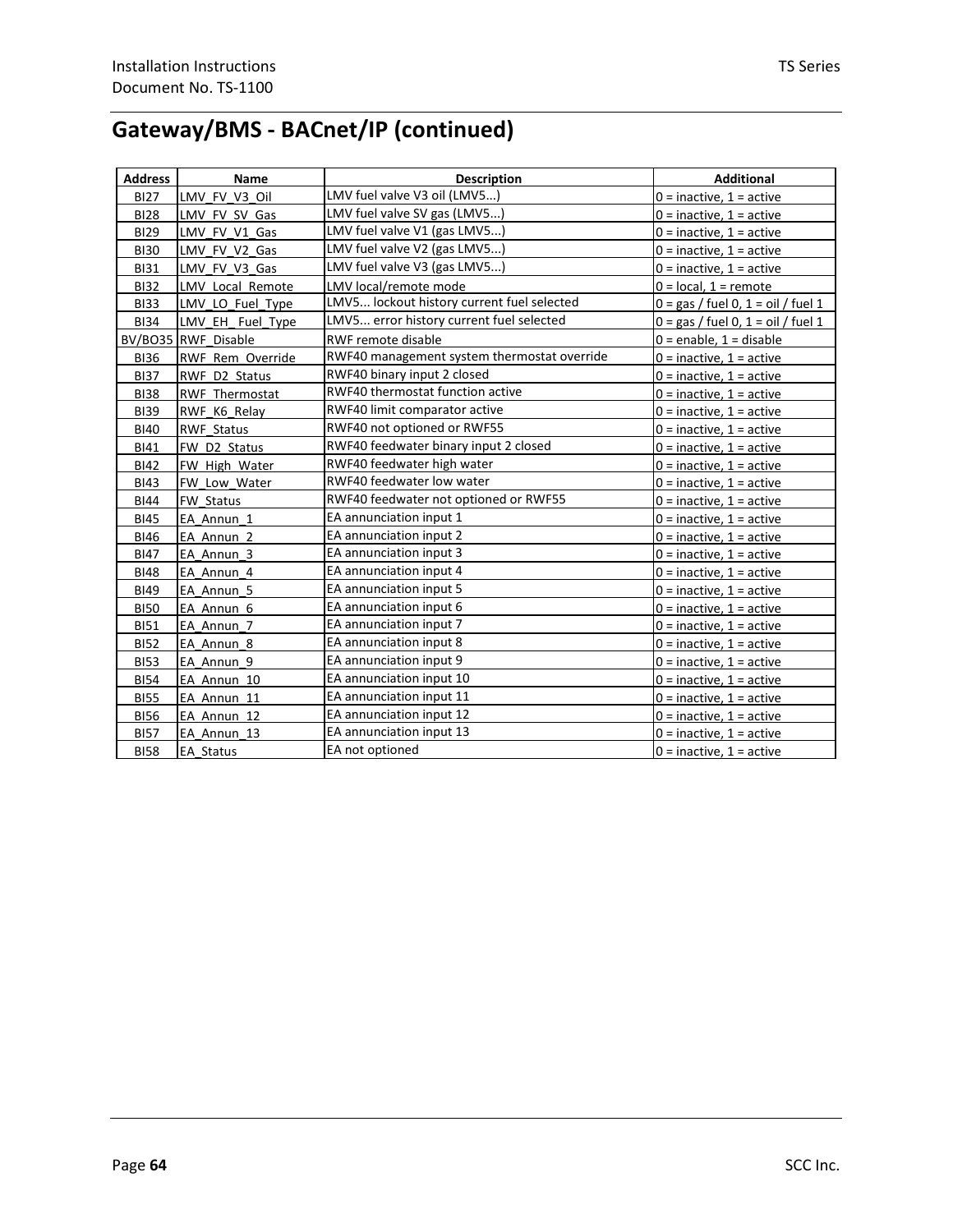## Gateway/BMS - BACnet/IP (continued)

| Address | Name | Description | Additional |
|---|---|---|---|
| BI27 | LMV_FV_V3_Oil | LMV fuel valve V3 oil (LMV5...) | 0 = inactive, 1 = active |
| BI28 | LMV_FV_SV_Gas | LMV fuel valve SV gas (LMV5...) | 0 = inactive, 1 = active |
| BI29 | LMV_FV_V1_Gas | LMV fuel valve V1 (gas LMV5...) | 0 = inactive, 1 = active |
| BI30 | LMV_FV_V2_Gas | LMV fuel valve V2 (gas LMV5...) | 0 = inactive, 1 = active |
| BI31 | LMV_FV_V3_Gas | LMV fuel valve V3 (gas LMV5...) | 0 = inactive, 1 = active |
| BI32 | LMV_Local_Remote | LMV local/remote mode | 0 = local, 1 = remote |
| BI33 | LMV_LO_Fuel_Type | LMV5... lockout history current fuel selected | 0 = gas / fuel 0, 1 = oil / fuel 1 |
| BI34 | LMV_EH_Fuel_Type | LMV5... error history current fuel selected | 0 = gas / fuel 0, 1 = oil / fuel 1 |
| BV/BO35 | RWF_Disable | RWF remote disable | 0 = enable, 1 = disable |
| BI36 | RWF_Rem_Override | RWF40 management system thermostat override | 0 = inactive, 1 = active |
| BI37 | RWF_D2_Status | RWF40 binary input 2 closed | 0 = inactive, 1 = active |
| BI38 | RWF_Thermostat | RWF40 thermostat function active | 0 = inactive, 1 = active |
| BI39 | RWF_K6_Relay | RWF40 limit comparator active | 0 = inactive, 1 = active |
| BI40 | RWF_Status | RWF40 not optioned or RWF55 | 0 = inactive, 1 = active |
| BI41 | FW_D2_Status | RWF40 feedwater binary input 2 closed | 0 = inactive, 1 = active |
| BI42 | FW_High_Water | RWF40 feedwater high water | 0 = inactive, 1 = active |
| BI43 | FW_Low_Water | RWF40 feedwater low water | 0 = inactive, 1 = active |
| BI44 | FW_Status | RWF40 feedwater not optioned or RWF55 | 0 = inactive, 1 = active |
| BI45 | EA_Annun_1 | EA annunciation input 1 | 0 = inactive, 1 = active |
| BI46 | EA_Annun_2 | EA annunciation input 2 | 0 = inactive, 1 = active |
| BI47 | EA_Annun_3 | EA annunciation input 3 | 0 = inactive, 1 = active |
| BI48 | EA_Annun_4 | EA annunciation input 4 | 0 = inactive, 1 = active |
| BI49 | EA_Annun_5 | EA annunciation input 5 | 0 = inactive, 1 = active |
| BI50 | EA_Annun_6 | EA annunciation input 6 | 0 = inactive, 1 = active |
| BI51 | EA_Annun_7 | EA annunciation input 7 | 0 = inactive, 1 = active |
| BI52 | EA_Annun_8 | EA annunciation input 8 | 0 = inactive, 1 = active |
| BI53 | EA_Annun_9 | EA annunciation input 9 | 0 = inactive, 1 = active |
| BI54 | EA_Annun_10 | EA annunciation input 10 | 0 = inactive, 1 = active |
| BI55 | EA_Annun_11 | EA annunciation input 11 | 0 = inactive, 1 = active |
| BI56 | EA_Annun_12 | EA annunciation input 12 | 0 = inactive, 1 = active |
| BI57 | EA_Annun_13 | EA annunciation input 13 | 0 = inactive, 1 = active |
| BI58 | EA_Status | EA not optioned | 0 = inactive, 1 = active |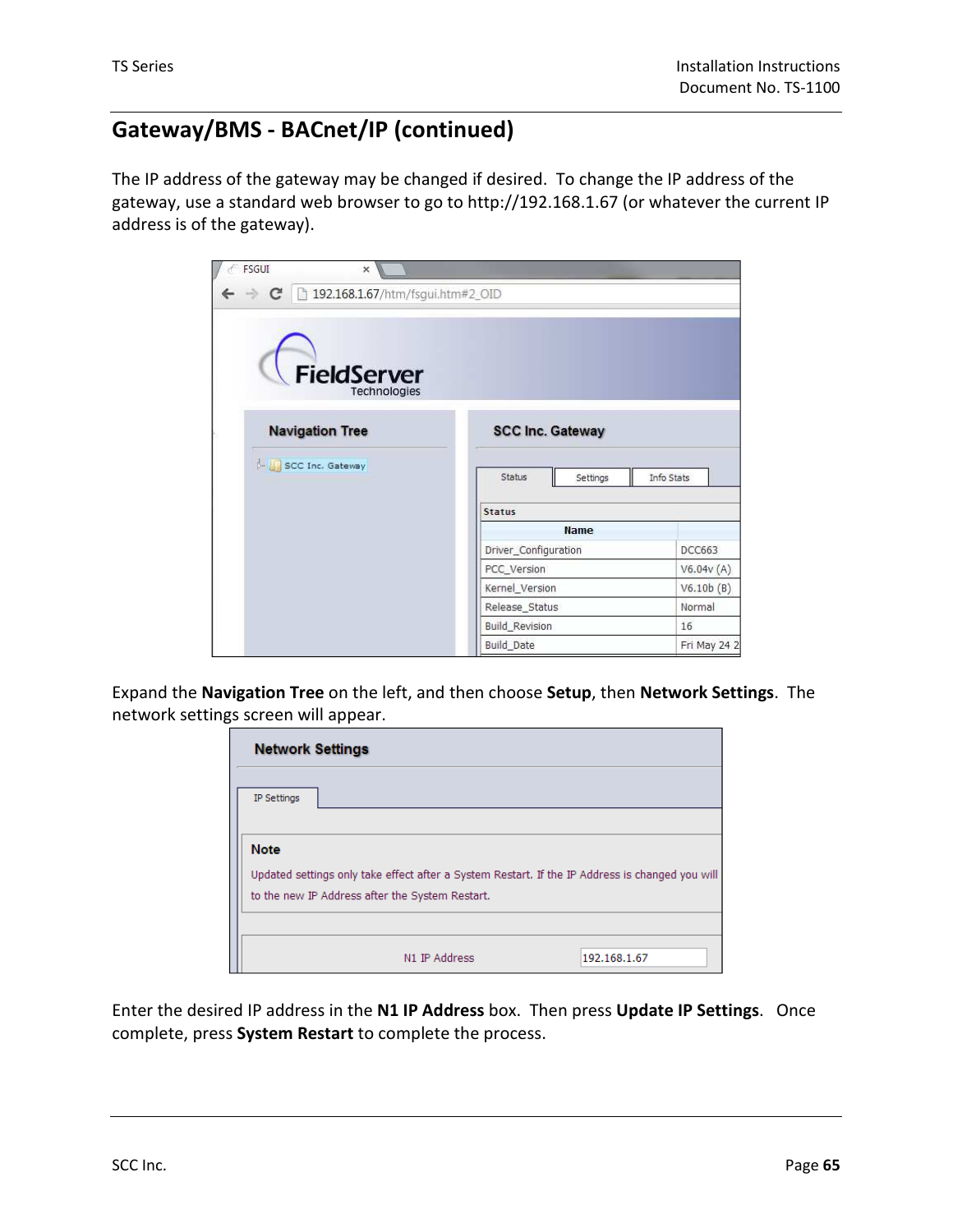## Gateway/BMS - BACnet/IP (continued)

The IP address of the gateway may be changed if desired. To change the IP address of the gateway, use a standard web browser to go to http://192.168.1.67 (or whatever the current IP address is of the gateway).

Expand the **Navigation Tree** on the left, and then choose **Setup**, then **Network Settings**. The network settings screen will appear.

Enter the desired IP address in the **N1 IP Address** box. Then press **Update IP Settings**. Once complete, press **System Restart** to complete the process.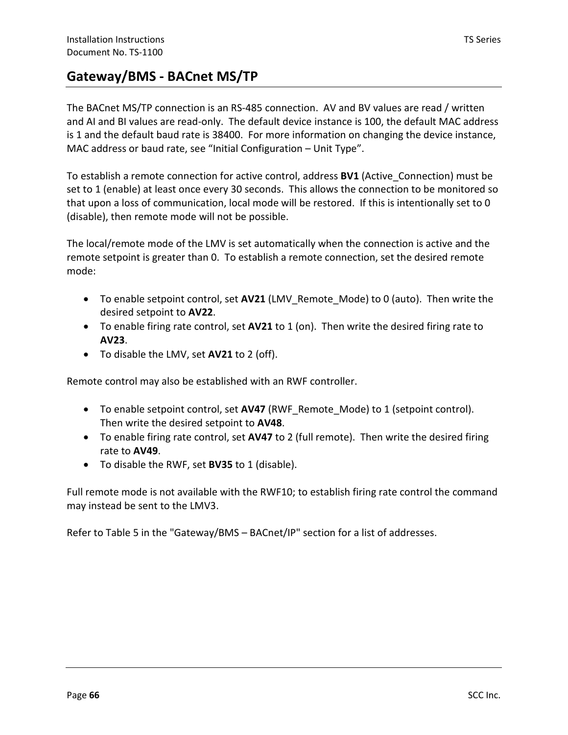## Gateway/BMS - BACnet MS/TP

The BACnet MS/TP connection is an RS-485 connection. AV and BV values are read / written and AI and BI values are read-only. The default device instance is 100, the default MAC address is 1 and the default baud rate is 38400. For more information on changing the device instance, MAC address or baud rate, see "Initial Configuration – Unit Type".

To establish a remote connection for active control, address **BV1** (Active_Connection) must be set to 1 (enable) at least once every 30 seconds. This allows the connection to be monitored so that upon a loss of communication, local mode will be restored. If this is intentionally set to 0 (disable), then remote mode will not be possible.

The local/remote mode of the LMV is set automatically when the connection is active and the remote setpoint is greater than 0. To establish a remote connection, set the desired remote mode:

- To enable setpoint control, set **AV21** (LMV_Remote_Mode) to 0 (auto). Then write the desired setpoint to **AV22**.
- To enable firing rate control, set **AV21** to 1 (on). Then write the desired firing rate to **AV23**.
- To disable the LMV, set **AV21** to 2 (off).

Remote control may also be established with an RWF controller.

- To enable setpoint control, set **AV47** (RWF_Remote_Mode) to 1 (setpoint control). Then write the desired setpoint to **AV48**.
- To enable firing rate control, set **AV47** to 2 (full remote). Then write the desired firing rate to **AV49**.
- To disable the RWF, set **BV35** to 1 (disable).

Full remote mode is not available with the RWF10; to establish firing rate control the command may instead be sent to the LMV3.

Refer to Table 5 in the "Gateway/BMS – BACnet/IP" section for a list of addresses.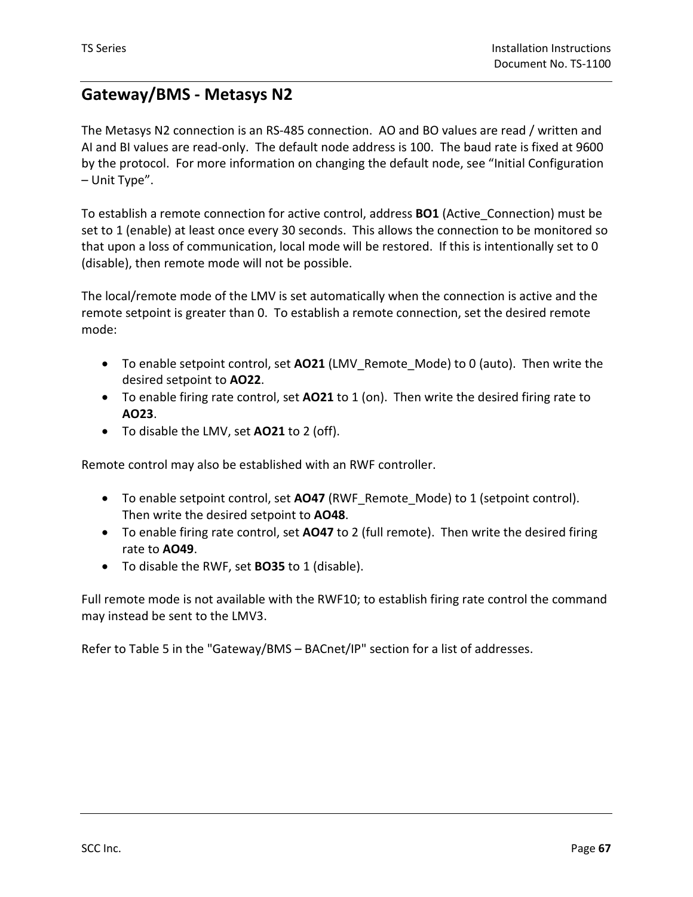## Gateway/BMS - Metasys N2

The Metasys N2 connection is an RS-485 connection. AO and BO values are read / written and AI and BI values are read-only. The default node address is 100. The baud rate is fixed at 9600 by the protocol. For more information on changing the default node, see “Initial Configuration – Unit Type”.

To establish a remote connection for active control, address **BO1** (Active_Connection) must be set to 1 (enable) at least once every 30 seconds. This allows the connection to be monitored so that upon a loss of communication, local mode will be restored. If this is intentionally set to 0 (disable), then remote mode will not be possible.

The local/remote mode of the LMV is set automatically when the connection is active and the remote setpoint is greater than 0. To establish a remote connection, set the desired remote mode:

- To enable setpoint control, set **AO21** (LMV_Remote_Mode) to 0 (auto). Then write the desired setpoint to **AO22**.
- To enable firing rate control, set **AO21** to 1 (on). Then write the desired firing rate to **AO23**.
- To disable the LMV, set **AO21** to 2 (off).

Remote control may also be established with an RWF controller.

- To enable setpoint control, set **AO47** (RWF_Remote_Mode) to 1 (setpoint control). Then write the desired setpoint to **AO48**.
- To enable firing rate control, set **AO47** to 2 (full remote). Then write the desired firing rate to **AO49**.
- To disable the RWF, set **BO35** to 1 (disable).

Full remote mode is not available with the RWF10; to establish firing rate control the command may instead be sent to the LMV3.

Refer to Table 5 in the "Gateway/BMS – BACnet/IP" section for a list of addresses.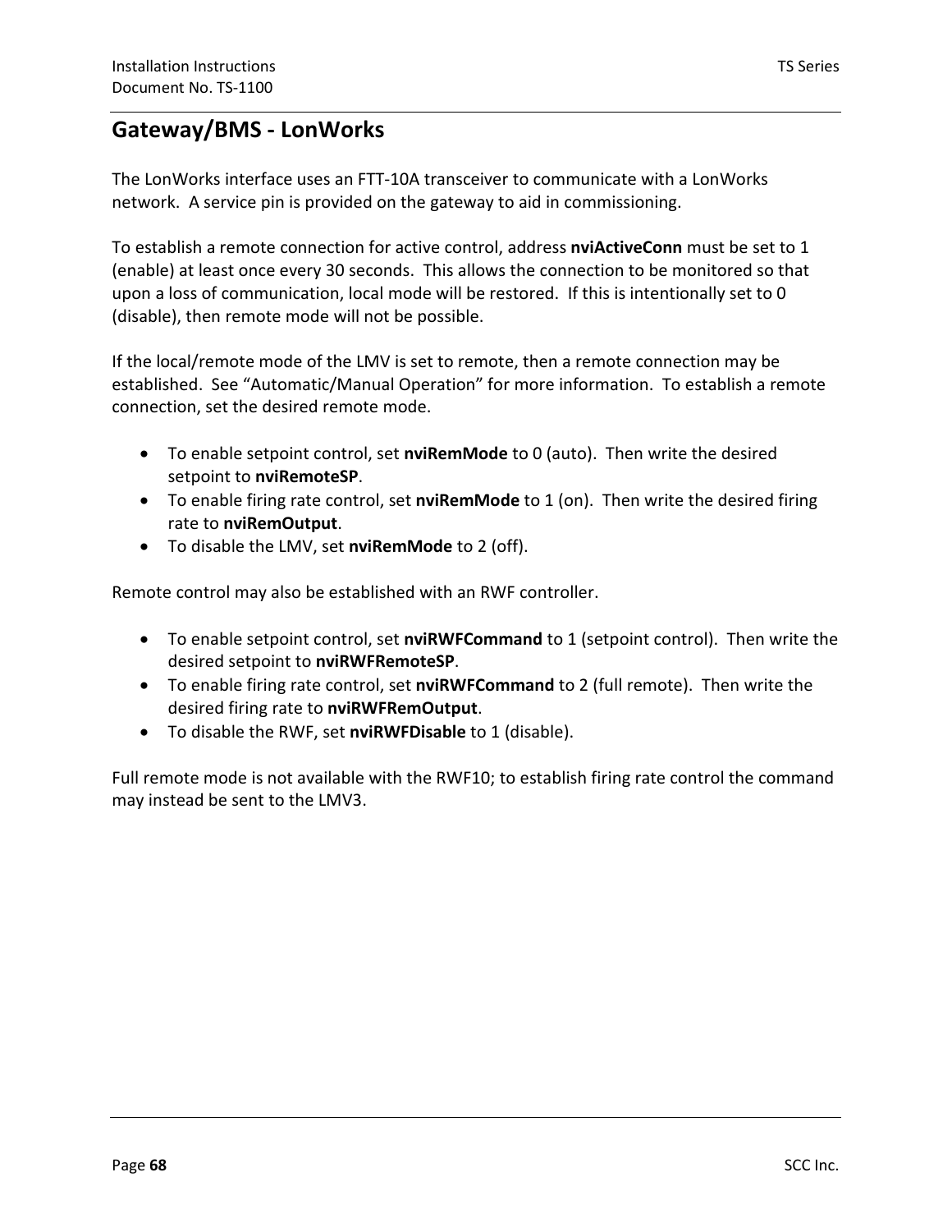## Gateway/BMS - LonWorks

The LonWorks interface uses an FTT-10A transceiver to communicate with a LonWorks network. A service pin is provided on the gateway to aid in commissioning.

To establish a remote connection for active control, address **nviActiveConn** must be set to 1 (enable) at least once every 30 seconds. This allows the connection to be monitored so that upon a loss of communication, local mode will be restored. If this is intentionally set to 0 (disable), then remote mode will not be possible.

If the local/remote mode of the LMV is set to remote, then a remote connection may be established. See "Automatic/Manual Operation" for more information. To establish a remote connection, set the desired remote mode.

- To enable setpoint control, set **nviRemMode** to 0 (auto). Then write the desired setpoint to **nviRemoteSP**.
- To enable firing rate control, set **nviRemMode** to 1 (on). Then write the desired firing rate to **nviRemOutput**.
- To disable the LMV, set **nviRemMode** to 2 (off).

Remote control may also be established with an RWF controller.

- To enable setpoint control, set **nviRWFCommand** to 1 (setpoint control). Then write the desired setpoint to **nviRWFRemoteSP**.
- To enable firing rate control, set **nviRWFCommand** to 2 (full remote). Then write the desired firing rate to **nviRWFRemOutput**.
- To disable the RWF, set **nviRWFDisable** to 1 (disable).

Full remote mode is not available with the RWF10; to establish firing rate control the command may instead be sent to the LMV3.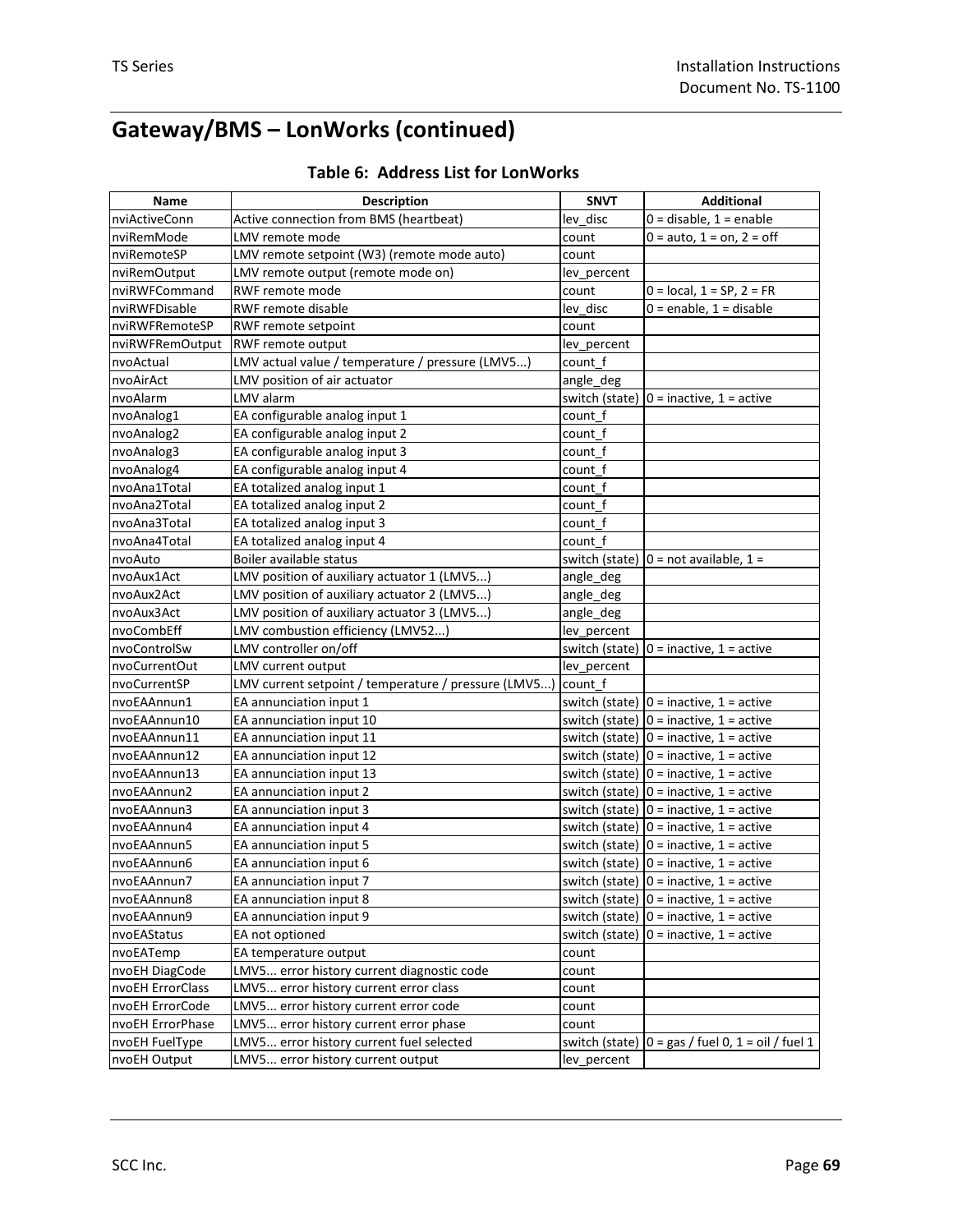# Gateway/BMS – LonWorks (continued)

**Table 6: Address List for LonWorks**

| Name | Description | SNVT | Additional |
|---|---|---|---|
| nviActiveConn | Active connection from BMS (heartbeat) | lev_disc | 0 = disable, 1 = enable |
| nviRemMode | LMV remote mode | count | 0 = auto, 1 = on, 2 = off |
| nviRemoteSP | LMV remote setpoint (W3) (remote mode auto) | count | |
| nviRemOutput | LMV remote output (remote mode on) | lev_percent | |
| nviRWFCommand | RWF remote mode | count | 0 = local, 1 = SP, 2 = FR |
| nviRWFDisable | RWF remote disable | lev_disc | 0 = enable, 1 = disable |
| nviRWFRemoteSP | RWF remote setpoint | count | |
| nviRWFRemOutput | RWF remote output | lev_percent | |
| nvoActual | LMV actual value / temperature / pressure (LMV5...) | count_f | |
| nvoAirAct | LMV position of air actuator | angle_deg | |
| nvoAlarm | LMV alarm | switch (state) | 0 = inactive, 1 = active |
| nvoAnalog1 | EA configurable analog input 1 | count_f | |
| nvoAnalog2 | EA configurable analog input 2 | count_f | |
| nvoAnalog3 | EA configurable analog input 3 | count_f | |
| nvoAnalog4 | EA configurable analog input 4 | count_f | |
| nvoAna1Total | EA totalized analog input 1 | count_f | |
| nvoAna2Total | EA totalized analog input 2 | count_f | |
| nvoAna3Total | EA totalized analog input 3 | count_f | |
| nvoAna4Total | EA totalized analog input 4 | count_f | |
| nvoAuto | Boiler available status | switch (state) | 0 = not available, 1 = |
| nvoAux1Act | LMV position of auxiliary actuator 1 (LMV5...) | angle_deg | |
| nvoAux2Act | LMV position of auxiliary actuator 2 (LMV5...) | angle_deg | |
| nvoAux3Act | LMV position of auxiliary actuator 3 (LMV5...) | angle_deg | |
| nvoCombEff | LMV combustion efficiency (LMV52...) | lev_percent | |
| nvoControlSw | LMV controller on/off | switch (state) | 0 = inactive, 1 = active |
| nvoCurrentOut | LMV current output | lev_percent | |
| nvoCurrentSP | LMV current setpoint / temperature / pressure (LMV5...) | count_f | |
| nvoEAAnnun1 | EA annunciation input 1 | switch (state) | 0 = inactive, 1 = active |
| nvoEAAnnun10 | EA annunciation input 10 | switch (state) | 0 = inactive, 1 = active |
| nvoEAAnnun11 | EA annunciation input 11 | switch (state) | 0 = inactive, 1 = active |
| nvoEAAnnun12 | EA annunciation input 12 | switch (state) | 0 = inactive, 1 = active |
| nvoEAAnnun13 | EA annunciation input 13 | switch (state) | 0 = inactive, 1 = active |
| nvoEAAnnun2 | EA annunciation input 2 | switch (state) | 0 = inactive, 1 = active |
| nvoEAAnnun3 | EA annunciation input 3 | switch (state) | 0 = inactive, 1 = active |
| nvoEAAnnun4 | EA annunciation input 4 | switch (state) | 0 = inactive, 1 = active |
| nvoEAAnnun5 | EA annunciation input 5 | switch (state) | 0 = inactive, 1 = active |
| nvoEAAnnun6 | EA annunciation input 6 | switch (state) | 0 = inactive, 1 = active |
| nvoEAAnnun7 | EA annunciation input 7 | switch (state) | 0 = inactive, 1 = active |
| nvoEAAnnun8 | EA annunciation input 8 | switch (state) | 0 = inactive, 1 = active |
| nvoEAAnnun9 | EA annunciation input 9 | switch (state) | 0 = inactive, 1 = active |
| nvoEAStatus | EA not optioned | switch (state) | 0 = inactive, 1 = active |
| nvoEATemp | EA temperature output | count | |
| nvoEH DiagCode | LMV5... error history current diagnostic code | count | |
| nvoEH ErrorClass | LMV5... error history current error class | count | |
| nvoEH ErrorCode | LMV5... error history current error code | count | |
| nvoEH ErrorPhase | LMV5... error history current error phase | count | |
| nvoEH FuelType | LMV5... error history current fuel selected | switch (state) | 0 = gas / fuel 0, 1 = oil / fuel 1 |
| nvoEH Output | LMV5... error history current output | lev_percent | |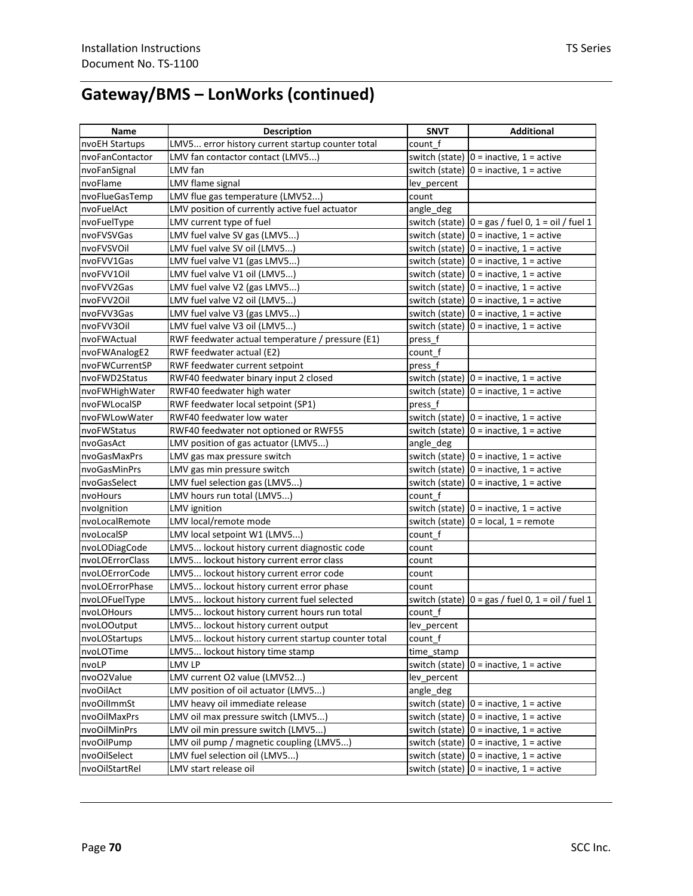## Gateway/BMS – LonWorks (continued)

| Name | Description | SNVT | Additional |
|---|---|---|---|
| nvoEH Startups | LMV5... error history current startup counter total | count_f | |
| nvoFanContactor | LMV fan contactor contact (LMV5...) | switch (state) | 0 = inactive, 1 = active |
| nvoFanSignal | LMV fan | switch (state) | 0 = inactive, 1 = active |
| nvoFlame | LMV flame signal | lev_percent | |
| nvoFlueGasTemp | LMV flue gas temperature (LMV52...) | count | |
| nvoFuelAct | LMV position of currently active fuel actuator | angle_deg | |
| nvoFuelType | LMV current type of fuel | switch (state) | 0 = gas / fuel 0, 1 = oil / fuel 1 |
| nvoFVSVGas | LMV fuel valve SV gas (LMV5...) | switch (state) | 0 = inactive, 1 = active |
| nvoFVSVOil | LMV fuel valve SV oil (LMV5...) | switch (state) | 0 = inactive, 1 = active |
| nvoFVV1Gas | LMV fuel valve V1 (gas LMV5...) | switch (state) | 0 = inactive, 1 = active |
| nvoFVV1Oil | LMV fuel valve V1 oil (LMV5...) | switch (state) | 0 = inactive, 1 = active |
| nvoFVV2Gas | LMV fuel valve V2 (gas LMV5...) | switch (state) | 0 = inactive, 1 = active |
| nvoFVV2Oil | LMV fuel valve V2 oil (LMV5...) | switch (state) | 0 = inactive, 1 = active |
| nvoFVV3Gas | LMV fuel valve V3 (gas LMV5...) | switch (state) | 0 = inactive, 1 = active |
| nvoFVV3Oil | LMV fuel valve V3 oil (LMV5...) | switch (state) | 0 = inactive, 1 = active |
| nvoFWActual | RWF feedwater actual temperature / pressure (E1) | press_f | |
| nvoFWAnalogE2 | RWF feedwater actual (E2) | count_f | |
| nvoFWCurrentSP | RWF feedwater current setpoint | press_f | |
| nvoFWD2Status | RWF40 feedwater binary input 2 closed | switch (state) | 0 = inactive, 1 = active |
| nvoFWHighWater | RWF40 feedwater high water | switch (state) | 0 = inactive, 1 = active |
| nvoFWLocalSP | RWF feedwater local setpoint (SP1) | press_f | |
| nvoFWLowWater | RWF40 feedwater low water | switch (state) | 0 = inactive, 1 = active |
| nvoFWStatus | RWF40 feedwater not optioned or RWF55 | switch (state) | 0 = inactive, 1 = active |
| nvoGasAct | LMV position of gas actuator (LMV5...) | angle_deg | |
| nvoGasMaxPrs | LMV gas max pressure switch | switch (state) | 0 = inactive, 1 = active |
| nvoGasMinPrs | LMV gas min pressure switch | switch (state) | 0 = inactive, 1 = active |
| nvoGasSelect | LMV fuel selection gas (LMV5...) | switch (state) | 0 = inactive, 1 = active |
| nvoHours | LMV hours run total (LMV5...) | count_f | |
| nvoIgnition | LMV ignition | switch (state) | 0 = inactive, 1 = active |
| nvoLocalRemote | LMV local/remote mode | switch (state) | 0 = local, 1 = remote |
| nvoLocalSP | LMV local setpoint W1 (LMV5...) | count_f | |
| nvoLODiagCode | LMV5... lockout history current diagnostic code | count | |
| nvoLOErrorClass | LMV5... lockout history current error class | count | |
| nvoLOErrorCode | LMV5... lockout history current error code | count | |
| nvoLOErrorPhase | LMV5... lockout history current error phase | count | |
| nvoLOFuelType | LMV5... lockout history current fuel selected | switch (state) | 0 = gas / fuel 0, 1 = oil / fuel 1 |
| nvoLOHours | LMV5... lockout history current hours run total | count_f | |
| nvoLOOutput | LMV5... lockout history current output | lev_percent | |
| nvoLOStartups | LMV5... lockout history current startup counter total | count_f | |
| nvoLOTime | LMV5... lockout history time stamp | time_stamp | |
| nvoLP | LMV LP | switch (state) | 0 = inactive, 1 = active |
| nvoO2Value | LMV current O2 value (LMV52...) | lev_percent | |
| nvoOilAct | LMV position of oil actuator (LMV5...) | angle_deg | |
| nvoOilImmSt | LMV heavy oil immediate release | switch (state) | 0 = inactive, 1 = active |
| nvoOilMaxPrs | LMV oil max pressure switch (LMV5...) | switch (state) | 0 = inactive, 1 = active |
| nvoOilMinPrs | LMV oil min pressure switch (LMV5...) | switch (state) | 0 = inactive, 1 = active |
| nvoOilPump | LMV oil pump / magnetic coupling (LMV5...) | switch (state) | 0 = inactive, 1 = active |
| nvoOilSelect | LMV fuel selection oil (LMV5...) | switch (state) | 0 = inactive, 1 = active |
| nvoOilStartRel | LMV start release oil | switch (state) | 0 = inactive, 1 = active |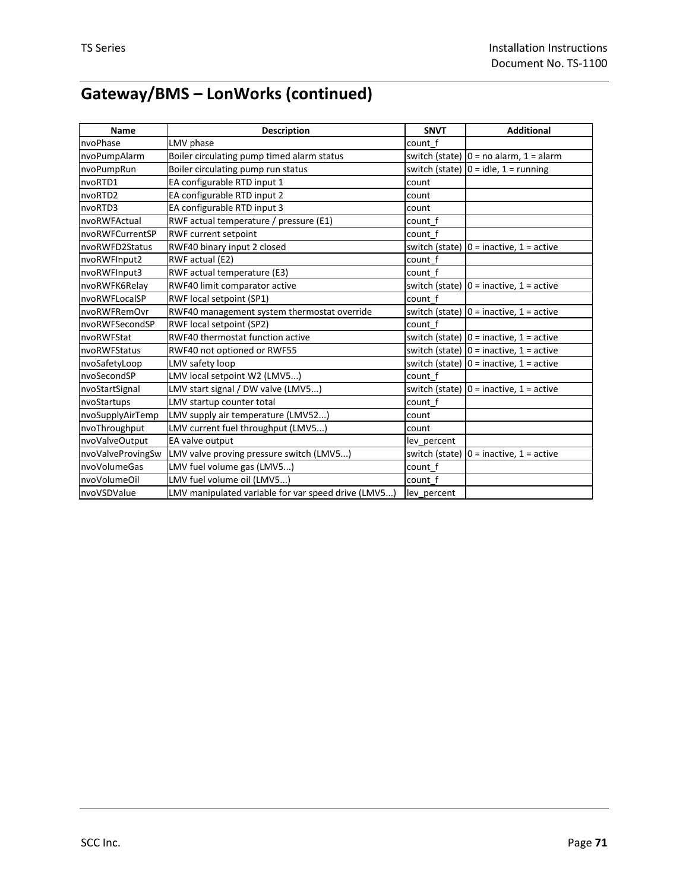## Gateway/BMS – LonWorks (continued)

| Name | Description | SNVT | Additional |
|---|---|---|---|
| nvoPhase | LMV phase | count_f | |
| nvoPumpAlarm | Boiler circulating pump timed alarm status | switch (state) | 0 = no alarm, 1 = alarm |
| nvoPumpRun | Boiler circulating pump run status | switch (state) | 0 = idle, 1 = running |
| nvoRTD1 | EA configurable RTD input 1 | count | |
| nvoRTD2 | EA configurable RTD input 2 | count | |
| nvoRTD3 | EA configurable RTD input 3 | count | |
| nvoRWFActual | RWF actual temperature / pressure (E1) | count_f | |
| nvoRWFCurrentSP | RWF current setpoint | count_f | |
| nvoRWFD2Status | RWF40 binary input 2 closed | switch (state) | 0 = inactive, 1 = active |
| nvoRWFInput2 | RWF actual (E2) | count_f | |
| nvoRWFInput3 | RWF actual temperature (E3) | count_f | |
| nvoRWFK6Relay | RWF40 limit comparator active | switch (state) | 0 = inactive, 1 = active |
| nvoRWFLocalSP | RWF local setpoint (SP1) | count_f | |
| nvoRWFRemOvr | RWF40 management system thermostat override | switch (state) | 0 = inactive, 1 = active |
| nvoRWFSecondSP | RWF local setpoint (SP2) | count_f | |
| nvoRWFStat | RWF40 thermostat function active | switch (state) | 0 = inactive, 1 = active |
| nvoRWFStatus | RWF40 not optioned or RWF55 | switch (state) | 0 = inactive, 1 = active |
| nvoSafetyLoop | LMV safety loop | switch (state) | 0 = inactive, 1 = active |
| nvoSecondSP | LMV local setpoint W2 (LMV5...) | count_f | |
| nvoStartSignal | LMV start signal / DW valve (LMV5...) | switch (state) | 0 = inactive, 1 = active |
| nvoStartups | LMV startup counter total | count_f | |
| nvoSupplyAirTemp | LMV supply air temperature (LMV52...) | count | |
| nvoThroughput | LMV current fuel throughput (LMV5...) | count | |
| nvoValveOutput | EA valve output | lev_percent | |
| nvoValveProvingSw | LMV valve proving pressure switch (LMV5...) | switch (state) | 0 = inactive, 1 = active |
| nvoVolumeGas | LMV fuel volume gas (LMV5...) | count_f | |
| nvoVolumeOil | LMV fuel volume oil (LMV5...) | count_f | |
| nvoVSDValue | LMV manipulated variable for var speed drive (LMV5...) | lev_percent | |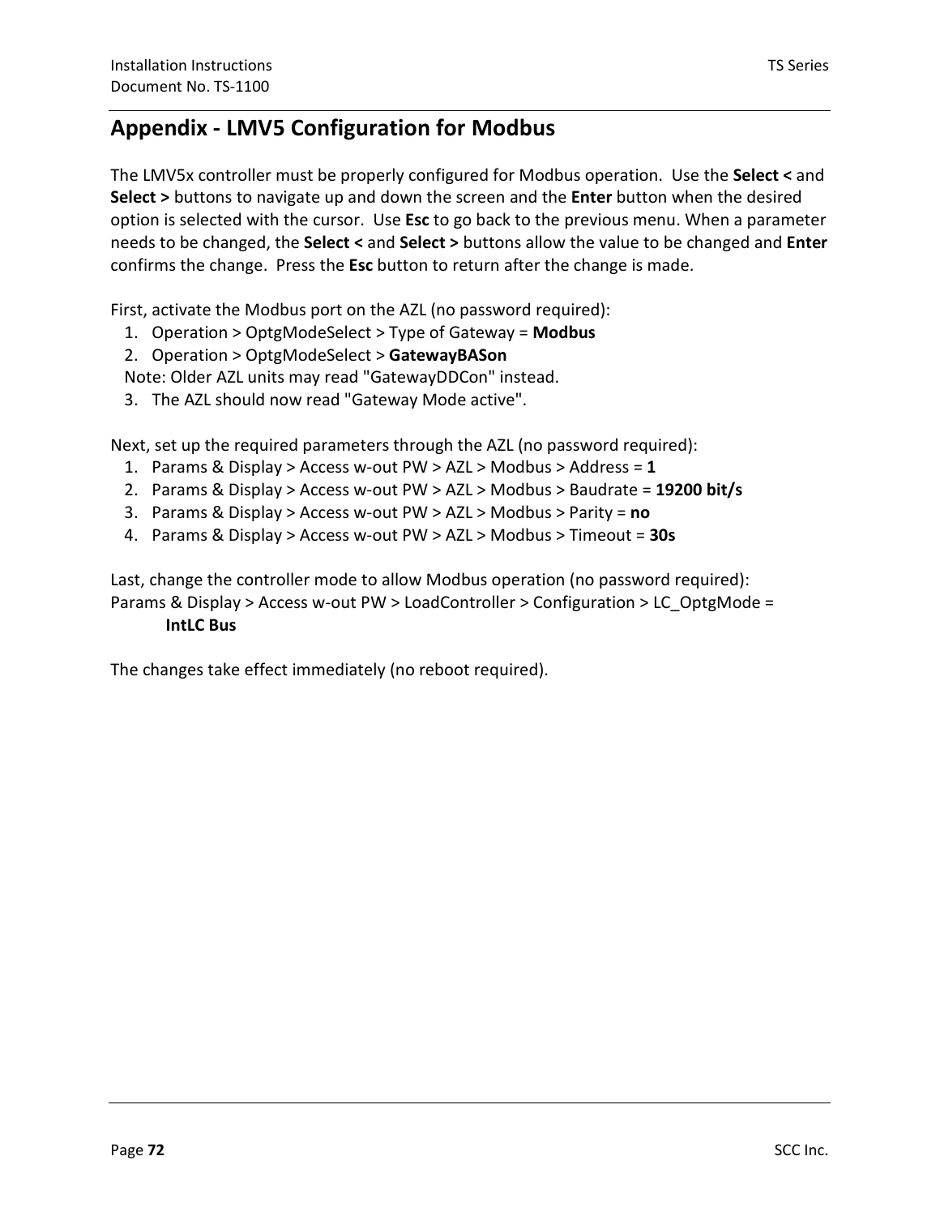## Appendix - LMV5 Configuration for Modbus

The LMV5x controller must be properly configured for Modbus operation. Use the **Select <** and **Select >** buttons to navigate up and down the screen and the **Enter** button when the desired option is selected with the cursor. Use **Esc** to go back to the previous menu. When a parameter needs to be changed, the **Select <** and **Select >** buttons allow the value to be changed and **Enter** confirms the change. Press the **Esc** button to return after the change is made.

First, activate the Modbus port on the AZL (no password required):

1. Operation > OptgModeSelect > Type of Gateway = **Modbus**
2. Operation > OptgModeSelect > **GatewayBASon**
   Note: Older AZL units may read "GatewayDDCon" instead.
3. The AZL should now read "Gateway Mode active".

Next, set up the required parameters through the AZL (no password required):

1. Params & Display > Access w-out PW > AZL > Modbus > Address = **1**
2. Params & Display > Access w-out PW > AZL > Modbus > Baudrate = **19200 bit/s**
3. Params & Display > Access w-out PW > AZL > Modbus > Parity = **no**
4. Params & Display > Access w-out PW > AZL > Modbus > Timeout = **30s**

Last, change the controller mode to allow Modbus operation (no password required):
Params & Display > Access w-out PW > LoadController > Configuration > LC_OptgMode =
**IntLC Bus**

The changes take effect immediately (no reboot required).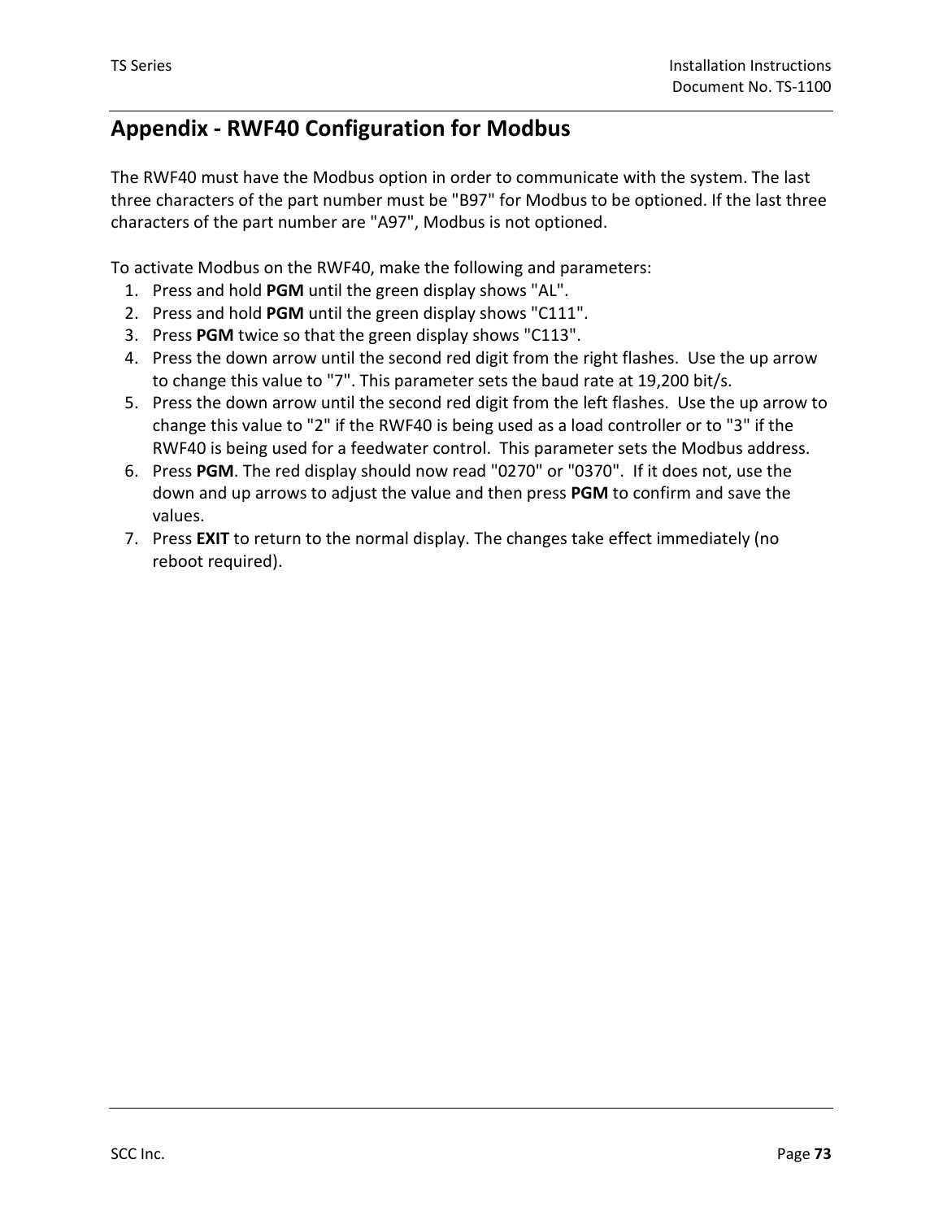# Appendix - RWF40 Configuration for Modbus

The RWF40 must have the Modbus option in order to communicate with the system. The last three characters of the part number must be "B97" for Modbus to be optioned. If the last three characters of the part number are "A97", Modbus is not optioned.

To activate Modbus on the RWF40, make the following and parameters:

1. Press and hold **PGM** until the green display shows "AL".
2. Press and hold **PGM** until the green display shows "C111".
3. Press **PGM** twice so that the green display shows "C113".
4. Press the down arrow until the second red digit from the right flashes. Use the up arrow to change this value to "7". This parameter sets the baud rate at 19,200 bit/s.
5. Press the down arrow until the second red digit from the left flashes. Use the up arrow to change this value to "2" if the RWF40 is being used as a load controller or to "3" if the RWF40 is being used for a feedwater control. This parameter sets the Modbus address.
6. Press **PGM**. The red display should now read "0270" or "0370". If it does not, use the down and up arrows to adjust the value and then press **PGM** to confirm and save the values.
7. Press **EXIT** to return to the normal display. The changes take effect immediately (no reboot required).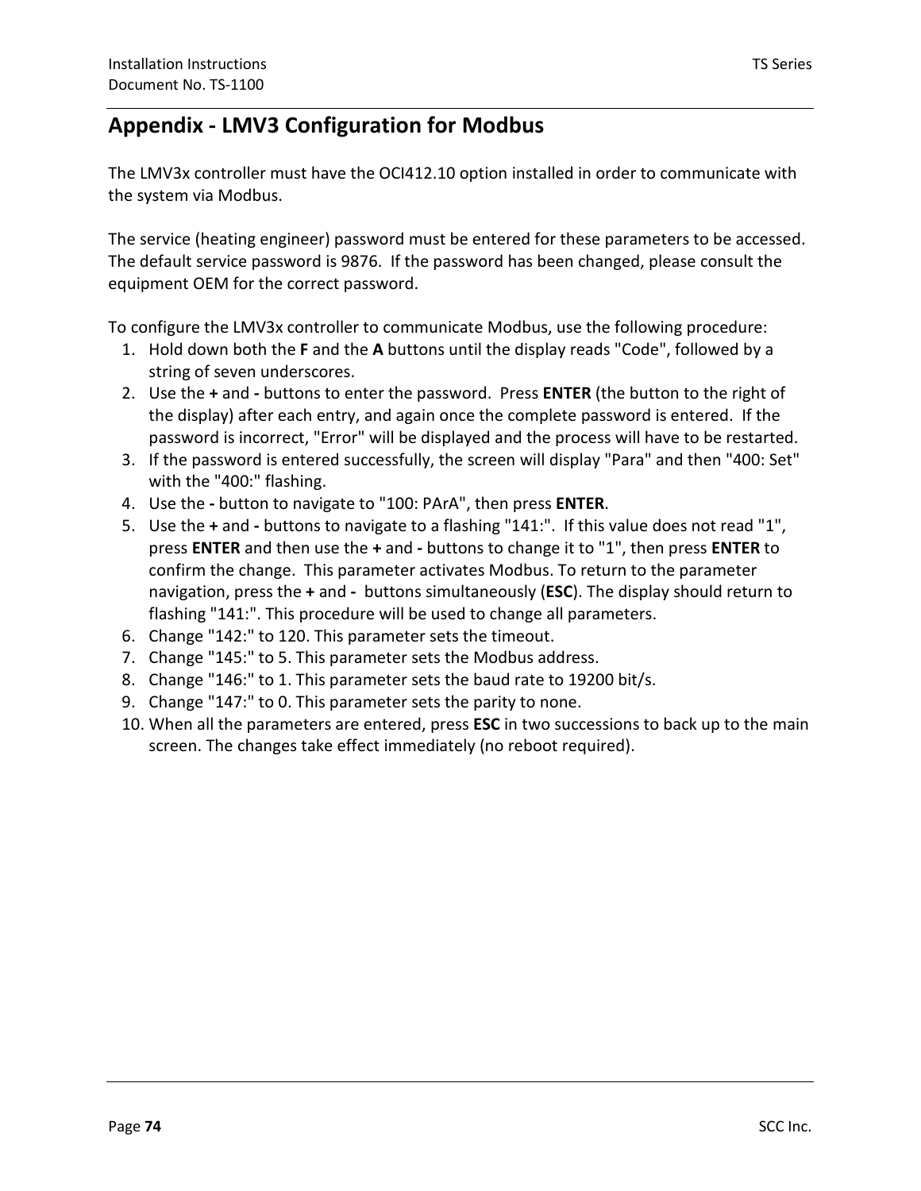# Appendix - LMV3 Configuration for Modbus

The LMV3x controller must have the OCI412.10 option installed in order to communicate with the system via Modbus.

The service (heating engineer) password must be entered for these parameters to be accessed. The default service password is 9876. If the password has been changed, please consult the equipment OEM for the correct password.

To configure the LMV3x controller to communicate Modbus, use the following procedure:

1. Hold down both the **F** and the **A** buttons until the display reads "Code", followed by a string of seven underscores.
2. Use the **+** and **-** buttons to enter the password. Press **ENTER** (the button to the right of the display) after each entry, and again once the complete password is entered. If the password is incorrect, "Error" will be displayed and the process will have to be restarted.
3. If the password is entered successfully, the screen will display "Para" and then "400: Set" with the "400:" flashing.
4. Use the **-** button to navigate to "100: PArA", then press **ENTER**.
5. Use the **+** and **-** buttons to navigate to a flashing "141:". If this value does not read "1", press **ENTER** and then use the **+** and **-** buttons to change it to "1", then press **ENTER** to confirm the change. This parameter activates Modbus. To return to the parameter navigation, press the **+** and **-** buttons simultaneously (**ESC**). The display should return to flashing "141:". This procedure will be used to change all parameters.
6. Change "142:" to 120. This parameter sets the timeout.
7. Change "145:" to 5. This parameter sets the Modbus address.
8. Change "146:" to 1. This parameter sets the baud rate to 19200 bit/s.
9. Change "147:" to 0. This parameter sets the parity to none.
10. When all the parameters are entered, press **ESC** in two successions to back up to the main screen. The changes take effect immediately (no reboot required).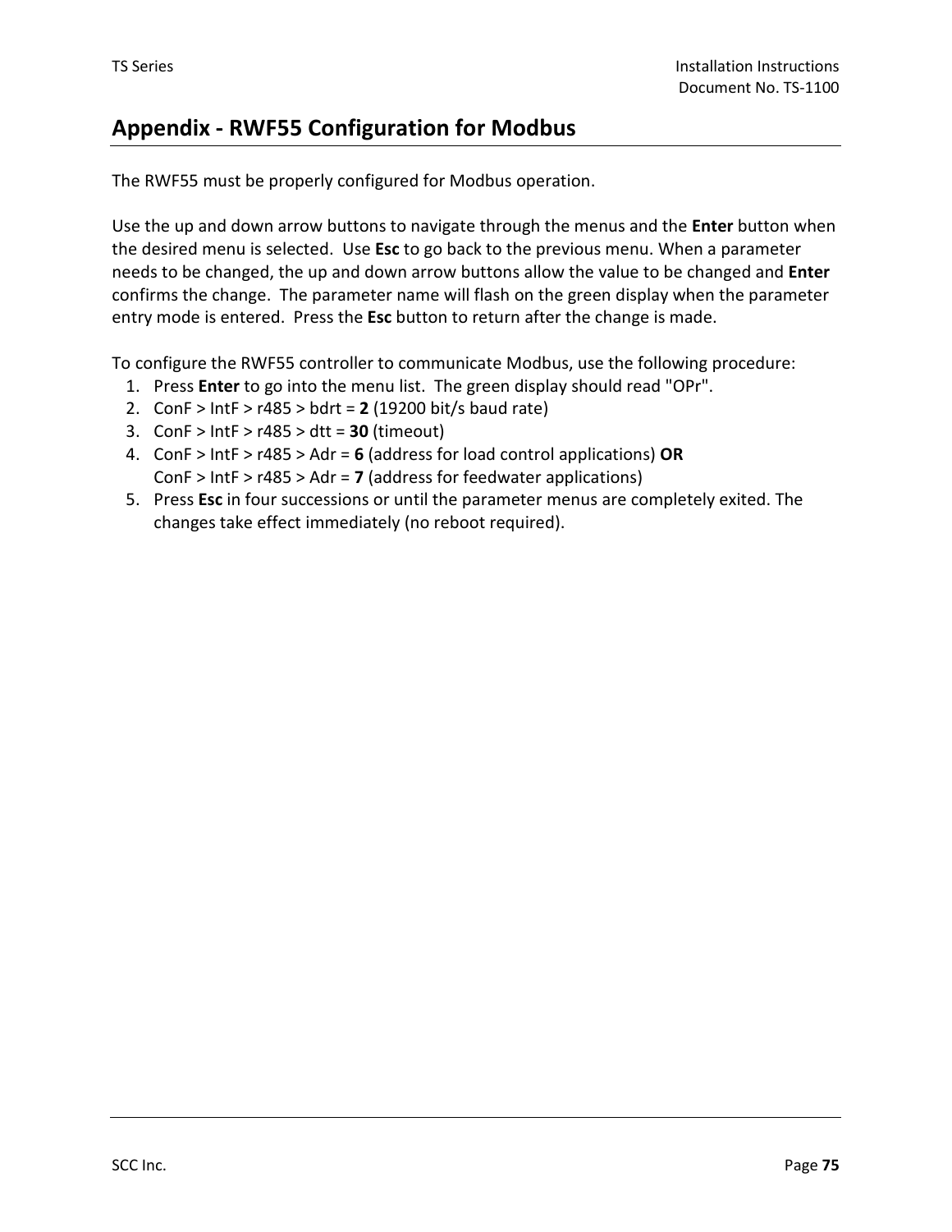## Appendix - RWF55 Configuration for Modbus

The RWF55 must be properly configured for Modbus operation.

Use the up and down arrow buttons to navigate through the menus and the **Enter** button when the desired menu is selected. Use **Esc** to go back to the previous menu. When a parameter needs to be changed, the up and down arrow buttons allow the value to be changed and **Enter** confirms the change. The parameter name will flash on the green display when the parameter entry mode is entered. Press the **Esc** button to return after the change is made.

To configure the RWF55 controller to communicate Modbus, use the following procedure:

1. Press **Enter** to go into the menu list. The green display should read "OPr".
2. ConF > IntF > r485 > bdrt = **2** (19200 bit/s baud rate)
3. ConF > IntF > r485 > dtt = **30** (timeout)
4. ConF > IntF > r485 > Adr = **6** (address for load control applications) **OR**
   ConF > IntF > r485 > Adr = **7** (address for feedwater applications)
5. Press **Esc** in four successions or until the parameter menus are completely exited. The changes take effect immediately (no reboot required).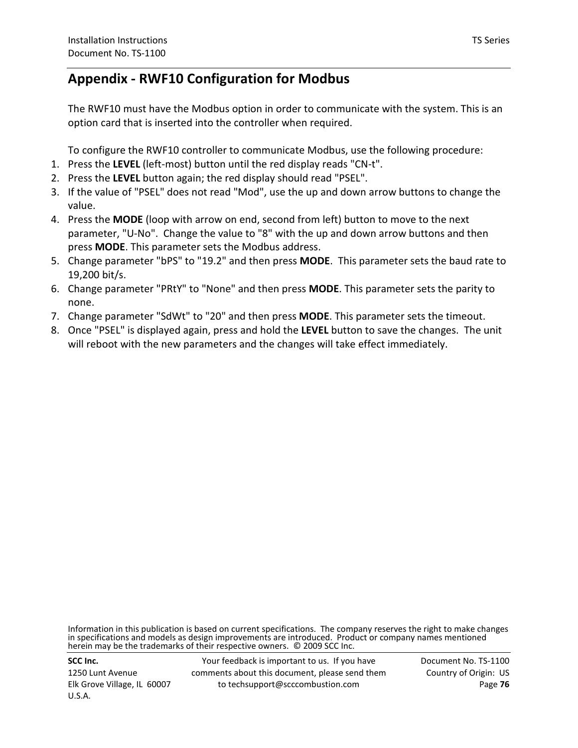## Appendix - RWF10 Configuration for Modbus

The RWF10 must have the Modbus option in order to communicate with the system. This is an option card that is inserted into the controller when required.

To configure the RWF10 controller to communicate Modbus, use the following procedure:

1. Press the **LEVEL** (left-most) button until the red display reads "CN-t".
2. Press the **LEVEL** button again; the red display should read "PSEL".
3. If the value of "PSEL" does not read "Mod", use the up and down arrow buttons to change the value.
4. Press the **MODE** (loop with arrow on end, second from left) button to move to the next parameter, "U-No". Change the value to "8" with the up and down arrow buttons and then press **MODE**. This parameter sets the Modbus address.
5. Change parameter "bPS" to "19.2" and then press **MODE**. This parameter sets the baud rate to 19,200 bit/s.
6. Change parameter "PRtY" to "None" and then press **MODE**. This parameter sets the parity to none.
7. Change parameter "SdWt" to "20" and then press **MODE**. This parameter sets the timeout.
8. Once "PSEL" is displayed again, press and hold the **LEVEL** button to save the changes. The unit will reboot with the new parameters and the changes will take effect immediately.